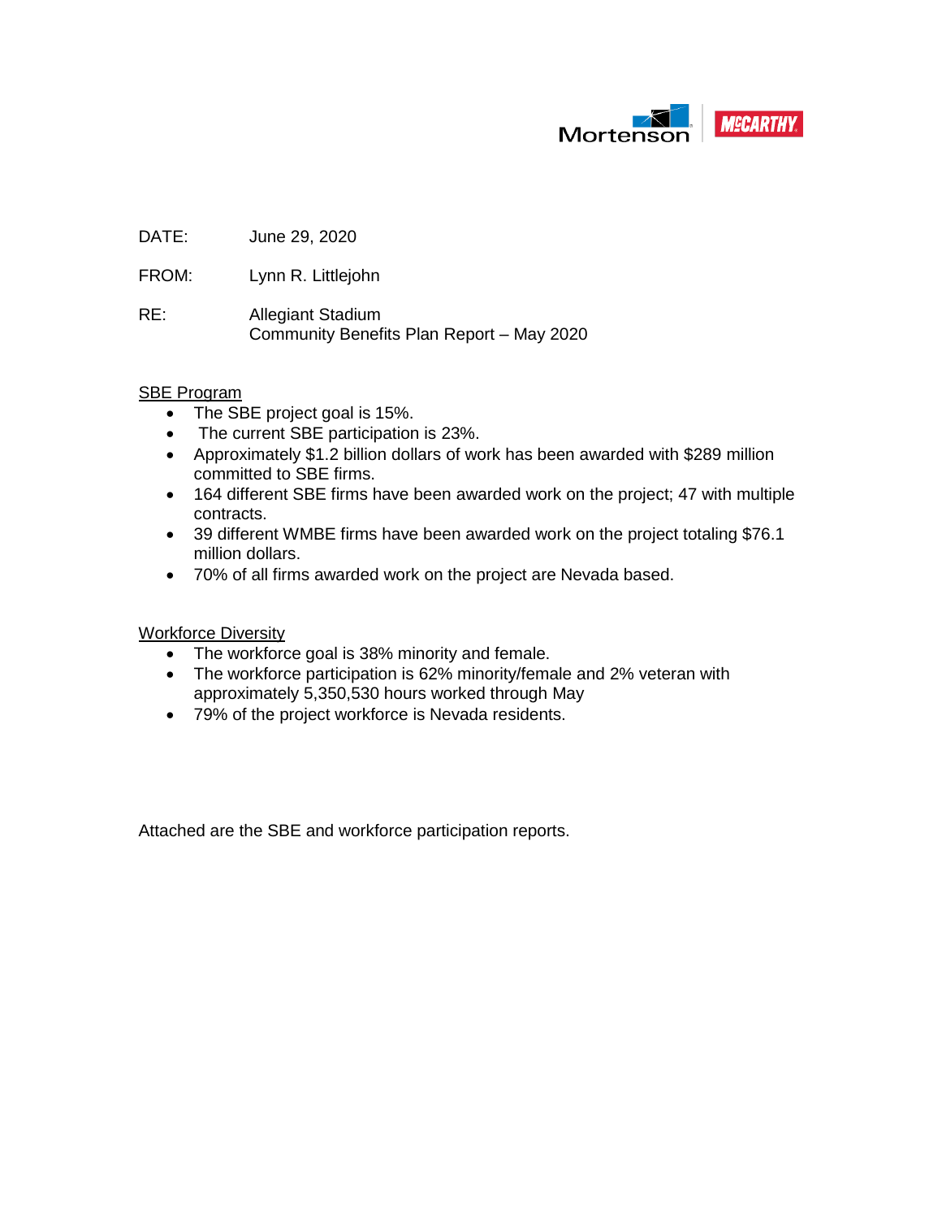Mortenson | McCARTHY

DATE: June 29, 2020

FROM: Lynn R. Littlejohn

RE: Allegiant Stadium
Community Benefits Plan Report – May 2020

SBE Program

- The SBE project goal is 15%.
- The current SBE participation is 23%.
- Approximately $1.2 billion dollars of work has been awarded with $289 million committed to SBE firms.
- 164 different SBE firms have been awarded work on the project; 47 with multiple contracts.
- 39 different WMBE firms have been awarded work on the project totaling $76.1 million dollars.
- 70% of all firms awarded work on the project are Nevada based.

Workforce Diversity

- The workforce goal is 38% minority and female.
- The workforce participation is 62% minority/female and 2% veteran with approximately 5,350,530 hours worked through May
- 79% of the project workforce is Nevada residents.

Attached are the SBE and workforce participation reports.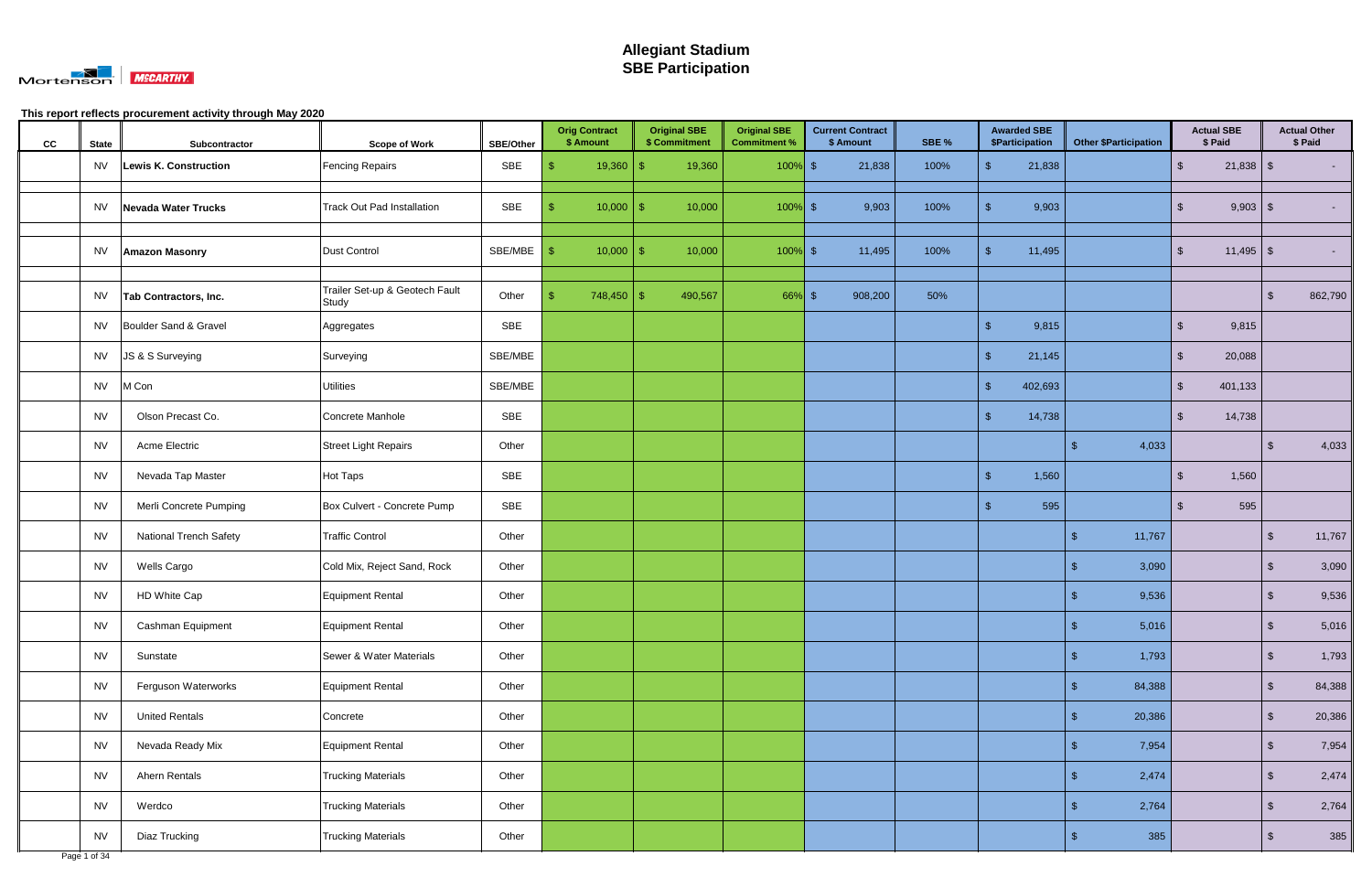# Allegiant Stadium
# SBE Participation

This report reflects procurement activity through May 2020

| CC | State | Subcontractor | Scope of Work | SBE/Other | Orig Contract $ Amount | Original SBE $ Commitment | Original SBE Commitment % | Current Contract $ Amount | SBE % | Awarded SBE $Participation | Other $Participation | Actual SBE $ Paid | Actual Other $ Paid |
|---|---|---|---|---|---|---|---|---|---|---|---|---|---|
| | NV | **Lewis K. Construction** | Fencing Repairs | SBE | $ 19,360 | $ 19,360 | 100% | $ 21,838 | 100% | $ 21,838 | | $ 21,838 | $ - |
| | NV | **Nevada Water Trucks** | Track Out Pad Installation | SBE | $ 10,000 | $ 10,000 | 100% | $ 9,903 | 100% | $ 9,903 | | $ 9,903 | $ - |
| | NV | **Amazon Masonry** | Dust Control | SBE/MBE | $ 10,000 | $ 10,000 | 100% | $ 11,495 | 100% | $ 11,495 | | $ 11,495 | $ - |
| | NV | **Tab Contractors, Inc.** | Trailer Set-up & Geotech Fault Study | Other | $ 748,450 | $ 490,567 | 66% | $ 908,200 | 50% | | | | $ 862,790 |
| | NV | Boulder Sand & Gravel | Aggregates | SBE | | | | | | $ 9,815 | | $ 9,815 | |
| | NV | JS & S Surveying | Surveying | SBE/MBE | | | | | | $ 21,145 | | $ 20,088 | |
| | NV | M Con | Utilities | SBE/MBE | | | | | | $ 402,693 | | $ 401,133 | |
| | NV | Olson Precast Co. | Concrete Manhole | SBE | | | | | | $ 14,738 | | $ 14,738 | |
| | NV | Acme Electric | Street Light Repairs | Other | | | | | | | $ 4,033 | | $ 4,033 |
| | NV | Nevada Tap Master | Hot Taps | SBE | | | | | | $ 1,560 | | $ 1,560 | |
| | NV | Merli Concrete Pumping | Box Culvert - Concrete Pump | SBE | | | | | | $ 595 | | $ 595 | |
| | NV | National Trench Safety | Traffic Control | Other | | | | | | | $ 11,767 | | $ 11,767 |
| | NV | Wells Cargo | Cold Mix, Reject Sand, Rock | Other | | | | | | | $ 3,090 | | $ 3,090 |
| | NV | HD White Cap | Equipment Rental | Other | | | | | | | $ 9,536 | | $ 9,536 |
| | NV | Cashman Equipment | Equipment Rental | Other | | | | | | | $ 5,016 | | $ 5,016 |
| | NV | Sunstate | Sewer & Water Materials | Other | | | | | | | $ 1,793 | | $ 1,793 |
| | NV | Ferguson Waterworks | Equipment Rental | Other | | | | | | | $ 84,388 | | $ 84,388 |
| | NV | United Rentals | Concrete | Other | | | | | | | $ 20,386 | | $ 20,386 |
| | NV | Nevada Ready Mix | Equipment Rental | Other | | | | | | | $ 7,954 | | $ 7,954 |
| | NV | Ahern Rentals | Trucking Materials | Other | | | | | | | $ 2,474 | | $ 2,474 |
| | NV | Werdco | Trucking Materials | Other | | | | | | | $ 2,764 | | $ 2,764 |
| | NV | Diaz Trucking | Trucking Materials | Other | | | | | | | $ 385 | | $ 385 |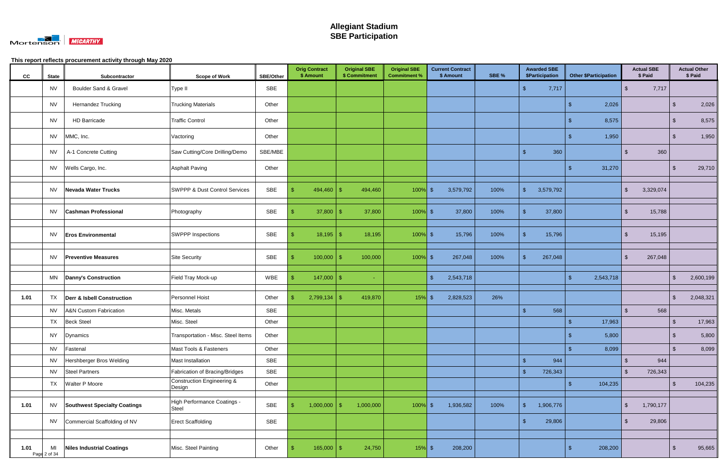# Allegiant Stadium
# SBE Participation

This report reflects procurement activity through May 2020

| CC | State | Subcontractor | Scope of Work | SBE/Other | Orig Contract $ Amount | Original SBE $ Commitment | Original SBE Commitment % | Current Contract $ Amount | SBE % | Awarded SBE $Participation | Other $Participation | Actual SBE $ Paid | Actual Other $ Paid |
|---|---|---|---|---|---|---|---|---|---|---|---|---|---|
| | NV | Boulder Sand & Gravel | Type II | SBE | | | | | | $ 7,717 | | $ 7,717 | |
| | NV | Hernandez Trucking | Trucking Materials | Other | | | | | | | $ 2,026 | | $ 2,026 |
| | NV | HD Barricade | Traffic Control | Other | | | | | | | $ 8,575 | | $ 8,575 |
| | NV | MMC, Inc. | Vactoring | Other | | | | | | | $ 1,950 | | $ 1,950 |
| | NV | A-1 Concrete Cutting | Saw Cutting/Core Drilling/Demo | SBE/MBE | | | | | | $ 360 | | $ 360 | |
| | NV | Wells Cargo, Inc. | Asphalt Paving | Other | | | | | | | $ 31,270 | | $ 29,710 |
| | NV | **Nevada Water Trucks** | SWPPP & Dust Control Services | SBE | $ 494,460 | $ 494,460 | 100% | $ 3,579,792 | 100% | $ 3,579,792 | | $ 3,329,074 | |
| | NV | **Cashman Professional** | Photography | SBE | $ 37,800 | $ 37,800 | 100% | $ 37,800 | 100% | $ 37,800 | | $ 15,788 | |
| | NV | **Eros Environmental** | SWPPP Inspections | SBE | $ 18,195 | $ 18,195 | 100% | $ 15,796 | 100% | $ 15,796 | | $ 15,195 | |
| | NV | **Preventive Measures** | Site Security | SBE | $ 100,000 | $ 100,000 | 100% | $ 267,048 | 100% | $ 267,048 | | $ 267,048 | |
| | MN | **Danny's Construction** | Field Tray Mock-up | WBE | $ 147,000 | $ - | | $ 2,543,718 | | | $ 2,543,718 | | $ 2,600,199 |
| 1.01 | TX | **Derr & Isbell Construction** | Personnel Hoist | Other | $ 2,799,134 | $ 419,870 | 15% | $ 2,828,523 | 26% | | | | $ 2,048,321 |
| | NV | A&N Custom Fabrication | Misc. Metals | SBE | | | | | | $ 568 | | $ 568 | |
| | TX | Beck Steel | Misc. Steel | Other | | | | | | | $ 17,963 | | $ 17,963 |
| | NY | Dynamics | Transportation - Misc. Steel Items | Other | | | | | | | $ 5,800 | | $ 5,800 |
| | NV | Fastenal | Mast Tools & Fasteners | Other | | | | | | | $ 8,099 | | $ 8,099 |
| | NV | Hershberger Bros Welding | Mast Installation | SBE | | | | | | $ 944 | | $ 944 | |
| | NV | Steel Partners | Fabrication of Bracing/Bridges | SBE | | | | | | $ 726,343 | | $ 726,343 | |
| | TX | Walter P Moore | Construction Engineering & Design | Other | | | | | | | $ 104,235 | | $ 104,235 |
| 1.01 | NV | **Southwest Specialty Coatings** | High Performance Coatings - Steel | SBE | $ 1,000,000 | $ 1,000,000 | 100% | $ 1,936,582 | 100% | $ 1,906,776 | | $ 1,790,177 | |
| | NV | Commercial Scaffolding of NV | Erect Scaffolding | SBE | | | | | | $ 29,806 | | $ 29,806 | |
| 1.01 | MI | **Niles Industrial Coatings** | Misc. Steel Painting | Other | $ 165,000 | $ 24,750 | 15% | $ 208,200 | | | $ 208,200 | | $ 95,665 |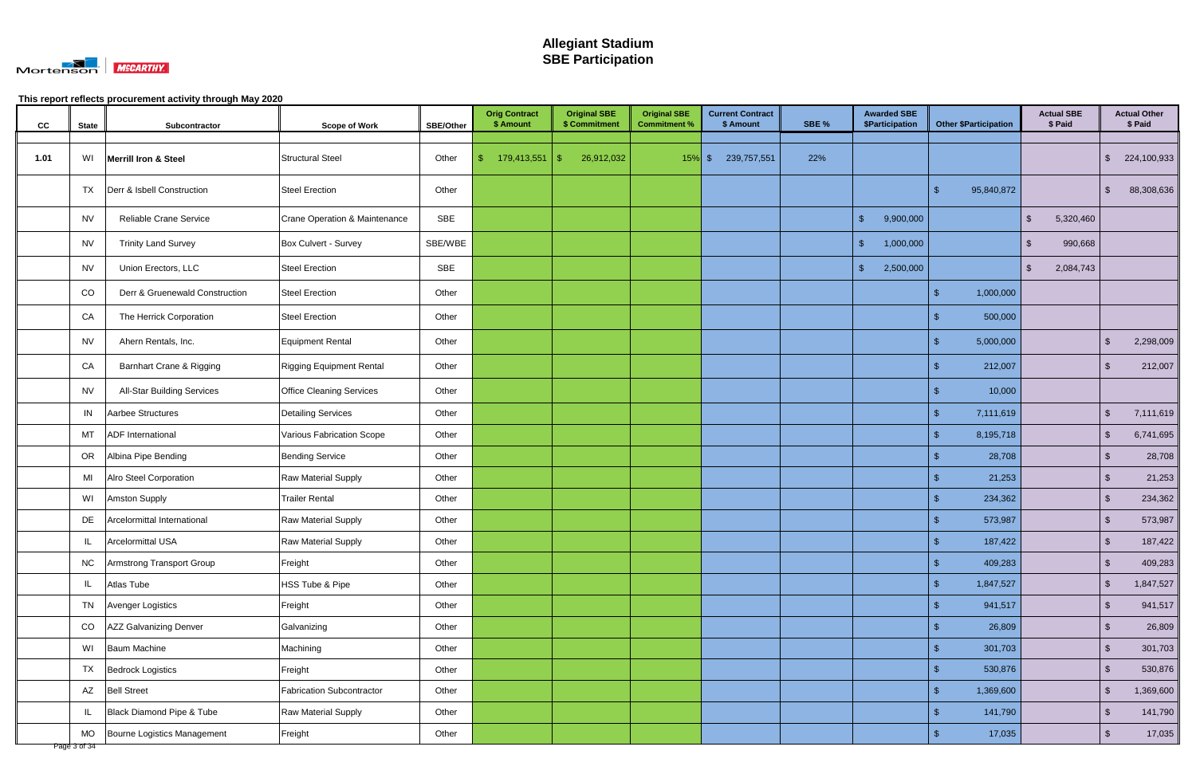# Allegiant Stadium
# SBE Participation

This report reflects procurement activity through May 2020

| CC | State | Subcontractor | Scope of Work | SBE/Other | Orig Contract $ Amount | Original SBE $ Commitment | Original SBE Commitment % | Current Contract $ Amount | SBE % | Awarded SBE $Participation | Other $Participation | Actual SBE $ Paid | Actual Other $ Paid |
|---|---|---|---|---|---|---|---|---|---|---|---|---|---|
| 1.01 | WI | **Merrill Iron & Steel** | Structural Steel | Other | $ 179,413,551 | $ 26,912,032 | 15% | $ 239,757,551 | 22% | | | | $ 224,100,933 |
| | TX | Derr & Isbell Construction | Steel Erection | Other | | | | | | | $ 95,840,872 | | $ 88,308,636 |
| | NV | Reliable Crane Service | Crane Operation & Maintenance | SBE | | | | | | $ 9,900,000 | | $ 5,320,460 | |
| | NV | Trinity Land Survey | Box Culvert - Survey | SBE/WBE | | | | | | $ 1,000,000 | | $ 990,668 | |
| | NV | Union Erectors, LLC | Steel Erection | SBE | | | | | | $ 2,500,000 | | $ 2,084,743 | |
| | CO | Derr & Gruenewald Construction | Steel Erection | Other | | | | | | | $ 1,000,000 | | |
| | CA | The Herrick Corporation | Steel Erection | Other | | | | | | | $ 500,000 | | |
| | NV | Ahern Rentals, Inc. | Equipment Rental | Other | | | | | | | $ 5,000,000 | | $ 2,298,009 |
| | CA | Barnhart Crane & Rigging | Rigging Equipment Rental | Other | | | | | | | $ 212,007 | | $ 212,007 |
| | NV | All-Star Building Services | Office Cleaning Services | Other | | | | | | | $ 10,000 | | |
| | IN | Aarbee Structures | Detailing Services | Other | | | | | | | $ 7,111,619 | | $ 7,111,619 |
| | MT | ADF International | Various Fabrication Scope | Other | | | | | | | $ 8,195,718 | | $ 6,741,695 |
| | OR | Albina Pipe Bending | Bending Service | Other | | | | | | | $ 28,708 | | $ 28,708 |
| | MI | Alro Steel Corporation | Raw Material Supply | Other | | | | | | | $ 21,253 | | $ 21,253 |
| | WI | Amston Supply | Trailer Rental | Other | | | | | | | $ 234,362 | | $ 234,362 |
| | DE | Arcelormittal International | Raw Material Supply | Other | | | | | | | $ 573,987 | | $ 573,987 |
| | IL | Arcelormittal USA | Raw Material Supply | Other | | | | | | | $ 187,422 | | $ 187,422 |
| | NC | Armstrong Transport Group | Freight | Other | | | | | | | $ 409,283 | | $ 409,283 |
| | IL | Atlas Tube | HSS Tube & Pipe | Other | | | | | | | $ 1,847,527 | | $ 1,847,527 |
| | TN | Avenger Logistics | Freight | Other | | | | | | | $ 941,517 | | $ 941,517 |
| | CO | AZZ Galvanizing Denver | Galvanizing | Other | | | | | | | $ 26,809 | | $ 26,809 |
| | WI | Baum Machine | Machining | Other | | | | | | | $ 301,703 | | $ 301,703 |
| | TX | Bedrock Logistics | Freight | Other | | | | | | | $ 530,876 | | $ 530,876 |
| | AZ | Bell Street | Fabrication Subcontractor | Other | | | | | | | $ 1,369,600 | | $ 1,369,600 |
| | IL | Black Diamond Pipe & Tube | Raw Material Supply | Other | | | | | | | $ 141,790 | | $ 141,790 |
| | MO | Bourne Logistics Management | Freight | Other | | | | | | | $ 17,035 | | $ 17,035 |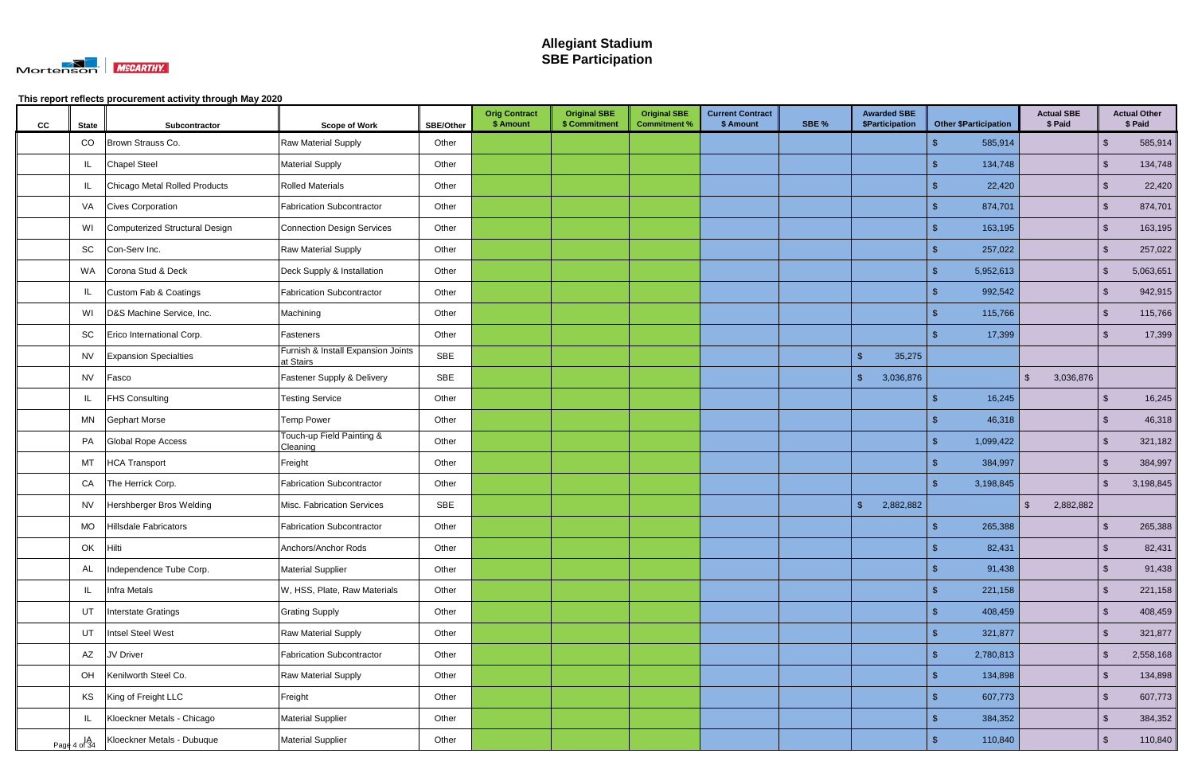# Allegiant Stadium
## SBE Participation

**This report reflects procurement activity through May 2020**

| CC | State | Subcontractor | Scope of Work | SBE/Other | Orig Contract $ Amount | Original SBE $ Commitment | Original SBE Commitment % | Current Contract $ Amount | SBE % | Awarded SBE $Participation | Other $Participation | Actual SBE $ Paid | Actual Other $ Paid |
|---|---|---|---|---|---|---|---|---|---|---|---|---|---|
| | CO | Brown Strauss Co. | Raw Material Supply | Other | | | | | | | $ 585,914 | | $ 585,914 |
| | IL | Chapel Steel | Material Supply | Other | | | | | | | $ 134,748 | | $ 134,748 |
| | IL | Chicago Metal Rolled Products | Rolled Materials | Other | | | | | | | $ 22,420 | | $ 22,420 |
| | VA | Cives Corporation | Fabrication Subcontractor | Other | | | | | | | $ 874,701 | | $ 874,701 |
| | WI | Computerized Structural Design | Connection Design Services | Other | | | | | | | $ 163,195 | | $ 163,195 |
| | SC | Con-Serv Inc. | Raw Material Supply | Other | | | | | | | $ 257,022 | | $ 257,022 |
| | WA | Corona Stud & Deck | Deck Supply & Installation | Other | | | | | | | $ 5,952,613 | | $ 5,063,651 |
| | IL | Custom Fab & Coatings | Fabrication Subcontractor | Other | | | | | | | $ 992,542 | | $ 942,915 |
| | WI | D&S Machine Service, Inc. | Machining | Other | | | | | | | $ 115,766 | | $ 115,766 |
| | SC | Erico International Corp. | Fasteners | Other | | | | | | | $ 17,399 | | $ 17,399 |
| | NV | Expansion Specialties | Furnish & Install Expansion Joints at Stairs | SBE | | | | | | $ 35,275 | | | |
| | NV | Fasco | Fastener Supply & Delivery | SBE | | | | | | $ 3,036,876 | | $ 3,036,876 | |
| | IL | FHS Consulting | Testing Service | Other | | | | | | | $ 16,245 | | $ 16,245 |
| | MN | Gephart Morse | Temp Power | Other | | | | | | | $ 46,318 | | $ 46,318 |
| | PA | Global Rope Access | Touch-up Field Painting & Cleaning | Other | | | | | | | $ 1,099,422 | | $ 321,182 |
| | MT | HCA Transport | Freight | Other | | | | | | | $ 384,997 | | $ 384,997 |
| | CA | The Herrick Corp. | Fabrication Subcontractor | Other | | | | | | | $ 3,198,845 | | $ 3,198,845 |
| | NV | Hershberger Bros Welding | Misc. Fabrication Services | SBE | | | | | | $ 2,882,882 | | $ 2,882,882 | |
| | MO | Hillsdale Fabricators | Fabrication Subcontractor | Other | | | | | | | $ 265,388 | | $ 265,388 |
| | OK | Hilti | Anchors/Anchor Rods | Other | | | | | | | $ 82,431 | | $ 82,431 |
| | AL | Independence Tube Corp. | Material Supplier | Other | | | | | | | $ 91,438 | | $ 91,438 |
| | IL | Infra Metals | W, HSS, Plate, Raw Materials | Other | | | | | | | $ 221,158 | | $ 221,158 |
| | UT | Interstate Gratings | Grating Supply | Other | | | | | | | $ 408,459 | | $ 408,459 |
| | UT | Intsel Steel West | Raw Material Supply | Other | | | | | | | $ 321,877 | | $ 321,877 |
| | AZ | JV Driver | Fabrication Subcontractor | Other | | | | | | | $ 2,780,813 | | $ 2,558,168 |
| | OH | Kenilworth Steel Co. | Raw Material Supply | Other | | | | | | | $ 134,898 | | $ 134,898 |
| | KS | King of Freight LLC | Freight | Other | | | | | | | $ 607,773 | | $ 607,773 |
| | IL | Kloeckner Metals - Chicago | Material Supplier | Other | | | | | | | $ 384,352 | | $ 384,352 |
| | IA | Kloeckner Metals - Dubuque | Material Supplier | Other | | | | | | | $ 110,840 | | $ 110,840 |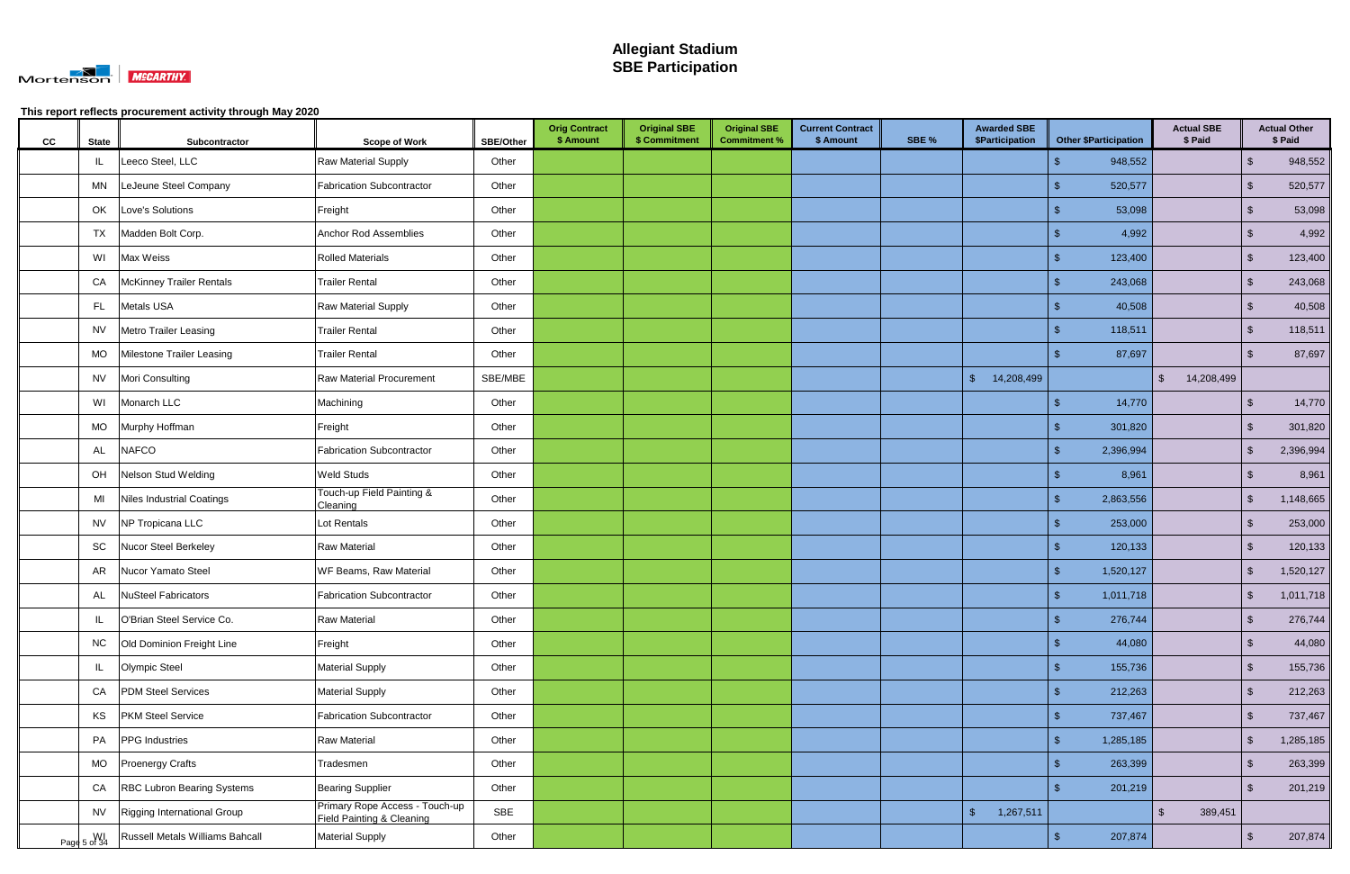# Allegiant Stadium
# SBE Participation

This report reflects procurement activity through May 2020

| CC | State | Subcontractor | Scope of Work | SBE/Other | Orig Contract $ Amount | Original SBE $ Commitment | Original SBE Commitment % | Current Contract $ Amount | SBE % | Awarded SBE $Participation | Other $Participation | Actual SBE $ Paid | Actual Other $ Paid |
|---|---|---|---|---|---|---|---|---|---|---|---|---|---|
| | IL | Leeco Steel, LLC | Raw Material Supply | Other | | | | | | | $ 948,552 | | $ 948,552 |
| | MN | LeJeune Steel Company | Fabrication Subcontractor | Other | | | | | | | $ 520,577 | | $ 520,577 |
| | OK | Love's Solutions | Freight | Other | | | | | | | $ 53,098 | | $ 53,098 |
| | TX | Madden Bolt Corp. | Anchor Rod Assemblies | Other | | | | | | | $ 4,992 | | $ 4,992 |
| | WI | Max Weiss | Rolled Materials | Other | | | | | | | $ 123,400 | | $ 123,400 |
| | CA | McKinney Trailer Rentals | Trailer Rental | Other | | | | | | | $ 243,068 | | $ 243,068 |
| | FL | Metals USA | Raw Material Supply | Other | | | | | | | $ 40,508 | | $ 40,508 |
| | NV | Metro Trailer Leasing | Trailer Rental | Other | | | | | | | $ 118,511 | | $ 118,511 |
| | MO | Milestone Trailer Leasing | Trailer Rental | Other | | | | | | | $ 87,697 | | $ 87,697 |
| | NV | Mori Consulting | Raw Material Procurement | SBE/MBE | | | | | | $ 14,208,499 | | $ 14,208,499 | |
| | WI | Monarch LLC | Machining | Other | | | | | | | $ 14,770 | | $ 14,770 |
| | MO | Murphy Hoffman | Freight | Other | | | | | | | $ 301,820 | | $ 301,820 |
| | AL | NAFCO | Fabrication Subcontractor | Other | | | | | | | $ 2,396,994 | | $ 2,396,994 |
| | OH | Nelson Stud Welding | Weld Studs | Other | | | | | | | $ 8,961 | | $ 8,961 |
| | MI | Niles Industrial Coatings | Touch-up Field Painting & Cleaning | Other | | | | | | | $ 2,863,556 | | $ 1,148,665 |
| | NV | NP Tropicana LLC | Lot Rentals | Other | | | | | | | $ 253,000 | | $ 253,000 |
| | SC | Nucor Steel Berkeley | Raw Material | Other | | | | | | | $ 120,133 | | $ 120,133 |
| | AR | Nucor Yamato Steel | WF Beams, Raw Material | Other | | | | | | | $ 1,520,127 | | $ 1,520,127 |
| | AL | NuSteel Fabricators | Fabrication Subcontractor | Other | | | | | | | $ 1,011,718 | | $ 1,011,718 |
| | IL | O'Brian Steel Service Co. | Raw Material | Other | | | | | | | $ 276,744 | | $ 276,744 |
| | NC | Old Dominion Freight Line | Freight | Other | | | | | | | $ 44,080 | | $ 44,080 |
| | IL | Olympic Steel | Material Supply | Other | | | | | | | $ 155,736 | | $ 155,736 |
| | CA | PDM Steel Services | Material Supply | Other | | | | | | | $ 212,263 | | $ 212,263 |
| | KS | PKM Steel Service | Fabrication Subcontractor | Other | | | | | | | $ 737,467 | | $ 737,467 |
| | PA | PPG Industries | Raw Material | Other | | | | | | | $ 1,285,185 | | $ 1,285,185 |
| | MO | Proenergy Crafts | Tradesmen | Other | | | | | | | $ 263,399 | | $ 263,399 |
| | CA | RBC Lubron Bearing Systems | Bearing Supplier | Other | | | | | | | $ 201,219 | | $ 201,219 |
| | NV | Rigging International Group | Primary Rope Access - Touch-up Field Painting & Cleaning | SBE | | | | | | $ 1,267,511 | | $ 389,451 | |
| | WI | Russell Metals Williams Bahcall | Material Supply | Other | | | | | | | $ 207,874 | | $ 207,874 |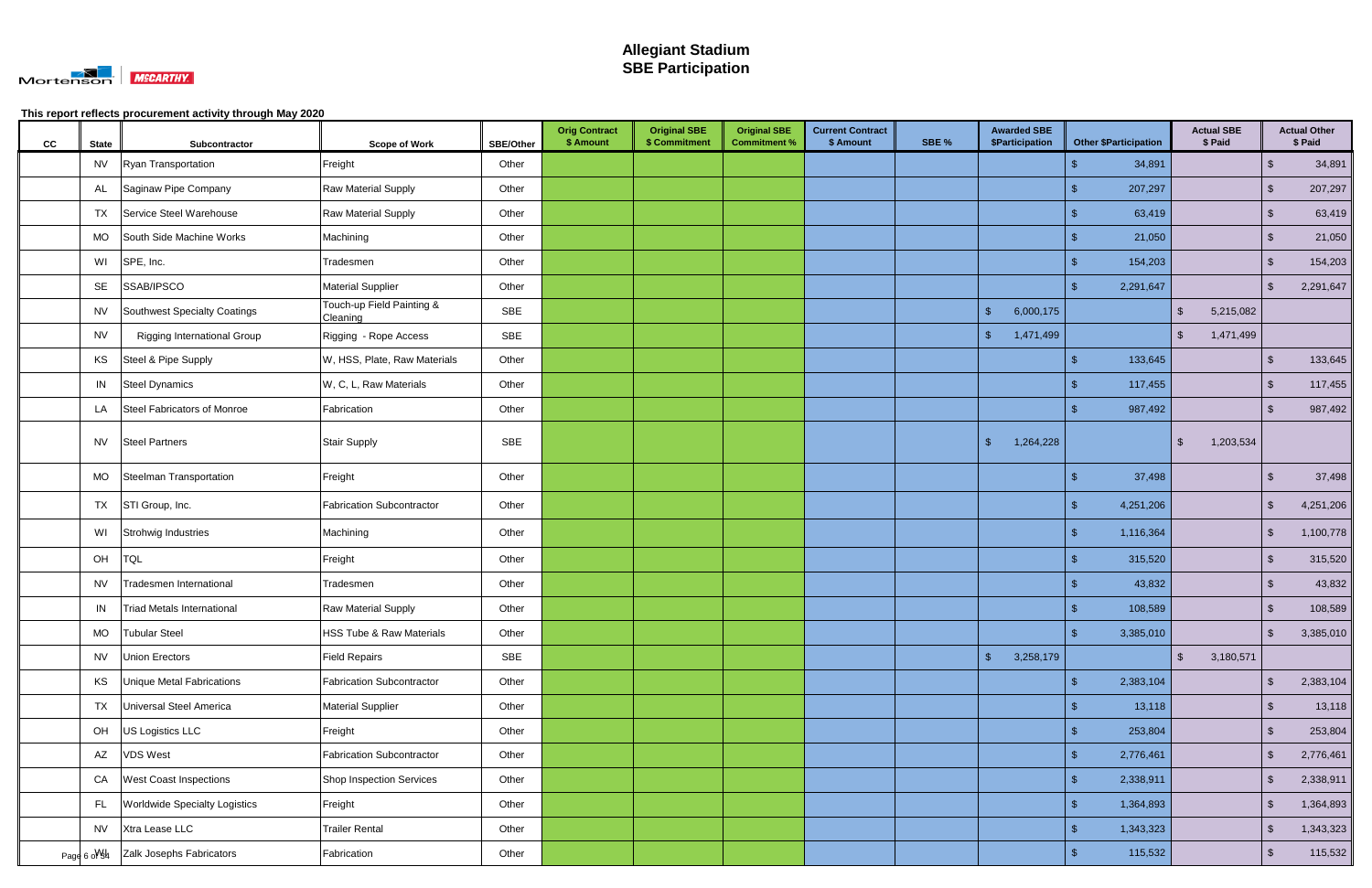# Allegiant Stadium
# SBE Participation

This report reflects procurement activity through May 2020

| CC | State | Subcontractor | Scope of Work | SBE/Other | Orig Contract $ Amount | Original SBE $ Commitment | Original SBE Commitment % | Current Contract $ Amount | SBE % | Awarded SBE $Participation | Other $Participation | Actual SBE $ Paid | Actual Other $ Paid |
|---|---|---|---|---|---|---|---|---|---|---|---|---|---|
| | NV | Ryan Transportation | Freight | Other | | | | | | | $ 34,891 | | $ 34,891 |
| | AL | Saginaw Pipe Company | Raw Material Supply | Other | | | | | | | $ 207,297 | | $ 207,297 |
| | TX | Service Steel Warehouse | Raw Material Supply | Other | | | | | | | $ 63,419 | | $ 63,419 |
| | MO | South Side Machine Works | Machining | Other | | | | | | | $ 21,050 | | $ 21,050 |
| | WI | SPE, Inc. | Tradesmen | Other | | | | | | | $ 154,203 | | $ 154,203 |
| | SE | SSAB/IPSCO | Material Supplier | Other | | | | | | | $ 2,291,647 | | $ 2,291,647 |
| | NV | Southwest Specialty Coatings | Touch-up Field Painting & Cleaning | SBE | | | | | | $ 6,000,175 | | $ 5,215,082 | |
| | NV | Rigging International Group | Rigging - Rope Access | SBE | | | | | | $ 1,471,499 | | $ 1,471,499 | |
| | KS | Steel & Pipe Supply | W, HSS, Plate, Raw Materials | Other | | | | | | | $ 133,645 | | $ 133,645 |
| | IN | Steel Dynamics | W, C, L, Raw Materials | Other | | | | | | | $ 117,455 | | $ 117,455 |
| | LA | Steel Fabricators of Monroe | Fabrication | Other | | | | | | | $ 987,492 | | $ 987,492 |
| | NV | Steel Partners | Stair Supply | SBE | | | | | | $ 1,264,228 | | $ 1,203,534 | |
| | MO | Steelman Transportation | Freight | Other | | | | | | | $ 37,498 | | $ 37,498 |
| | TX | STI Group, Inc. | Fabrication Subcontractor | Other | | | | | | | $ 4,251,206 | | $ 4,251,206 |
| | WI | Strohwig Industries | Machining | Other | | | | | | | $ 1,116,364 | | $ 1,100,778 |
| | OH | TQL | Freight | Other | | | | | | | $ 315,520 | | $ 315,520 |
| | NV | Tradesmen International | Tradesmen | Other | | | | | | | $ 43,832 | | $ 43,832 |
| | IN | Triad Metals International | Raw Material Supply | Other | | | | | | | $ 108,589 | | $ 108,589 |
| | MO | Tubular Steel | HSS Tube & Raw Materials | Other | | | | | | | $ 3,385,010 | | $ 3,385,010 |
| | NV | Union Erectors | Field Repairs | SBE | | | | | | $ 3,258,179 | | $ 3,180,571 | |
| | KS | Unique Metal Fabrications | Fabrication Subcontractor | Other | | | | | | | $ 2,383,104 | | $ 2,383,104 |
| | TX | Universal Steel America | Material Supplier | Other | | | | | | | $ 13,118 | | $ 13,118 |
| | OH | US Logistics LLC | Freight | Other | | | | | | | $ 253,804 | | $ 253,804 |
| | AZ | VDS West | Fabrication Subcontractor | Other | | | | | | | $ 2,776,461 | | $ 2,776,461 |
| | CA | West Coast Inspections | Shop Inspection Services | Other | | | | | | | $ 2,338,911 | | $ 2,338,911 |
| | FL | Worldwide Specialty Logistics | Freight | Other | | | | | | | $ 1,364,893 | | $ 1,364,893 |
| | NV | Xtra Lease LLC | Trailer Rental | Other | | | | | | | $ 1,343,323 | | $ 1,343,323 |
| | WI | Zalk Josephs Fabricators | Fabrication | Other | | | | | | | $ 115,532 | | $ 115,532 |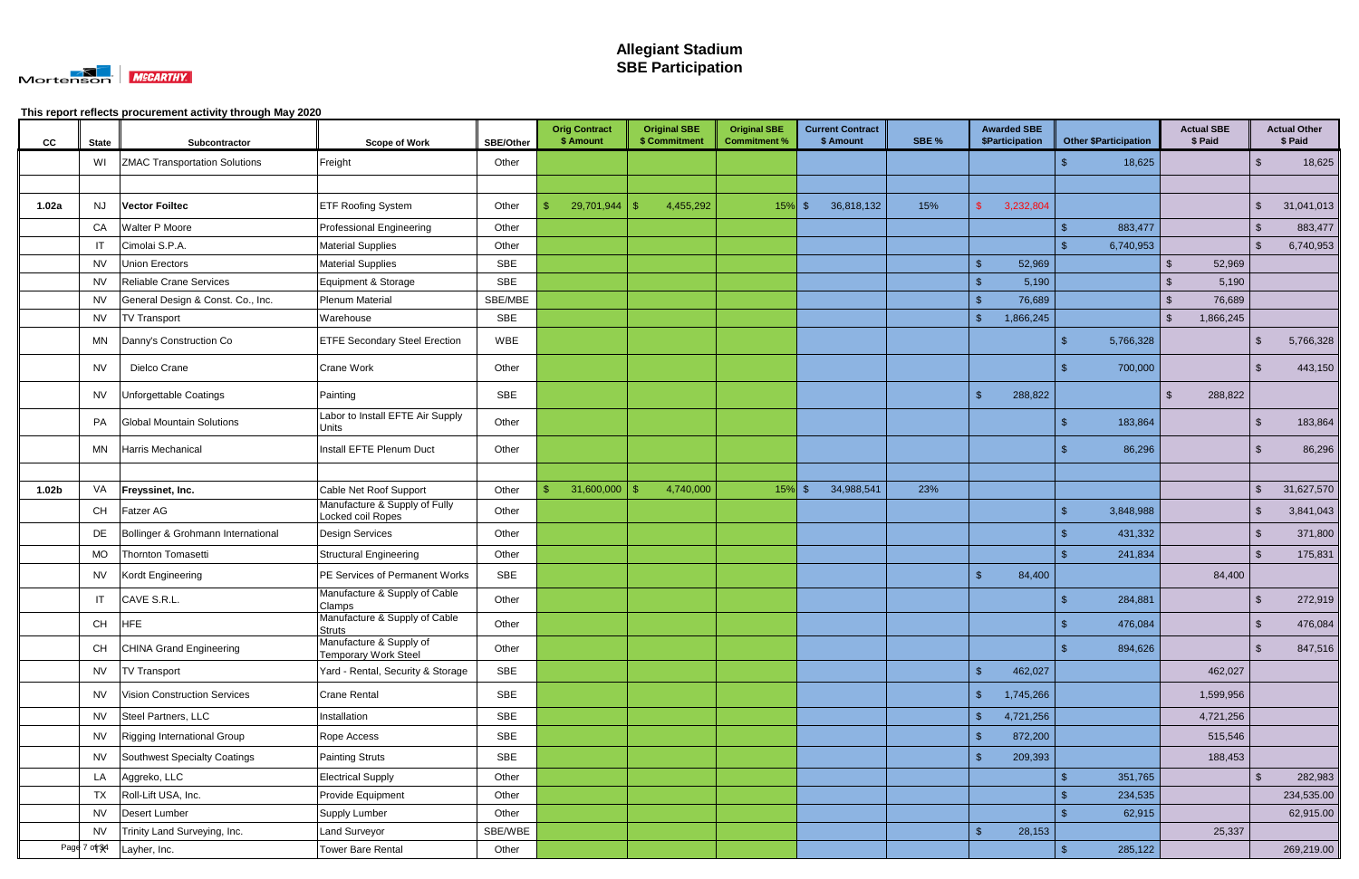# Allegiant Stadium
# SBE Participation

This report reflects procurement activity through May 2020

| CC | State | Subcontractor | Scope of Work | SBE/Other | Orig Contract $ Amount | Original SBE $ Commitment | Original SBE Commitment % | Current Contract $ Amount | SBE % | Awarded SBE $Participation | Other $Participation | Actual SBE $ Paid | Actual Other $ Paid |
|---|---|---|---|---|---|---|---|---|---|---|---|---|---|
| | WI | ZMAC Transportation Solutions | Freight | Other | | | | | | | $ 18,625 | | $ 18,625 |
| | | | | | | | | | | | | | |
| 1.02a | NJ | **Vector Foiltec** | ETF Roofing System | Other | $ 29,701,944 | $ 4,455,292 | 15% | $ 36,818,132 | 15% | $ 3,232,804 | | | $ 31,041,013 |
| | CA | Walter P Moore | Professional Engineering | Other | | | | | | | $ 883,477 | | $ 883,477 |
| | IT | Cimolai S.P.A. | Material Supplies | Other | | | | | | | $ 6,740,953 | | $ 6,740,953 |
| | NV | Union Erectors | Material Supplies | SBE | | | | | | $ 52,969 | | $ 52,969 | |
| | NV | Reliable Crane Services | Equipment & Storage | SBE | | | | | | $ 5,190 | | $ 5,190 | |
| | NV | General Design & Const. Co., Inc. | Plenum Material | SBE/MBE | | | | | | $ 76,689 | | $ 76,689 | |
| | NV | TV Transport | Warehouse | SBE | | | | | | $ 1,866,245 | | $ 1,866,245 | |
| | MN | Danny's Construction Co | ETFE Secondary Steel Erection | WBE | | | | | | | $ 5,766,328 | | $ 5,766,328 |
| | NV | Dielco Crane | Crane Work | Other | | | | | | | $ 700,000 | | $ 443,150 |
| | NV | Unforgettable Coatings | Painting | SBE | | | | | | $ 288,822 | | $ 288,822 | |
| | PA | Global Mountain Solutions | Labor to Install EFTE Air Supply Units | Other | | | | | | | $ 183,864 | | $ 183,864 |
| | MN | Harris Mechanical | Install EFTE Plenum Duct | Other | | | | | | | $ 86,296 | | $ 86,296 |
| | | | | | | | | | | | | | |
| 1.02b | VA | **Freyssinet, Inc.** | Cable Net Roof Support | Other | $ 31,600,000 | $ 4,740,000 | 15% | $ 34,988,541 | 23% | | | | $ 31,627,570 |
| | CH | Fatzer AG | Manufacture & Supply of Fully Locked coil Ropes | Other | | | | | | | $ 3,848,988 | | $ 3,841,043 |
| | DE | Bollinger & Grohmann International | Design Services | Other | | | | | | | $ 431,332 | | $ 371,800 |
| | MO | Thornton Tomasetti | Structural Engineering | Other | | | | | | | $ 241,834 | | $ 175,831 |
| | NV | Kordt Engineering | PE Services of Permanent Works | SBE | | | | | | $ 84,400 | | 84,400 | |
| | IT | CAVE S.R.L. | Manufacture & Supply of Cable Clamps | Other | | | | | | | $ 284,881 | | $ 272,919 |
| | CH | HFE | Manufacture & Supply of Cable Struts | Other | | | | | | | $ 476,084 | | $ 476,084 |
| | CH | CHINA Grand Engineering | Manufacture & Supply of Temporary Work Steel | Other | | | | | | | $ 894,626 | | $ 847,516 |
| | NV | TV Transport | Yard - Rental, Security & Storage | SBE | | | | | | $ 462,027 | | 462,027 | |
| | NV | Vision Construction Services | Crane Rental | SBE | | | | | | $ 1,745,266 | | 1,599,956 | |
| | NV | Steel Partners, LLC | Installation | SBE | | | | | | $ 4,721,256 | | 4,721,256 | |
| | NV | Rigging International Group | Rope Access | SBE | | | | | | $ 872,200 | | 515,546 | |
| | NV | Southwest Specialty Coatings | Painting Struts | SBE | | | | | | $ 209,393 | | 188,453 | |
| | LA | Aggreko, LLC | Electrical Supply | Other | | | | | | | $ 351,765 | | $ 282,983 |
| | TX | Roll-Lift USA, Inc. | Provide Equipment | Other | | | | | | | $ 234,535 | | 234,535.00 |
| | NV | Desert Lumber | Supply Lumber | Other | | | | | | | $ 62,915 | | 62,915.00 |
| | NV | Trinity Land Surveying, Inc. | Land Surveyor | SBE/WBE | | | | | | $ 28,153 | | 25,337 | |
| | TX | Layher, Inc. | Tower Bare Rental | Other | | | | | | | $ 285,122 | | 269,219.00 |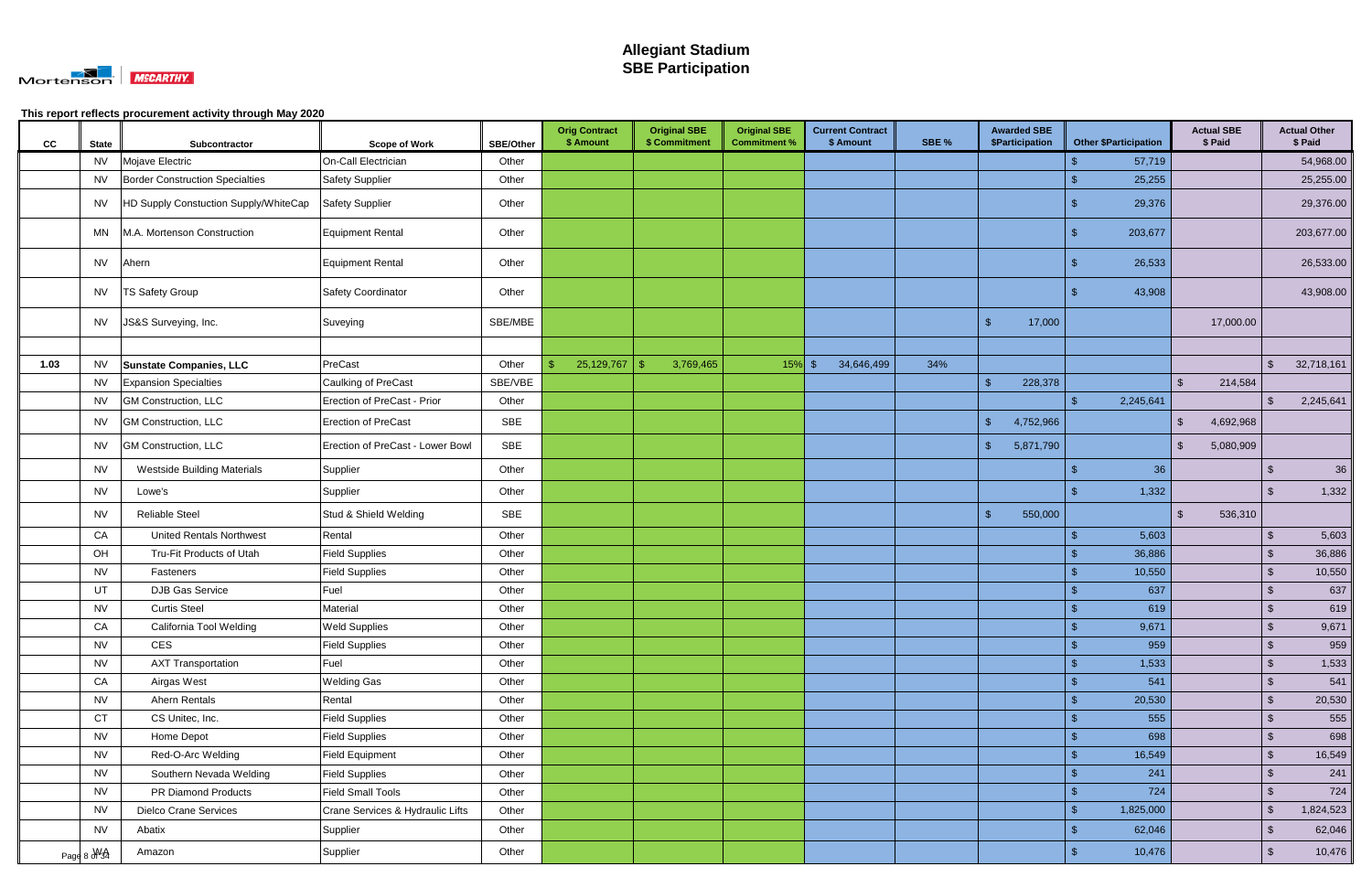# Allegiant Stadium
# SBE Participation

**This report reflects procurement activity through May 2020**

| CC | State | Subcontractor | Scope of Work | SBE/Other | Orig Contract $ Amount | Original SBE $ Commitment | Original SBE Commitment % | Current Contract $ Amount | SBE % | Awarded SBE $Participation | Other $Participation | Actual SBE $ Paid | Actual Other $ Paid |
|---|---|---|---|---|---|---|---|---|---|---|---|---|---|
| | NV | Mojave Electric | On-Call Electrician | Other | | | | | | | $ 57,719 | | 54,968.00 |
| | NV | Border Construction Specialties | Safety Supplier | Other | | | | | | | $ 25,255 | | 25,255.00 |
| | NV | HD Supply Constuction Supply/WhiteCap | Safety Supplier | Other | | | | | | | $ 29,376 | | 29,376.00 |
| | MN | M.A. Mortenson Construction | Equipment Rental | Other | | | | | | | $ 203,677 | | 203,677.00 |
| | NV | Ahern | Equipment Rental | Other | | | | | | | $ 26,533 | | 26,533.00 |
| | NV | TS Safety Group | Safety Coordinator | Other | | | | | | | $ 43,908 | | 43,908.00 |
| | NV | JS&S Surveying, Inc. | Suveying | SBE/MBE | | | | | | $ 17,000 | | 17,000.00 | |
| | | | | | | | | | | | | | |
| 1.03 | NV | **Sunstate Companies, LLC** | PreCast | Other | $ 25,129,767 | $ 3,769,465 | 15% | $ 34,646,499 | 34% | | | | $ 32,718,161 |
| | NV | Expansion Specialties | Caulking of PreCast | SBE/VBE | | | | | | $ 228,378 | | $ 214,584 | |
| | NV | GM Construction, LLC | Erection of PreCast - Prior | Other | | | | | | | $ 2,245,641 | | $ 2,245,641 |
| | NV | GM Construction, LLC | Erection of PreCast | SBE | | | | | | $ 4,752,966 | | $ 4,692,968 | |
| | NV | GM Construction, LLC | Erection of PreCast - Lower Bowl | SBE | | | | | | $ 5,871,790 | | $ 5,080,909 | |
| | NV | Westside Building Materials | Supplier | Other | | | | | | | $ 36 | | $ 36 |
| | NV | Lowe's | Supplier | Other | | | | | | | $ 1,332 | | $ 1,332 |
| | NV | Reliable Steel | Stud & Shield Welding | SBE | | | | | | $ 550,000 | | $ 536,310 | |
| | CA | United Rentals Northwest | Rental | Other | | | | | | | $ 5,603 | | $ 5,603 |
| | OH | Tru-Fit Products of Utah | Field Supplies | Other | | | | | | | $ 36,886 | | $ 36,886 |
| | NV | Fasteners | Field Supplies | Other | | | | | | | $ 10,550 | | $ 10,550 |
| | UT | DJB Gas Service | Fuel | Other | | | | | | | $ 637 | | $ 637 |
| | NV | Curtis Steel | Material | Other | | | | | | | $ 619 | | $ 619 |
| | CA | California Tool Welding | Weld Supplies | Other | | | | | | | $ 9,671 | | $ 9,671 |
| | NV | CES | Field Supplies | Other | | | | | | | $ 959 | | $ 959 |
| | NV | AXT Transportation | Fuel | Other | | | | | | | $ 1,533 | | $ 1,533 |
| | CA | Airgas West | Welding Gas | Other | | | | | | | $ 541 | | $ 541 |
| | NV | Ahern Rentals | Rental | Other | | | | | | | $ 20,530 | | $ 20,530 |
| | CT | CS Unitec, Inc. | Field Supplies | Other | | | | | | | $ 555 | | $ 555 |
| | NV | Home Depot | Field Supplies | Other | | | | | | | $ 698 | | $ 698 |
| | NV | Red-O-Arc Welding | Field Equipment | Other | | | | | | | $ 16,549 | | $ 16,549 |
| | NV | Southern Nevada Welding | Field Supplies | Other | | | | | | | $ 241 | | $ 241 |
| | NV | PR Diamond Products | Field Small Tools | Other | | | | | | | $ 724 | | $ 724 |
| | NV | Dielco Crane Services | Crane Services & Hydraulic Lifts | Other | | | | | | | $ 1,825,000 | | $ 1,824,523 |
| | NV | Abatix | Supplier | Other | | | | | | | $ 62,046 | | $ 62,046 |
| | WA | Amazon | Supplier | Other | | | | | | | $ 10,476 | | $ 10,476 |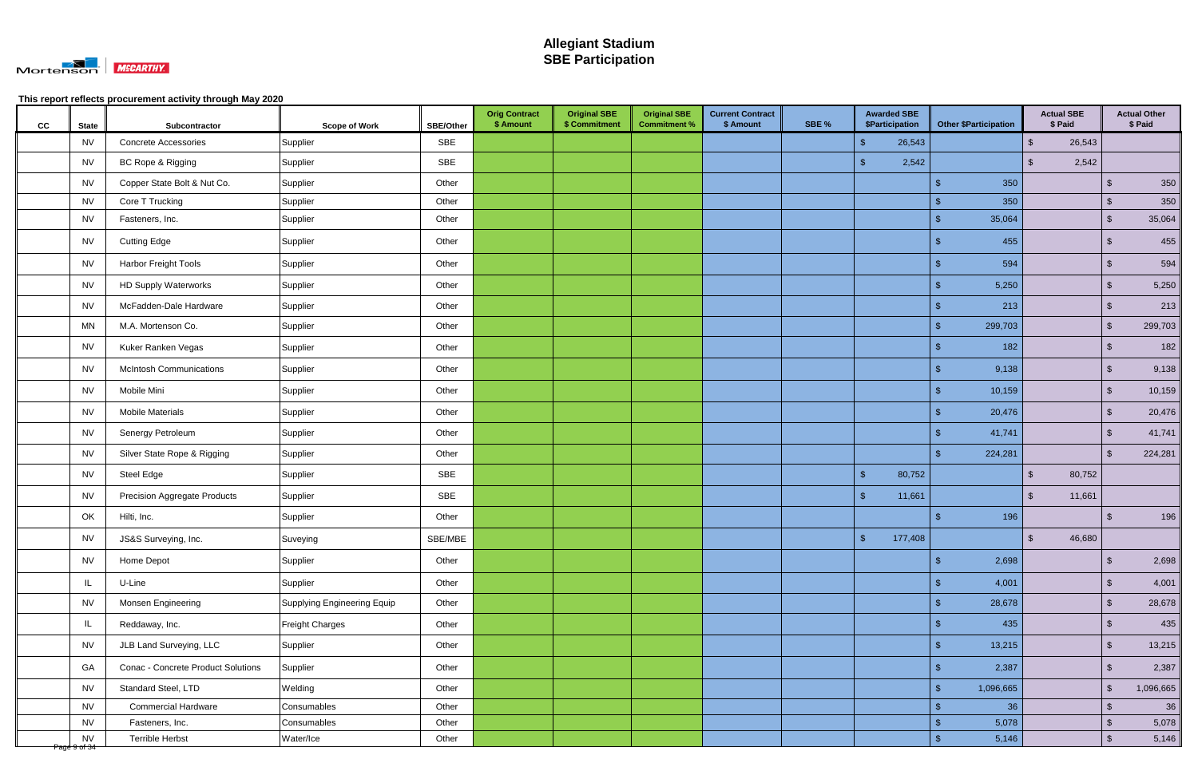# Allegiant Stadium
## SBE Participation

**This report reflects procurement activity through May 2020**

| CC | State | Subcontractor | Scope of Work | SBE/Other | Orig Contract $ Amount | Original SBE $ Commitment | Original SBE Commitment % | Current Contract $ Amount | SBE % | Awarded SBE $Participation | Other $Participation | Actual SBE $ Paid | Actual Other $ Paid |
|---|---|---|---|---|---|---|---|---|---|---|---|---|---|
| | NV | Concrete Accessories | Supplier | SBE | | | | | | $ 26,543 | | $ 26,543 | |
| | NV | BC Rope & Rigging | Supplier | SBE | | | | | | $ 2,542 | | $ 2,542 | |
| | NV | Copper State Bolt & Nut Co. | Supplier | Other | | | | | | | $ 350 | | $ 350 |
| | NV | Core T Trucking | Supplier | Other | | | | | | | $ 350 | | $ 350 |
| | NV | Fasteners, Inc. | Supplier | Other | | | | | | | $ 35,064 | | $ 35,064 |
| | NV | Cutting Edge | Supplier | Other | | | | | | | $ 455 | | $ 455 |
| | NV | Harbor Freight Tools | Supplier | Other | | | | | | | $ 594 | | $ 594 |
| | NV | HD Supply Waterworks | Supplier | Other | | | | | | | $ 5,250 | | $ 5,250 |
| | NV | McFadden-Dale Hardware | Supplier | Other | | | | | | | $ 213 | | $ 213 |
| | MN | M.A. Mortenson Co. | Supplier | Other | | | | | | | $ 299,703 | | $ 299,703 |
| | NV | Kuker Ranken Vegas | Supplier | Other | | | | | | | $ 182 | | $ 182 |
| | NV | McIntosh Communications | Supplier | Other | | | | | | | $ 9,138 | | $ 9,138 |
| | NV | Mobile Mini | Supplier | Other | | | | | | | $ 10,159 | | $ 10,159 |
| | NV | Mobile Materials | Supplier | Other | | | | | | | $ 20,476 | | $ 20,476 |
| | NV | Senergy Petroleum | Supplier | Other | | | | | | | $ 41,741 | | $ 41,741 |
| | NV | Silver State Rope & Rigging | Supplier | Other | | | | | | | $ 224,281 | | $ 224,281 |
| | NV | Steel Edge | Supplier | SBE | | | | | | $ 80,752 | | $ 80,752 | |
| | NV | Precision Aggregate Products | Supplier | SBE | | | | | | $ 11,661 | | $ 11,661 | |
| | OK | Hilti, Inc. | Supplier | Other | | | | | | | $ 196 | | $ 196 |
| | NV | JS&S Surveying, Inc. | Suveying | SBE/MBE | | | | | | $ 177,408 | | $ 46,680 | |
| | NV | Home Depot | Supplier | Other | | | | | | | $ 2,698 | | $ 2,698 |
| | IL | U-Line | Supplier | Other | | | | | | | $ 4,001 | | $ 4,001 |
| | NV | Monsen Engineering | Supplying Engineering Equip | Other | | | | | | | $ 28,678 | | $ 28,678 |
| | IL | Reddaway, Inc. | Freight Charges | Other | | | | | | | $ 435 | | $ 435 |
| | NV | JLB Land Surveying, LLC | Supplier | Other | | | | | | | $ 13,215 | | $ 13,215 |
| | GA | Conac - Concrete Product Solutions | Supplier | Other | | | | | | | $ 2,387 | | $ 2,387 |
| | NV | Standard Steel, LTD | Welding | Other | | | | | | | $ 1,096,665 | | $ 1,096,665 |
| | NV | Commercial Hardware | Consumables | Other | | | | | | | $ 36 | | $ 36 |
| | NV | Fasteners, Inc. | Consumables | Other | | | | | | | $ 5,078 | | $ 5,078 |
| | NV | Terrible Herbst | Water/Ice | Other | | | | | | | $ 5,146 | | $ 5,146 |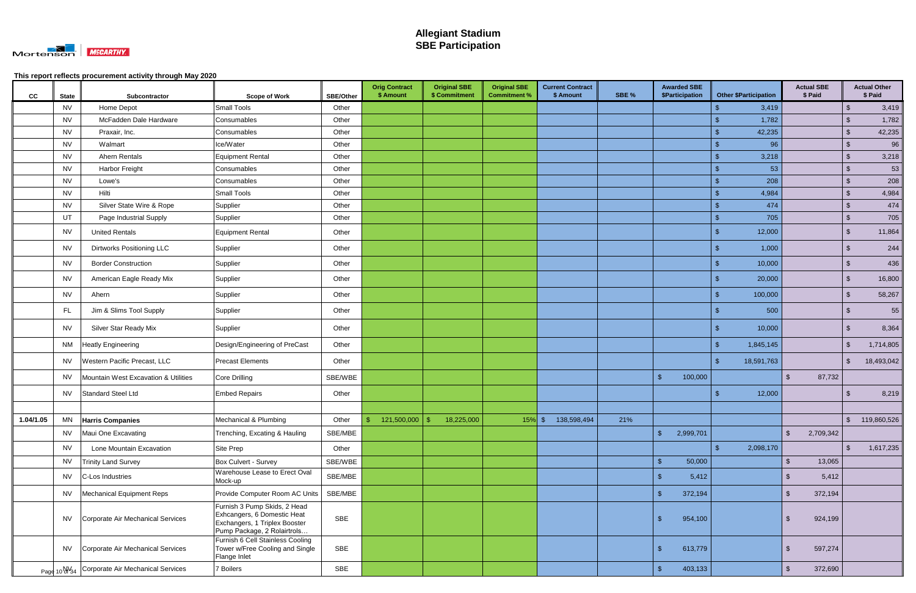# Allegiant Stadium
# SBE Participation

This report reflects procurement activity through May 2020

| CC | State | Subcontractor | Scope of Work | SBE/Other | Orig Contract $ Amount | Original SBE $ Commitment | Original SBE Commitment % | Current Contract $ Amount | SBE % | Awarded SBE $Participation | Other $Participation | Actual SBE $ Paid | Actual Other $ Paid |
|---|---|---|---|---|---|---|---|---|---|---|---|---|---|
| | NV | Home Depot | Small Tools | Other | | | | | | | $ 3,419 | | $ 3,419 |
| | NV | McFadden Dale Hardware | Consumables | Other | | | | | | | $ 1,782 | | $ 1,782 |
| | NV | Praxair, Inc. | Consumables | Other | | | | | | | $ 42,235 | | $ 42,235 |
| | NV | Walmart | Ice/Water | Other | | | | | | | $ 96 | | $ 96 |
| | NV | Ahern Rentals | Equipment Rental | Other | | | | | | | $ 3,218 | | $ 3,218 |
| | NV | Harbor Freight | Consumables | Other | | | | | | | $ 53 | | $ 53 |
| | NV | Lowe's | Consumables | Other | | | | | | | $ 208 | | $ 208 |
| | NV | Hilti | Small Tools | Other | | | | | | | $ 4,984 | | $ 4,984 |
| | NV | Silver State Wire & Rope | Supplier | Other | | | | | | | $ 474 | | $ 474 |
| | UT | Page Industrial Supply | Supplier | Other | | | | | | | $ 705 | | $ 705 |
| | NV | United Rentals | Equipment Rental | Other | | | | | | | $ 12,000 | | $ 11,864 |
| | NV | Dirtworks Positioning LLC | Supplier | Other | | | | | | | $ 1,000 | | $ 244 |
| | NV | Border Construction | Supplier | Other | | | | | | | $ 10,000 | | $ 436 |
| | NV | American Eagle Ready Mix | Supplier | Other | | | | | | | $ 20,000 | | $ 16,800 |
| | NV | Ahern | Supplier | Other | | | | | | | $ 100,000 | | $ 58,267 |
| | FL | Jim & Slims Tool Supply | Supplier | Other | | | | | | | $ 500 | | $ 55 |
| | NV | Silver Star Ready Mix | Supplier | Other | | | | | | | $ 10,000 | | $ 8,364 |
| | NM | Heatly Engineering | Design/Engineering of PreCast | Other | | | | | | | $ 1,845,145 | | $ 1,714,805 |
| | NV | Western Pacific Precast, LLC | Precast Elements | Other | | | | | | | $ 18,591,763 | | $ 18,493,042 |
| | NV | Mountain West Excavation & Utilities | Core Drilling | SBE/WBE | | | | | | $ 100,000 | | $ 87,732 | |
| | NV | Standard Steel Ltd | Embed Repairs | Other | | | | | | | $ 12,000 | | $ 8,219 |
| | | | | | | | | | | | | | |
| 1.04/1.05 | MN | **Harris Companies** | Mechanical & Plumbing | Other | $ 121,500,000 | $ 18,225,000 | 15% | $ 138,598,494 | 21% | | | | $ 119,860,526 |
| | NV | Maui One Excavating | Trenching, Excating & Hauling | SBE/MBE | | | | | | $ 2,999,701 | | $ 2,709,342 | |
| | NV | Lone Mountain Excavation | Site Prep | Other | | | | | | | $ 2,098,170 | | $ 1,617,235 |
| | NV | Trinity Land Survey | Box Culvert - Survey | SBE/WBE | | | | | | $ 50,000 | | $ 13,065 | |
| | NV | C-Los Industries | Warehouse Lease to Erect Oval Mock-up | SBE/MBE | | | | | | $ 5,412 | | $ 5,412 | |
| | NV | Mechanical Equipment Reps | Provide Computer Room AC Units | SBE/MBE | | | | | | $ 372,194 | | $ 372,194 | |
| | NV | Corporate Air Mechanical Services | Furnish 3 Pump Skids, 2 Head Exhcangers, 6 Domestic Heat Exchangers, 1 Triplex Booster Pump Package, 2 Rolairtrols… | SBE | | | | | | $ 954,100 | | $ 924,199 | |
| | NV | Corporate Air Mechanical Services | Furnish 6 Cell Stainless Cooling Tower w/Free Cooling and Single Flange Inlet | SBE | | | | | | $ 613,779 | | $ 597,274 | |
| | NV | Corporate Air Mechanical Services | 7 Boilers | SBE | | | | | | $ 403,133 | | $ 372,690 | |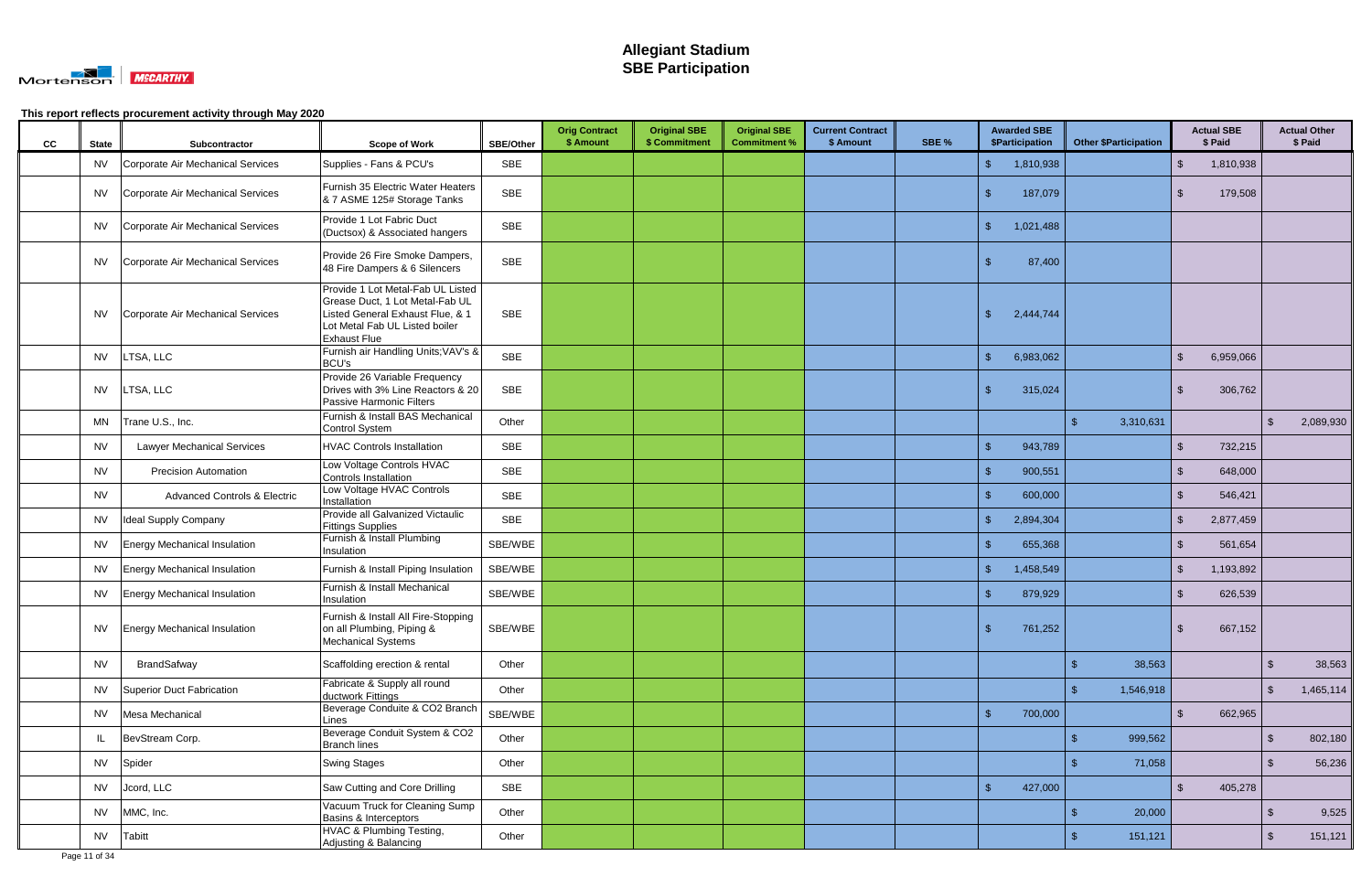# Allegiant Stadium
# SBE Participation

This report reflects procurement activity through May 2020

| CC | State | Subcontractor | Scope of Work | SBE/Other | Orig Contract $ Amount | Original SBE $ Commitment | Original SBE Commitment % | Current Contract $ Amount | SBE % | Awarded SBE $Participation | Other $Participation | Actual SBE $ Paid | Actual Other $ Paid |
|---|---|---|---|---|---|---|---|---|---|---|---|---|---|
| | NV | Corporate Air Mechanical Services | Supplies - Fans & PCU's | SBE | | | | | | $ 1,810,938 | | $ 1,810,938 | |
| | NV | Corporate Air Mechanical Services | Furnish 35 Electric Water Heaters & 7 ASME 125# Storage Tanks | SBE | | | | | | $ 187,079 | | $ 179,508 | |
| | NV | Corporate Air Mechanical Services | Provide 1 Lot Fabric Duct (Ductsox) & Associated hangers | SBE | | | | | | $ 1,021,488 | | | |
| | NV | Corporate Air Mechanical Services | Provide 26 Fire Smoke Dampers, 48 Fire Dampers & 6 Silencers | SBE | | | | | | $ 87,400 | | | |
| | NV | Corporate Air Mechanical Services | Provide 1 Lot Metal-Fab UL Listed Grease Duct, 1 Lot Metal-Fab UL Listed General Exhaust Flue, & 1 Lot Metal Fab UL Listed boiler Exhaust Flue | SBE | | | | | | $ 2,444,744 | | | |
| | NV | LTSA, LLC | Furnish air Handling Units;VAV's & BCU's | SBE | | | | | | $ 6,983,062 | | $ 6,959,066 | |
| | NV | LTSA, LLC | Provide 26 Variable Frequency Drives with 3% Line Reactors & 20 Passive Harmonic Filters | SBE | | | | | | $ 315,024 | | $ 306,762 | |
| | MN | Trane U.S., Inc. | Furnish & Install BAS Mechanical Control System | Other | | | | | | | $ 3,310,631 | | $ 2,089,930 |
| | NV | Lawyer Mechanical Services | HVAC Controls Installation | SBE | | | | | | $ 943,789 | | $ 732,215 | |
| | NV | Precision Automation | Low Voltage Controls HVAC Controls Installation | SBE | | | | | | $ 900,551 | | $ 648,000 | |
| | NV | Advanced Controls & Electric | Low Voltage HVAC Controls Installation | SBE | | | | | | $ 600,000 | | $ 546,421 | |
| | NV | Ideal Supply Company | Provide all Galvanized Victaulic Fittings Supplies | SBE | | | | | | $ 2,894,304 | | $ 2,877,459 | |
| | NV | Energy Mechanical Insulation | Furnish & Install Plumbing Insulation | SBE/WBE | | | | | | $ 655,368 | | $ 561,654 | |
| | NV | Energy Mechanical Insulation | Furnish & Install Piping Insulation | SBE/WBE | | | | | | $ 1,458,549 | | $ 1,193,892 | |
| | NV | Energy Mechanical Insulation | Furnish & Install Mechanical Insulation | SBE/WBE | | | | | | $ 879,929 | | $ 626,539 | |
| | NV | Energy Mechanical Insulation | Furnish & Install All Fire-Stopping on all Plumbing, Piping & Mechanical Systems | SBE/WBE | | | | | | $ 761,252 | | $ 667,152 | |
| | NV | BrandSafway | Scaffolding erection & rental | Other | | | | | | | $ 38,563 | | $ 38,563 |
| | NV | Superior Duct Fabrication | Fabricate & Supply all round ductwork Fittings | Other | | | | | | | $ 1,546,918 | | $ 1,465,114 |
| | NV | Mesa Mechanical | Beverage Conduite & CO2 Branch Lines | SBE/WBE | | | | | | $ 700,000 | | $ 662,965 | |
| | IL | BevStream Corp. | Beverage Conduit System & CO2 Branch lines | Other | | | | | | | $ 999,562 | | $ 802,180 |
| | NV | Spider | Swing Stages | Other | | | | | | | $ 71,058 | | $ 56,236 |
| | NV | Jcord, LLC | Saw Cutting and Core Drilling | SBE | | | | | | $ 427,000 | | $ 405,278 | |
| | NV | MMC, Inc. | Vacuum Truck for Cleaning Sump Basins & Interceptors | Other | | | | | | | $ 20,000 | | $ 9,525 |
| | NV | Tabitt | HVAC & Plumbing Testing, Adjusting & Balancing | Other | | | | | | | $ 151,121 | | $ 151,121 |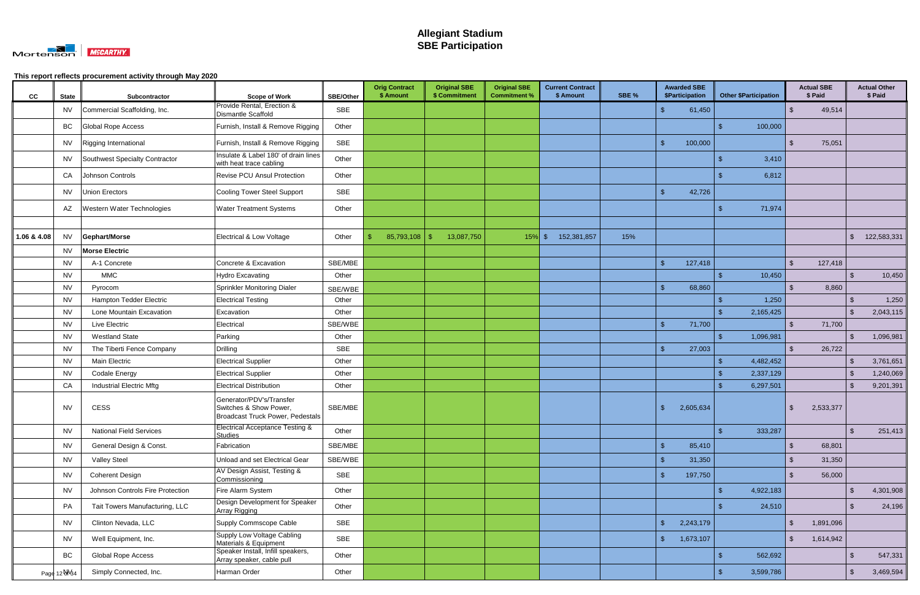# Allegiant Stadium
# SBE Participation

**This report reflects procurement activity through May 2020**

| CC | State | Subcontractor | Scope of Work | SBE/Other | Orig Contract $ Amount | Original SBE $ Commitment | Original SBE Commitment % | Current Contract $ Amount | SBE % | Awarded SBE $Participation | Other $Participation | Actual SBE $ Paid | Actual Other $ Paid |
|---|---|---|---|---|---|---|---|---|---|---|---|---|---|
| | NV | Commercial Scaffolding, Inc. | Provide Rental, Erection & Dismantle Scaffold | SBE | | | | | | $ 61,450 | | $ 49,514 | |
| | BC | Global Rope Access | Furnish, Install & Remove Rigging | Other | | | | | | | $ 100,000 | | |
| | NV | Rigging International | Furnish, Install & Remove Rigging | SBE | | | | | | $ 100,000 | | $ 75,051 | |
| | NV | Southwest Specialty Contractor | Insulate & Label 180' of drain lines with heat trace cabling | Other | | | | | | | $ 3,410 | | |
| | CA | Johnson Controls | Revise PCU Ansul Protection | Other | | | | | | | $ 6,812 | | |
| | NV | Union Erectors | Cooling Tower Steel Support | SBE | | | | | | $ 42,726 | | | |
| | AZ | Western Water Technologies | Water Treatment Systems | Other | | | | | | | $ 71,974 | | |
| | | | | | | | | | | | | | |
| 1.06 & 4.08 | NV | **Gephart/Morse** | Electrical & Low Voltage | Other | $ 85,793,108 | $ 13,087,750 | 15% | $ 152,381,857 | 15% | | | | $ 122,583,331 |
| | NV | **Morse Electric** | | | | | | | | | | | |
| | NV | A-1 Concrete | Concrete & Excavation | SBE/MBE | | | | | | $ 127,418 | | $ 127,418 | |
| | NV | MMC | Hydro Excavating | Other | | | | | | | $ 10,450 | | $ 10,450 |
| | NV | Pyrocom | Sprinkler Monitoring Dialer | SBE/WBE | | | | | | $ 68,860 | | $ 8,860 | |
| | NV | Hampton Tedder Electric | Electrical Testing | Other | | | | | | | $ 1,250 | | $ 1,250 |
| | NV | Lone Mountain Excavation | Excavation | Other | | | | | | | $ 2,165,425 | | $ 2,043,115 |
| | NV | Live Electric | Electrical | SBE/WBE | | | | | | $ 71,700 | | $ 71,700 | |
| | NV | Westland State | Parking | Other | | | | | | | $ 1,096,981 | | $ 1,096,981 |
| | NV | The Tiberti Fence Company | Drilling | SBE | | | | | | $ 27,003 | | $ 26,722 | |
| | NV | Main Electric | Electrical Supplier | Other | | | | | | | $ 4,482,452 | | $ 3,761,651 |
| | NV | Codale Energy | Electrical Supplier | Other | | | | | | | $ 2,337,129 | | $ 1,240,069 |
| | CA | Industrial Electric Mftg | Electrical Distribution | Other | | | | | | | $ 6,297,501 | | $ 9,201,391 |
| | NV | CESS | Generator/PDV's/Transfer Switches & Show Power, Broadcast Truck Power, Pedestals | SBE/MBE | | | | | | $ 2,605,634 | | $ 2,533,377 | |
| | NV | National Field Services | Electrical Acceptance Testing & Studies | Other | | | | | | | $ 333,287 | | $ 251,413 |
| | NV | General Design & Const. | Fabrication | SBE/MBE | | | | | | $ 85,410 | | $ 68,801 | |
| | NV | Valley Steel | Unload and set Electrical Gear | SBE/WBE | | | | | | $ 31,350 | | $ 31,350 | |
| | NV | Coherent Design | AV Design Assist, Testing & Commissioning | SBE | | | | | | $ 197,750 | | $ 56,000 | |
| | NV | Johnson Controls Fire Protection | Fire Alarm System | Other | | | | | | | $ 4,922,183 | | $ 4,301,908 |
| | PA | Tait Towers Manufacturing, LLC | Design Development for Speaker Array Rigging | Other | | | | | | | $ 24,510 | | $ 24,196 |
| | NV | Clinton Nevada, LLC | Supply Commscope Cable | SBE | | | | | | $ 2,243,179 | | $ 1,891,096 | |
| | NV | Well Equipment, Inc. | Supply Low Voltage Cabling Materials & Equipment | SBE | | | | | | $ 1,673,107 | | $ 1,614,942 | |
| | BC | Global Rope Access | Speaker Install, Infill speakers, Array speaker, cable pull | Other | | | | | | | $ 562,692 | | $ 547,331 |
| | NV | Simply Connected, Inc. | Harman Order | Other | | | | | | | $ 3,599,786 | | $ 3,469,594 |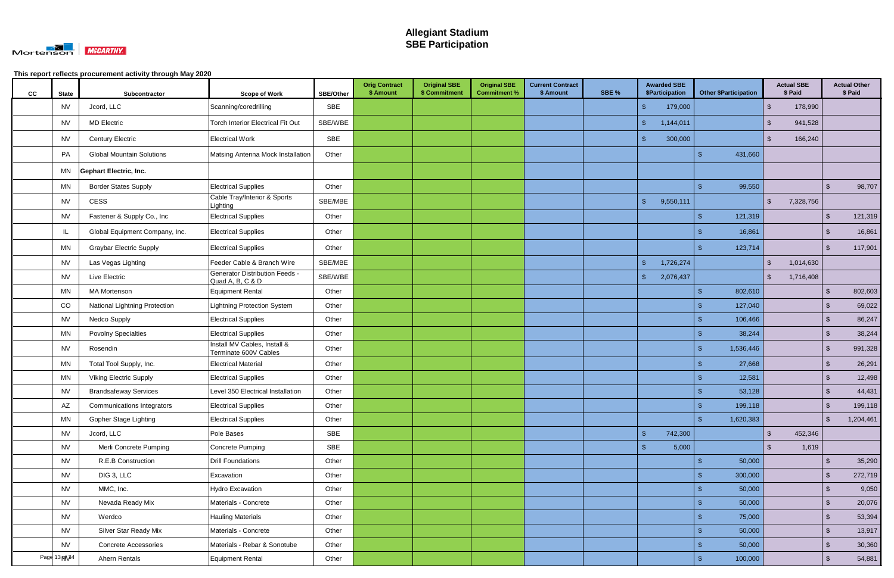# Allegiant Stadium
# SBE Participation

This report reflects procurement activity through May 2020

| CC | State | Subcontractor | Scope of Work | SBE/Other | Orig Contract $ Amount | Original SBE $ Commitment | Original SBE Commitment % | Current Contract $ Amount | SBE % | Awarded SBE $Participation | Other $Participation | Actual SBE $ Paid | Actual Other $ Paid |
|---|---|---|---|---|---|---|---|---|---|---|---|---|---|
| | NV | Jcord, LLC | Scanning/coredrilling | SBE | | | | | | $ 179,000 | | $ 178,990 | |
| | NV | MD Electric | Torch Interior Electrical Fit Out | SBE/WBE | | | | | | $ 1,144,011 | | $ 941,528 | |
| | NV | Century Electric | Electrical Work | SBE | | | | | | $ 300,000 | | $ 166,240 | |
| | PA | Global Mountain Solutions | Matsing Antenna Mock Installation | Other | | | | | | | $ 431,660 | | |
| | MN | **Gephart Electric, Inc.** | | | | | | | | | | | |
| | MN | Border States Supply | Electrical Supplies | Other | | | | | | | $ 99,550 | | $ 98,707 |
| | NV | CESS | Cable Tray/Interior & Sports Lighting | SBE/MBE | | | | | | $ 9,550,111 | | $ 7,328,756 | |
| | NV | Fastener & Supply Co., Inc | Electrical Supplies | Other | | | | | | | $ 121,319 | | $ 121,319 |
| | IL | Global Equipment Company, Inc. | Electrical Supplies | Other | | | | | | | $ 16,861 | | $ 16,861 |
| | MN | Graybar Electric Supply | Electrical Supplies | Other | | | | | | | $ 123,714 | | $ 117,901 |
| | NV | Las Vegas Lighting | Feeder Cable & Branch Wire | SBE/MBE | | | | | | $ 1,726,274 | | $ 1,014,630 | |
| | NV | Live Electric | Generator Distribution Feeds - Quad A, B, C & D | SBE/WBE | | | | | | $ 2,076,437 | | $ 1,716,408 | |
| | MN | MA Mortenson | Equipment Rental | Other | | | | | | | $ 802,610 | | $ 802,603 |
| | CO | National Lightning Protection | Lightning Protection System | Other | | | | | | | $ 127,040 | | $ 69,022 |
| | NV | Nedco Supply | Electrical Supplies | Other | | | | | | | $ 106,466 | | $ 86,247 |
| | MN | Povolny Specialties | Electrical Supplies | Other | | | | | | | $ 38,244 | | $ 38,244 |
| | NV | Rosendin | Install MV Cables, Install & Terminate 600V Cables | Other | | | | | | | $ 1,536,446 | | $ 991,328 |
| | MN | Total Tool Supply, Inc. | Electrical Material | Other | | | | | | | $ 27,668 | | $ 26,291 |
| | MN | Viking Electric Supply | Electrical Supplies | Other | | | | | | | $ 12,581 | | $ 12,498 |
| | NV | Brandsafeway Services | Level 350 Electrical Installation | Other | | | | | | | $ 53,128 | | $ 44,431 |
| | AZ | Communications Integrators | Electrical Supplies | Other | | | | | | | $ 199,118 | | $ 199,118 |
| | MN | Gopher Stage Lighting | Electrical Supplies | Other | | | | | | | $ 1,620,383 | | $ 1,204,461 |
| | NV | Jcord, LLC | Pole Bases | SBE | | | | | | $ 742,300 | | $ 452,346 | |
| | NV | Merli Concrete Pumping | Concrete Pumping | SBE | | | | | | $ 5,000 | | $ 1,619 | |
| | NV | R.E.B Construction | Drill Foundations | Other | | | | | | | $ 50,000 | | $ 35,290 |
| | NV | DIG 3, LLC | Excavation | Other | | | | | | | $ 300,000 | | $ 272,719 |
| | NV | MMC, Inc. | Hydro Excavation | Other | | | | | | | $ 50,000 | | $ 9,050 |
| | NV | Nevada Ready Mix | Materials - Concrete | Other | | | | | | | $ 50,000 | | $ 20,076 |
| | NV | Werdco | Hauling Materials | Other | | | | | | | $ 75,000 | | $ 53,394 |
| | NV | Silver Star Ready Mix | Materials - Concrete | Other | | | | | | | $ 50,000 | | $ 13,917 |
| | NV | Concrete Accessories | Materials - Rebar & Sonotube | Other | | | | | | | $ 50,000 | | $ 30,360 |
| | NV | Ahern Rentals | Equipment Rental | Other | | | | | | | $ 100,000 | | $ 54,881 |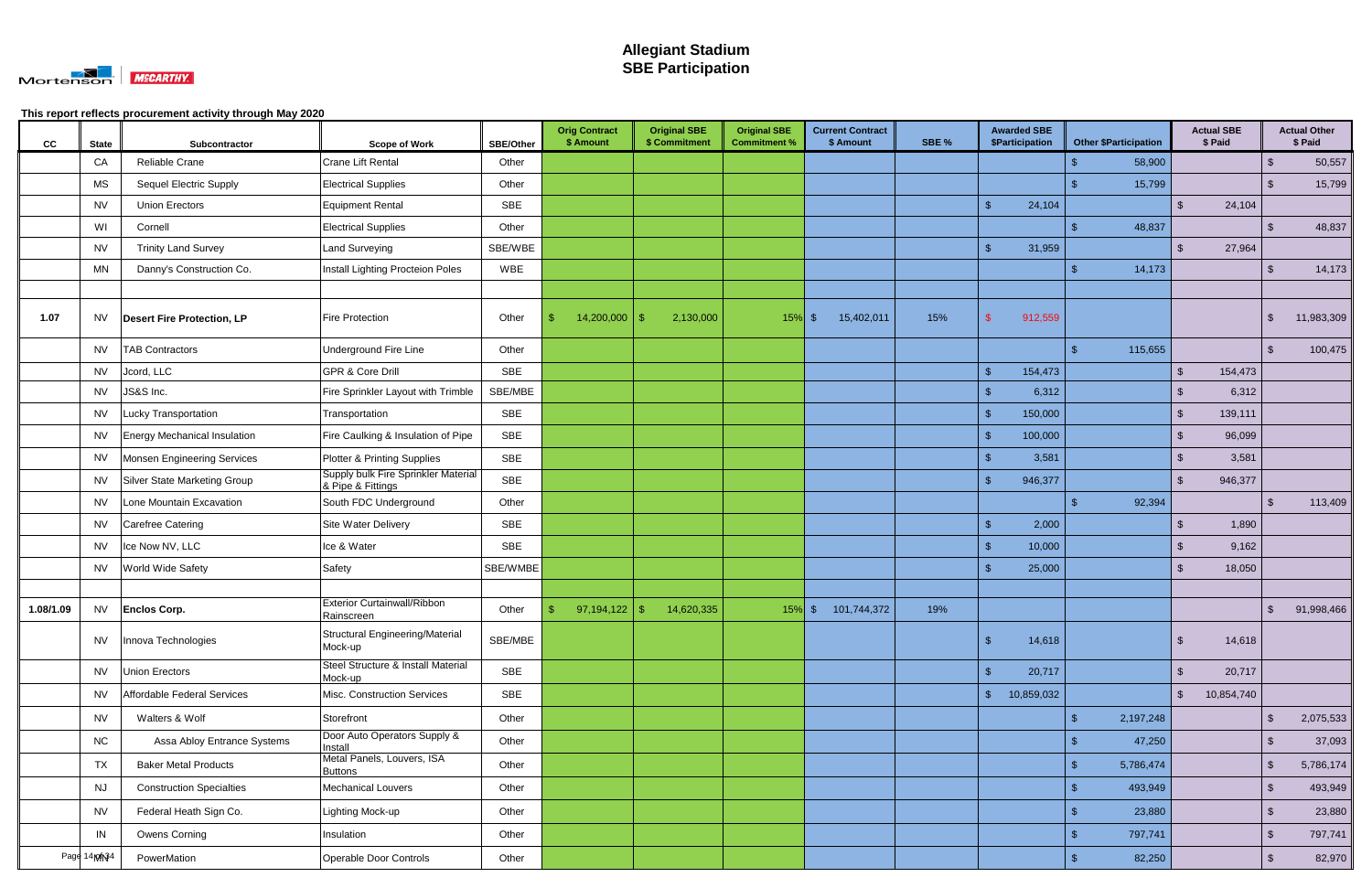# Allegiant Stadium
# SBE Participation

**This report reflects procurement activity through May 2020**

| CC | State | Subcontractor | Scope of Work | SBE/Other | Orig Contract $ Amount | Original SBE $ Commitment | Original SBE Commitment % | Current Contract $ Amount | SBE % | Awarded SBE $Participation | Other $Participation | Actual SBE $ Paid | Actual Other $ Paid |
|---|---|---|---|---|---|---|---|---|---|---|---|---|---|
| | CA | Reliable Crane | Crane Lift Rental | Other | | | | | | | $ 58,900 | | $ 50,557 |
| | MS | Sequel Electric Supply | Electrical Supplies | Other | | | | | | | $ 15,799 | | $ 15,799 |
| | NV | Union Erectors | Equipment Rental | SBE | | | | | | $ 24,104 | | $ 24,104 | |
| | WI | Cornell | Electrical Supplies | Other | | | | | | | $ 48,837 | | $ 48,837 |
| | NV | Trinity Land Survey | Land Surveying | SBE/WBE | | | | | | $ 31,959 | | $ 27,964 | |
| | MN | Danny's Construction Co. | Install Lighting Procteion Poles | WBE | | | | | | | $ 14,173 | | $ 14,173 |
| | | | | | | | | | | | | | |
| **1.07** | NV | **Desert Fire Protection, LP** | Fire Protection | Other | $ 14,200,000 | $ 2,130,000 | 15% | $ 15,402,011 | 15% | $ 912,559 | | | $ 11,983,309 |
| | NV | TAB Contractors | Underground Fire Line | Other | | | | | | | $ 115,655 | | $ 100,475 |
| | NV | Jcord, LLC | GPR & Core Drill | SBE | | | | | | $ 154,473 | | $ 154,473 | |
| | NV | JS&S Inc. | Fire Sprinkler Layout with Trimble | SBE/MBE | | | | | | $ 6,312 | | $ 6,312 | |
| | NV | Lucky Transportation | Transportation | SBE | | | | | | $ 150,000 | | $ 139,111 | |
| | NV | Energy Mechanical Insulation | Fire Caulking & Insulation of Pipe | SBE | | | | | | $ 100,000 | | $ 96,099 | |
| | NV | Monsen Engineering Services | Plotter & Printing Supplies | SBE | | | | | | $ 3,581 | | $ 3,581 | |
| | NV | Silver State Marketing Group | Supply bulk Fire Sprinkler Material & Pipe & Fittings | SBE | | | | | | $ 946,377 | | $ 946,377 | |
| | NV | Lone Mountain Excavation | South FDC Underground | Other | | | | | | | $ 92,394 | | $ 113,409 |
| | NV | Carefree Catering | Site Water Delivery | SBE | | | | | | $ 2,000 | | $ 1,890 | |
| | NV | Ice Now NV, LLC | Ice & Water | SBE | | | | | | $ 10,000 | | $ 9,162 | |
| | NV | World Wide Safety | Safety | SBE/WMBE | | | | | | $ 25,000 | | $ 18,050 | |
| | | | | | | | | | | | | | |
| **1.08/1.09** | NV | **Enclos Corp.** | Exterior Curtainwall/Ribbon Rainscreen | Other | $ 97,194,122 | $ 14,620,335 | 15% | $ 101,744,372 | 19% | | | | $ 91,998,466 |
| | NV | Innova Technologies | Structural Engineering/Material Mock-up | SBE/MBE | | | | | | $ 14,618 | | $ 14,618 | |
| | NV | Union Erectors | Steel Structure & Install Material Mock-up | SBE | | | | | | $ 20,717 | | $ 20,717 | |
| | NV | Affordable Federal Services | Misc. Construction Services | SBE | | | | | | $ 10,859,032 | | $ 10,854,740 | |
| | NV | Walters & Wolf | Storefront | Other | | | | | | | $ 2,197,248 | | $ 2,075,533 |
| | NC | Assa Abloy Entrance Systems | Door Auto Operators Supply & Install | Other | | | | | | | $ 47,250 | | $ 37,093 |
| | TX | Baker Metal Products | Metal Panels, Louvers, ISA Buttons | Other | | | | | | | $ 5,786,474 | | $ 5,786,174 |
| | NJ | Construction Specialties | Mechanical Louvers | Other | | | | | | | $ 493,949 | | $ 493,949 |
| | NV | Federal Heath Sign Co. | Lighting Mock-up | Other | | | | | | | $ 23,880 | | $ 23,880 |
| | IN | Owens Corning | Insulation | Other | | | | | | | $ 797,741 | | $ 797,741 |
| | MN | PowerMation | Operable Door Controls | Other | | | | | | | $ 82,250 | | $ 82,970 |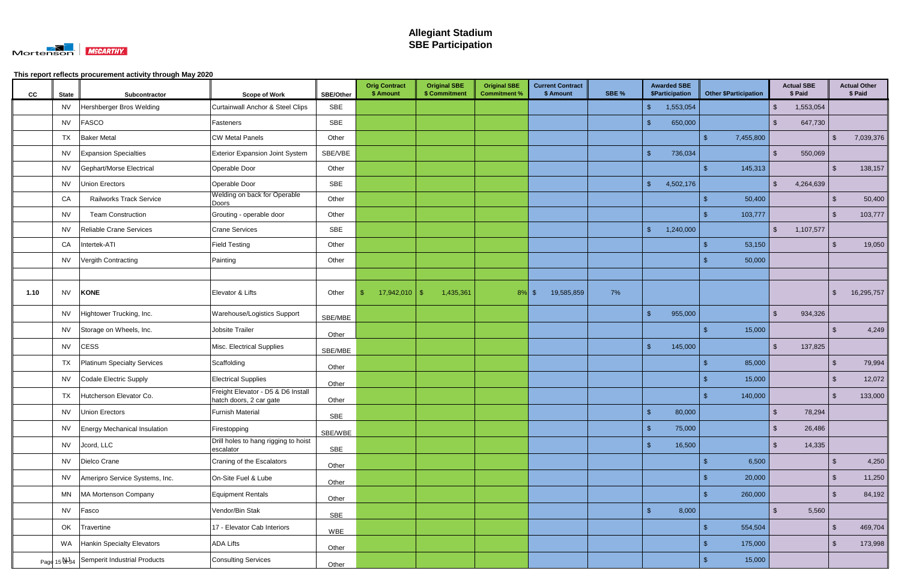# Allegiant Stadium
# SBE Participation

This report reflects procurement activity through May 2020

| CC | State | Subcontractor | Scope of Work | SBE/Other | Orig Contract $ Amount | Original SBE $ Commitment | Original SBE Commitment % | Current Contract $ Amount | SBE % | Awarded SBE $Participation | Other $Participation | Actual SBE $ Paid | Actual Other $ Paid |
|---|---|---|---|---|---|---|---|---|---|---|---|---|---|
| | NV | Hershberger Bros Welding | Curtainwall Anchor & Steel Clips | SBE | | | | | | $ 1,553,054 | | $ 1,553,054 | |
| | NV | FASCO | Fasteners | SBE | | | | | | $ 650,000 | | $ 647,730 | |
| | TX | Baker Metal | CW Metal Panels | Other | | | | | | | $ 7,455,800 | | $ 7,039,376 |
| | NV | Expansion Specialties | Exterior Expansion Joint System | SBE/VBE | | | | | | $ 736,034 | | $ 550,069 | |
| | NV | Gephart/Morse Electrical | Operable Door | Other | | | | | | | $ 145,313 | | $ 138,157 |
| | NV | Union Erectors | Operable Door | SBE | | | | | | $ 4,502,176 | | $ 4,264,639 | |
| | CA | Railworks Track Service | Welding on back for Operable Doors | Other | | | | | | | $ 50,400 | | $ 50,400 |
| | NV | Team Construction | Grouting - operable door | Other | | | | | | | $ 103,777 | | $ 103,777 |
| | NV | Reliable Crane Services | Crane Services | SBE | | | | | | $ 1,240,000 | | $ 1,107,577 | |
| | CA | Intertek-ATI | Field Testing | Other | | | | | | | $ 53,150 | | $ 19,050 |
| | NV | Vergith Contracting | Painting | Other | | | | | | | $ 50,000 | | |
| | | | | | | | | | | | | | |
| 1.10 | NV | **KONE** | Elevator & Lifts | Other | $ 17,942,010 | $ 1,435,361 | 8% | $ 19,585,859 | 7% | | | | $ 16,295,757 |
| | NV | Hightower Trucking, Inc. | Warehouse/Logistics Support | SBE/MBE | | | | | | $ 955,000 | | $ 934,326 | |
| | NV | Storage on Wheels, Inc. | Jobsite Trailer | Other | | | | | | | $ 15,000 | | $ 4,249 |
| | NV | CESS | Misc. Electrical Supplies | SBE/MBE | | | | | | $ 145,000 | | $ 137,825 | |
| | TX | Platinum Specialty Services | Scaffolding | Other | | | | | | | $ 85,000 | | $ 79,994 |
| | NV | Codale Electric Supply | Electrical Supplies | Other | | | | | | | $ 15,000 | | $ 12,072 |
| | TX | Hutcherson Elevator Co. | Freight Elevator - D5 & D6 Install hatch doors, 2 car gate | Other | | | | | | | $ 140,000 | | $ 133,000 |
| | NV | Union Erectors | Furnish Material | SBE | | | | | | $ 80,000 | | $ 78,294 | |
| | NV | Energy Mechanical Insulation | Firestopping | SBE/WBE | | | | | | $ 75,000 | | $ 26,486 | |
| | NV | Jcord, LLC | Drill holes to hang rigging to hoist escalator | SBE | | | | | | $ 16,500 | | $ 14,335 | |
| | NV | Dielco Crane | Craning of the Escalators | Other | | | | | | | $ 6,500 | | $ 4,250 |
| | NV | Ameripro Service Systems, Inc. | On-Site Fuel & Lube | Other | | | | | | | $ 20,000 | | $ 11,250 |
| | MN | MA Mortenson Company | Equipment Rentals | Other | | | | | | | $ 260,000 | | $ 84,192 |
| | NV | Fasco | Vendor/Bin Stak | SBE | | | | | | $ 8,000 | | $ 5,560 | |
| | OK | Travertine | 17 - Elevator Cab Interiors | WBE | | | | | | | $ 554,504 | | $ 469,704 |
| | WA | Hankin Specialty Elevators | ADA Lifts | Other | | | | | | | $ 175,000 | | $ 173,998 |
| | NJ | Semperit Industrial Products | Consulting Services | Other | | | | | | | $ 15,000 | | |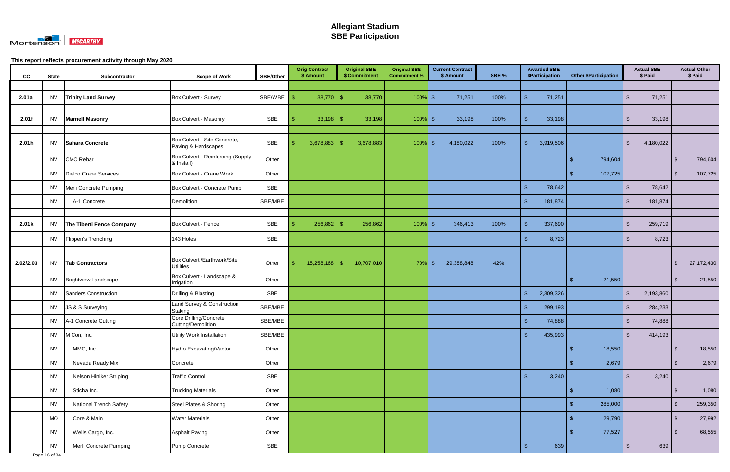# Allegiant Stadium
## SBE Participation

This report reflects procurement activity through May 2020

| CC | State | Subcontractor | Scope of Work | SBE/Other | Orig Contract $ Amount | Original SBE $ Commitment | Original SBE Commitment % | Current Contract $ Amount | SBE % | Awarded SBE $Participation | Other $Participation | Actual SBE $ Paid | Actual Other $ Paid |
|---|---|---|---|---|---|---|---|---|---|---|---|---|---|
| 2.01a | NV | **Trinity Land Survey** | Box Culvert - Survey | SBE/WBE | $ 38,770 | $ 38,770 | 100% | $ 71,251 | 100% | $ 71,251 | | $ 71,251 | |
| 2.01f | NV | **Marnell Masonry** | Box Culvert - Masonry | SBE | $ 33,198 | $ 33,198 | 100% | $ 33,198 | 100% | $ 33,198 | | $ 33,198 | |
| 2.01h | NV | **Sahara Concrete** | Box Culvert - Site Concrete, Paving & Hardscapes | SBE | $ 3,678,883 | $ 3,678,883 | 100% | $ 4,180,022 | 100% | $ 3,919,506 | | $ 4,180,022 | |
| | NV | CMC Rebar | Box Culvert - Reinforcing (Supply & Install) | Other | | | | | | | $ 794,604 | | $ 794,604 |
| | NV | Dielco Crane Services | Box Culvert - Crane Work | Other | | | | | | | $ 107,725 | | $ 107,725 |
| | NV | Merli Concrete Pumping | Box Culvert - Concrete Pump | SBE | | | | | | $ 78,642 | | $ 78,642 | |
| | NV | A-1 Concrete | Demolition | SBE/MBE | | | | | | $ 181,874 | | $ 181,874 | |
| 2.01k | NV | **The Tiberti Fence Company** | Box Culvert - Fence | SBE | $ 256,862 | $ 256,862 | 100% | $ 346,413 | 100% | $ 337,690 | | $ 259,719 | |
| | NV | Flippen's Trenching | 143 Holes | SBE | | | | | | $ 8,723 | | $ 8,723 | |
| 2.02/2.03 | NV | **Tab Contractors** | Box Culvert /Earthwork/Site Utilities | Other | $ 15,258,168 | $ 10,707,010 | 70% | $ 29,388,848 | 42% | | | | $ 27,172,430 |
| | NV | Brightview Landscape | Box Culvert - Landscape & Irrigation | Other | | | | | | | $ 21,550 | | $ 21,550 |
| | NV | Sanders Construction | Drilling & Blasting | SBE | | | | | | $ 2,309,326 | | $ 2,193,860 | |
| | NV | JS & S Surveying | Land Survey & Construction Staking | SBE/MBE | | | | | | $ 299,193 | | $ 284,233 | |
| | NV | A-1 Concrete Cutting | Core Drilling/Concrete Cutting/Demolition | SBE/MBE | | | | | | $ 74,888 | | $ 74,888 | |
| | NV | M Con, Inc. | Utility Work Installation | SBE/MBE | | | | | | $ 435,993 | | $ 414,193 | |
| | NV | MMC, Inc. | Hydro Excavating/Vactor | Other | | | | | | | $ 18,550 | | $ 18,550 |
| | NV | Nevada Ready Mix | Concrete | Other | | | | | | | $ 2,679 | | $ 2,679 |
| | NV | Nelson Hiniker Striping | Traffic Control | SBE | | | | | | $ 3,240 | | $ 3,240 | |
| | NV | Sticha Inc. | Trucking Materials | Other | | | | | | | $ 1,080 | | $ 1,080 |
| | NV | National Trench Safety | Steel Plates & Shoring | Other | | | | | | | $ 285,000 | | $ 259,350 |
| | MO | Core & Main | Water Materials | Other | | | | | | | $ 29,790 | | $ 27,992 |
| | NV | Wells Cargo, Inc. | Asphalt Paving | Other | | | | | | | $ 77,527 | | $ 68,555 |
| | NV | Merli Concrete Pumping | Pump Concrete | SBE | | | | | | $ 639 | | $ 639 | |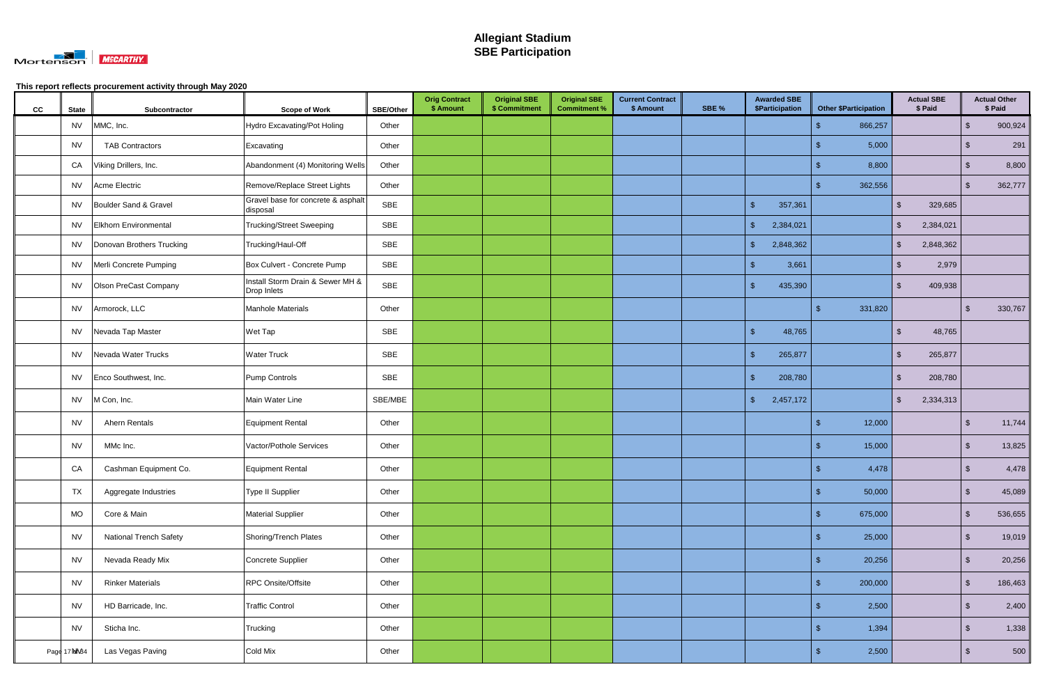# Allegiant Stadium
## SBE Participation

**This report reflects procurement activity through May 2020**

| CC | State | Subcontractor | Scope of Work | SBE/Other | Orig Contract $ Amount | Original SBE $ Commitment | Original SBE Commitment % | Current Contract $ Amount | SBE % | Awarded SBE $Participation | Other $Participation | Actual SBE $ Paid | Actual Other $ Paid |
|---|---|---|---|---|---|---|---|---|---|---|---|---|---|
| | NV | MMC, Inc. | Hydro Excavating/Pot Holing | Other | | | | | | | $ 866,257 | | $ 900,924 |
| | NV | TAB Contractors | Excavating | Other | | | | | | | $ 5,000 | | $ 291 |
| | CA | Viking Drillers, Inc. | Abandonment (4) Monitoring Wells | Other | | | | | | | $ 8,800 | | $ 8,800 |
| | NV | Acme Electric | Remove/Replace Street Lights | Other | | | | | | | $ 362,556 | | $ 362,777 |
| | NV | Boulder Sand & Gravel | Gravel base for concrete & asphalt disposal | SBE | | | | | | $ 357,361 | | $ 329,685 | |
| | NV | Elkhorn Environmental | Trucking/Street Sweeping | SBE | | | | | | $ 2,384,021 | | $ 2,384,021 | |
| | NV | Donovan Brothers Trucking | Trucking/Haul-Off | SBE | | | | | | $ 2,848,362 | | $ 2,848,362 | |
| | NV | Merli Concrete Pumping | Box Culvert - Concrete Pump | SBE | | | | | | $ 3,661 | | $ 2,979 | |
| | NV | Olson PreCast Company | Install Storm Drain & Sewer MH & Drop Inlets | SBE | | | | | | $ 435,390 | | $ 409,938 | |
| | NV | Armorock, LLC | Manhole Materials | Other | | | | | | | $ 331,820 | | $ 330,767 |
| | NV | Nevada Tap Master | Wet Tap | SBE | | | | | | $ 48,765 | | $ 48,765 | |
| | NV | Nevada Water Trucks | Water Truck | SBE | | | | | | $ 265,877 | | $ 265,877 | |
| | NV | Enco Southwest, Inc. | Pump Controls | SBE | | | | | | $ 208,780 | | $ 208,780 | |
| | NV | M Con, Inc. | Main Water Line | SBE/MBE | | | | | | $ 2,457,172 | | $ 2,334,313 | |
| | NV | Ahern Rentals | Equipment Rental | Other | | | | | | | $ 12,000 | | $ 11,744 |
| | NV | MMc Inc. | Vactor/Pothole Services | Other | | | | | | | $ 15,000 | | $ 13,825 |
| | CA | Cashman Equipment Co. | Equipment Rental | Other | | | | | | | $ 4,478 | | $ 4,478 |
| | TX | Aggregate Industries | Type II Supplier | Other | | | | | | | $ 50,000 | | $ 45,089 |
| | MO | Core & Main | Material Supplier | Other | | | | | | | $ 675,000 | | $ 536,655 |
| | NV | National Trench Safety | Shoring/Trench Plates | Other | | | | | | | $ 25,000 | | $ 19,019 |
| | NV | Nevada Ready Mix | Concrete Supplier | Other | | | | | | | $ 20,256 | | $ 20,256 |
| | NV | Rinker Materials | RPC Onsite/Offsite | Other | | | | | | | $ 200,000 | | $ 186,463 |
| | NV | HD Barricade, Inc. | Traffic Control | Other | | | | | | | $ 2,500 | | $ 2,400 |
| | NV | Sticha Inc. | Trucking | Other | | | | | | | $ 1,394 | | $ 1,338 |
| | NV | Las Vegas Paving | Cold Mix | Other | | | | | | | $ 2,500 | | $ 500 |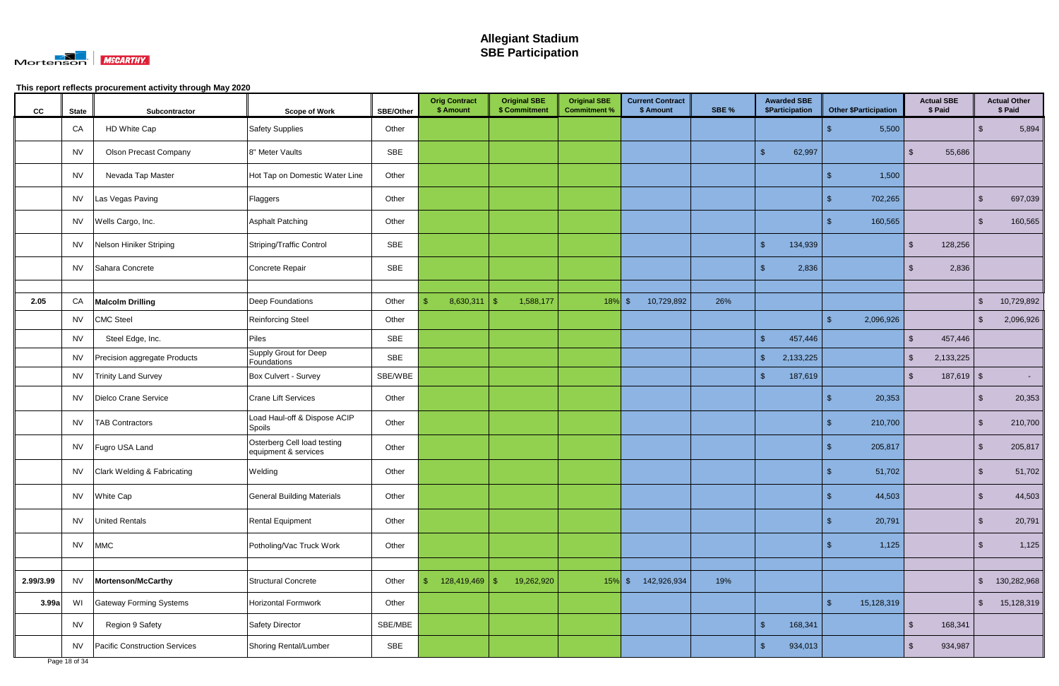# Allegiant Stadium
# SBE Participation

This report reflects procurement activity through May 2020

| CC | State | Subcontractor | Scope of Work | SBE/Other | Orig Contract $ Amount | Original SBE $ Commitment | Original SBE Commitment % | Current Contract $ Amount | SBE % | Awarded SBE $Participation | Other $Participation | Actual SBE $ Paid | Actual Other $ Paid |
|---|---|---|---|---|---|---|---|---|---|---|---|---|---|
| | CA | HD White Cap | Safety Supplies | Other | | | | | | | $ 5,500 | | $ 5,894 |
| | NV | Olson Precast Company | 8" Meter Vaults | SBE | | | | | | $ 62,997 | | $ 55,686 | |
| | NV | Nevada Tap Master | Hot Tap on Domestic Water Line | Other | | | | | | | $ 1,500 | | |
| | NV | Las Vegas Paving | Flaggers | Other | | | | | | | $ 702,265 | | $ 697,039 |
| | NV | Wells Cargo, Inc. | Asphalt Patching | Other | | | | | | | $ 160,565 | | $ 160,565 |
| | NV | Nelson Hiniker Striping | Striping/Traffic Control | SBE | | | | | | $ 134,939 | | $ 128,256 | |
| | NV | Sahara Concrete | Concrete Repair | SBE | | | | | | $ 2,836 | | $ 2,836 | |
| | | | | | | | | | | | | | |
| **2.05** | CA | **Malcolm Drilling** | Deep Foundations | Other | $ 8,630,311 | $ 1,588,177 | 18% | $ 10,729,892 | 26% | | | | $ 10,729,892 |
| | NV | CMC Steel | Reinforcing Steel | Other | | | | | | | $ 2,096,926 | | $ 2,096,926 |
| | NV | Steel Edge, Inc. | Piles | SBE | | | | | | $ 457,446 | | $ 457,446 | |
| | NV | Precision aggregate Products | Supply Grout for Deep Foundations | SBE | | | | | | $ 2,133,225 | | $ 2,133,225 | |
| | NV | Trinity Land Survey | Box Culvert - Survey | SBE/WBE | | | | | | $ 187,619 | | $ 187,619 | $ - |
| | NV | Dielco Crane Service | Crane Lift Services | Other | | | | | | | $ 20,353 | | $ 20,353 |
| | NV | TAB Contractors | Load Haul-off & Dispose ACIP Spoils | Other | | | | | | | $ 210,700 | | $ 210,700 |
| | NV | Fugro USA Land | Osterberg Cell load testing equipment & services | Other | | | | | | | $ 205,817 | | $ 205,817 |
| | NV | Clark Welding & Fabricating | Welding | Other | | | | | | | $ 51,702 | | $ 51,702 |
| | NV | White Cap | General Building Materials | Other | | | | | | | $ 44,503 | | $ 44,503 |
| | NV | United Rentals | Rental Equipment | Other | | | | | | | $ 20,791 | | $ 20,791 |
| | NV | MMC | Potholing/Vac Truck Work | Other | | | | | | | $ 1,125 | | $ 1,125 |
| | | | | | | | | | | | | | |
| **2.99/3.99** | NV | **Mortenson/McCarthy** | Structural Concrete | Other | $ 128,419,469 | $ 19,262,920 | 15% | $ 142,926,934 | 19% | | | | $ 130,282,968 |
| **3.99a** | WI | Gateway Forming Systems | Horizontal Formwork | Other | | | | | | | $ 15,128,319 | | $ 15,128,319 |
| | NV | Region 9 Safety | Safety Director | SBE/MBE | | | | | | $ 168,341 | | $ 168,341 | |
| | NV | Pacific Construction Services | Shoring Rental/Lumber | SBE | | | | | | $ 934,013 | | $ 934,987 | |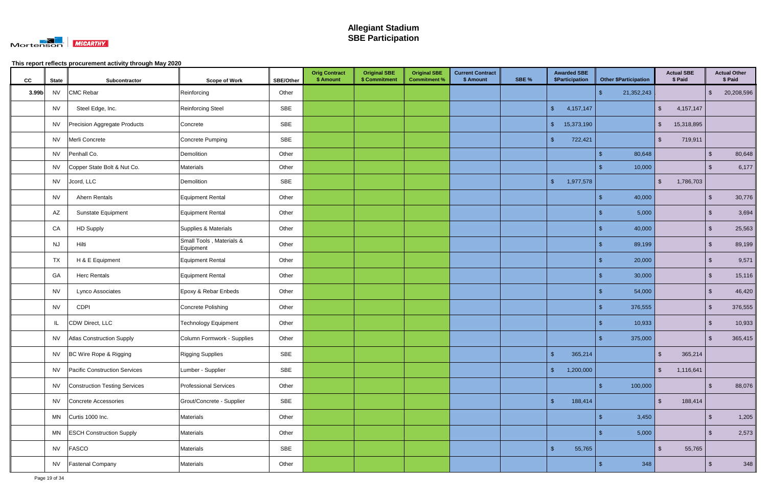# Allegiant Stadium
# SBE Participation

This report reflects procurement activity through May 2020

| CC | State | Subcontractor | Scope of Work | SBE/Other | Orig Contract $ Amount | Original SBE $ Commitment | Original SBE Commitment % | Current Contract $ Amount | SBE % | Awarded SBE $Participation | Other $Participation | Actual SBE $ Paid | Actual Other $ Paid |
|---|---|---|---|---|---|---|---|---|---|---|---|---|---|
| 3.99b | NV | CMC Rebar | Reinforcing | Other | | | | | | | $ 21,352,243 | | $ 20,208,596 |
| | NV | Steel Edge, Inc. | Reinforcing Steel | SBE | | | | | | $ 4,157,147 | | $ 4,157,147 | |
| | NV | Precision Aggregate Products | Concrete | SBE | | | | | | $ 15,373,190 | | $ 15,318,895 | |
| | NV | Merli Concrete | Concrete Pumping | SBE | | | | | | $ 722,421 | | $ 719,911 | |
| | NV | Penhall Co. | Demolition | Other | | | | | | | $ 80,648 | | $ 80,648 |
| | NV | Copper State Bolt & Nut Co. | Materials | Other | | | | | | | $ 10,000 | | $ 6,177 |
| | NV | Jcord, LLC | Demolition | SBE | | | | | | $ 1,977,578 | | $ 1,786,703 | |
| | NV | Ahern Rentals | Equipment Rental | Other | | | | | | | $ 40,000 | | $ 30,776 |
| | AZ | Sunstate Equipment | Equipment Rental | Other | | | | | | | $ 5,000 | | $ 3,694 |
| | CA | HD Supply | Supplies & Materials | Other | | | | | | | $ 40,000 | | $ 25,563 |
| | NJ | Hilti | Small Tools , Materials & Equipment | Other | | | | | | | $ 89,199 | | $ 89,199 |
| | TX | H & E Equipment | Equipment Rental | Other | | | | | | | $ 20,000 | | $ 9,571 |
| | GA | Herc Rentals | Equipment Rental | Other | | | | | | | $ 30,000 | | $ 15,116 |
| | NV | Lynco Associates | Epoxy & Rebar Enbeds | Other | | | | | | | $ 54,000 | | $ 46,420 |
| | NV | CDPI | Concrete Polishing | Other | | | | | | | $ 376,555 | | $ 376,555 |
| | IL | CDW Direct, LLC | Technology Equipment | Other | | | | | | | $ 10,933 | | $ 10,933 |
| | NV | Atlas Construction Supply | Column Formwork - Supplies | Other | | | | | | | $ 375,000 | | $ 365,415 |
| | NV | BC Wire Rope & Rigging | Rigging Supplies | SBE | | | | | | $ 365,214 | | $ 365,214 | |
| | NV | Pacific Construction Services | Lumber - Supplier | SBE | | | | | | $ 1,200,000 | | $ 1,116,641 | |
| | NV | Construction Testing Services | Professional Services | Other | | | | | | | $ 100,000 | | $ 88,076 |
| | NV | Concrete Accessories | Grout/Concrete - Supplier | SBE | | | | | | $ 188,414 | | $ 188,414 | |
| | MN | Curtis 1000 Inc. | Materials | Other | | | | | | | $ 3,450 | | $ 1,205 |
| | MN | ESCH Construction Supply | Materials | Other | | | | | | | $ 5,000 | | $ 2,573 |
| | NV | FASCO | Materials | SBE | | | | | | $ 55,765 | | $ 55,765 | |
| | NV | Fastenal Company | Materials | Other | | | | | | | $ 348 | | $ 348 |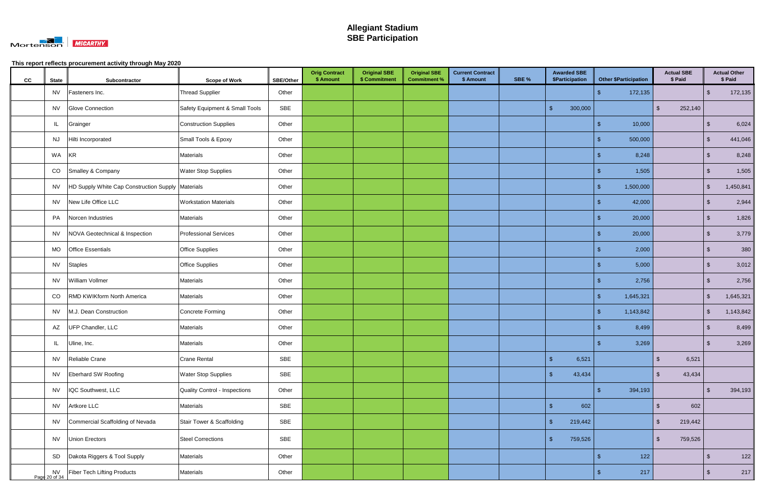# Allegiant Stadium
# SBE Participation

This report reflects procurement activity through May 2020

| CC | State | Subcontractor | Scope of Work | SBE/Other | Orig Contract $ Amount | Original SBE $ Commitment | Original SBE Commitment % | Current Contract $ Amount | SBE % | Awarded SBE $Participation | Other $Participation | Actual SBE $ Paid | Actual Other $ Paid |
|---|---|---|---|---|---|---|---|---|---|---|---|---|---|
| | NV | Fasteners Inc. | Thread Supplier | Other | | | | | | | $ 172,135 | | $ 172,135 |
| | NV | Glove Connection | Safety Equipment & Small Tools | SBE | | | | | | $ 300,000 | | $ 252,140 | |
| | IL | Grainger | Construction Supplies | Other | | | | | | | $ 10,000 | | $ 6,024 |
| | NJ | Hilti Incorporated | Small Tools & Epoxy | Other | | | | | | | $ 500,000 | | $ 441,046 |
| | WA | KR | Materials | Other | | | | | | | $ 8,248 | | $ 8,248 |
| | CO | Smalley & Company | Water Stop Supplies | Other | | | | | | | $ 1,505 | | $ 1,505 |
| | NV | HD Supply White Cap Construction Supply | Materials | Other | | | | | | | $ 1,500,000 | | $ 1,450,841 |
| | NV | New Life Office LLC | Workstation Materials | Other | | | | | | | $ 42,000 | | $ 2,944 |
| | PA | Norcen Industries | Materials | Other | | | | | | | $ 20,000 | | $ 1,826 |
| | NV | NOVA Geotechnical & Inspection | Professional Services | Other | | | | | | | $ 20,000 | | $ 3,779 |
| | MO | Office Essentials | Office Supplies | Other | | | | | | | $ 2,000 | | $ 380 |
| | NV | Staples | Office Supplies | Other | | | | | | | $ 5,000 | | $ 3,012 |
| | NV | William Vollmer | Materials | Other | | | | | | | $ 2,756 | | $ 2,756 |
| | CO | RMD KWIKform North America | Materials | Other | | | | | | | $ 1,645,321 | | $ 1,645,321 |
| | NV | M.J. Dean Construction | Concrete Forming | Other | | | | | | | $ 1,143,842 | | $ 1,143,842 |
| | AZ | UFP Chandler, LLC | Materials | Other | | | | | | | $ 8,499 | | $ 8,499 |
| | IL | Uline, Inc. | Materials | Other | | | | | | | $ 3,269 | | $ 3,269 |
| | NV | Reliable Crane | Crane Rental | SBE | | | | | | $ 6,521 | | $ 6,521 | |
| | NV | Eberhard SW Roofing | Water Stop Supplies | SBE | | | | | | $ 43,434 | | $ 43,434 | |
| | NV | IQC Southwest, LLC | Quality Control - Inspections | Other | | | | | | | $ 394,193 | | $ 394,193 |
| | NV | Artkore LLC | Materials | SBE | | | | | | $ 602 | | $ 602 | |
| | NV | Commercial Scaffolding of Nevada | Stair Tower & Scaffolding | SBE | | | | | | $ 219,442 | | $ 219,442 | |
| | NV | Union Erectors | Steel Corrections | SBE | | | | | | $ 759,526 | | $ 759,526 | |
| | SD | Dakota Riggers & Tool Supply | Materials | Other | | | | | | | $ 122 | | $ 122 |
| | NV | Fiber Tech Lifting Products | Materials | Other | | | | | | | $ 217 | | $ 217 |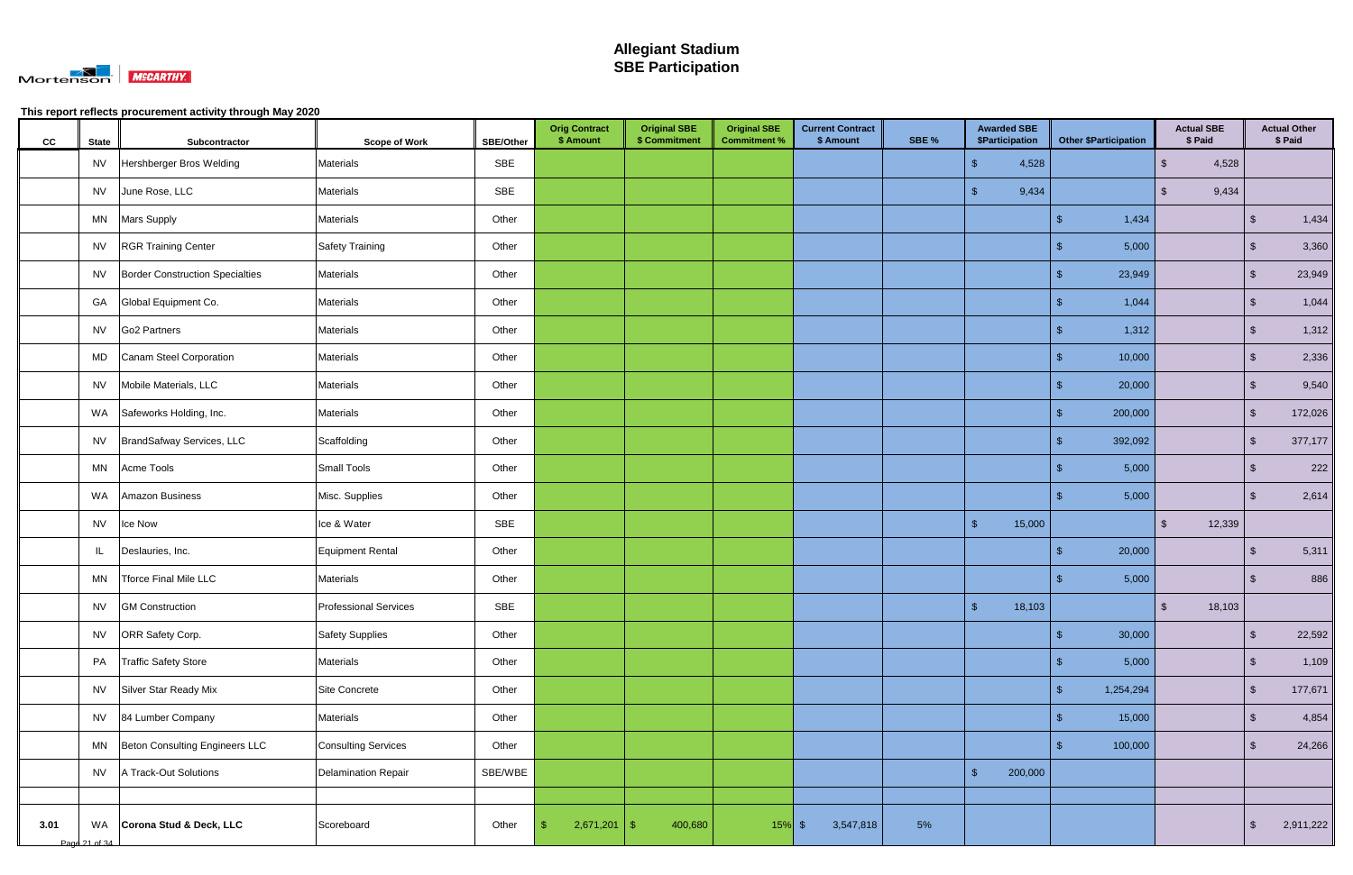# Allegiant Stadium
# SBE Participation

This report reflects procurement activity through May 2020

| CC | State | Subcontractor | Scope of Work | SBE/Other | Orig Contract $ Amount | Original SBE $ Commitment | Original SBE Commitment % | Current Contract $ Amount | SBE % | Awarded SBE $Participation | Other $Participation | Actual SBE $ Paid | Actual Other $ Paid |
|---|---|---|---|---|---|---|---|---|---|---|---|---|---|
| | NV | Hershberger Bros Welding | Materials | SBE | | | | | | $ 4,528 | | $ 4,528 | |
| | NV | June Rose, LLC | Materials | SBE | | | | | | $ 9,434 | | $ 9,434 | |
| | MN | Mars Supply | Materials | Other | | | | | | | $ 1,434 | | $ 1,434 |
| | NV | RGR Training Center | Safety Training | Other | | | | | | | $ 5,000 | | $ 3,360 |
| | NV | Border Construction Specialties | Materials | Other | | | | | | | $ 23,949 | | $ 23,949 |
| | GA | Global Equipment Co. | Materials | Other | | | | | | | $ 1,044 | | $ 1,044 |
| | NV | Go2 Partners | Materials | Other | | | | | | | $ 1,312 | | $ 1,312 |
| | MD | Canam Steel Corporation | Materials | Other | | | | | | | $ 10,000 | | $ 2,336 |
| | NV | Mobile Materials, LLC | Materials | Other | | | | | | | $ 20,000 | | $ 9,540 |
| | WA | Safeworks Holding, Inc. | Materials | Other | | | | | | | $ 200,000 | | $ 172,026 |
| | NV | BrandSafway Services, LLC | Scaffolding | Other | | | | | | | $ 392,092 | | $ 377,177 |
| | MN | Acme Tools | Small Tools | Other | | | | | | | $ 5,000 | | $ 222 |
| | WA | Amazon Business | Misc. Supplies | Other | | | | | | | $ 5,000 | | $ 2,614 |
| | NV | Ice Now | Ice & Water | SBE | | | | | | $ 15,000 | | $ 12,339 | |
| | IL | Deslauries, Inc. | Equipment Rental | Other | | | | | | | $ 20,000 | | $ 5,311 |
| | MN | Tforce Final Mile LLC | Materials | Other | | | | | | | $ 5,000 | | $ 886 |
| | NV | GM Construction | Professional Services | SBE | | | | | | $ 18,103 | | $ 18,103 | |
| | NV | ORR Safety Corp. | Safety Supplies | Other | | | | | | | $ 30,000 | | $ 22,592 |
| | PA | Traffic Safety Store | Materials | Other | | | | | | | $ 5,000 | | $ 1,109 |
| | NV | Silver Star Ready Mix | Site Concrete | Other | | | | | | | $ 1,254,294 | | $ 177,671 |
| | NV | 84 Lumber Company | Materials | Other | | | | | | | $ 15,000 | | $ 4,854 |
| | MN | Beton Consulting Engineers LLC | Consulting Services | Other | | | | | | | $ 100,000 | | $ 24,266 |
| | NV | A Track-Out Solutions | Delamination Repair | SBE/WBE | | | | | | $ 200,000 | | | |
| | | | | | | | | | | | | | |
| **3.01** | WA | **Corona Stud & Deck, LLC** | Scoreboard | Other | $ 2,671,201 | $ 400,680 | 15% | $ 3,547,818 | 5% | | | | $ 2,911,222 |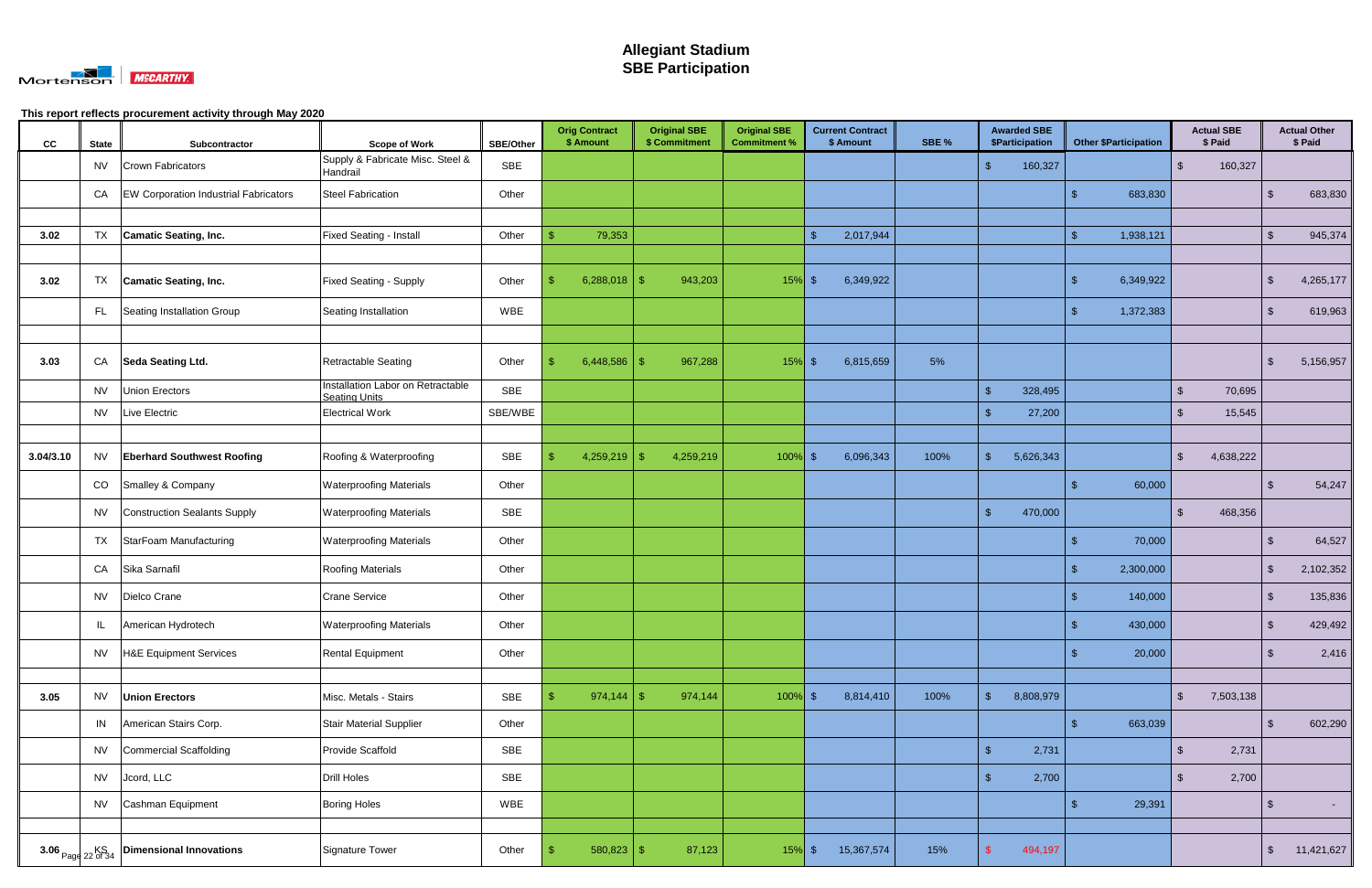# Allegiant Stadium
# SBE Participation

This report reflects procurement activity through May 2020

| CC | State | Subcontractor | Scope of Work | SBE/Other | Orig Contract $ Amount | Original SBE $ Commitment | Original SBE Commitment % | Current Contract $ Amount | SBE % | Awarded SBE $Participation | Other $Participation | Actual SBE $ Paid | Actual Other $ Paid |
|---|---|---|---|---|---|---|---|---|---|---|---|---|---|
| | NV | Crown Fabricators | Supply & Fabricate Misc. Steel & Handrail | SBE | | | | | | $ 160,327 | | $ 160,327 | |
| | CA | EW Corporation Industrial Fabricators | Steel Fabrication | Other | | | | | | | $ 683,830 | | $ 683,830 |
| | | | | | | | | | | | | | |
| 3.02 | TX | **Camatic Seating, Inc.** | Fixed Seating - Install | Other | $ 79,353 | | | $ 2,017,944 | | | $ 1,938,121 | | $ 945,374 |
| | | | | | | | | | | | | | |
| 3.02 | TX | **Camatic Seating, Inc.** | Fixed Seating - Supply | Other | $ 6,288,018 | $ 943,203 | 15% | $ 6,349,922 | | | $ 6,349,922 | | $ 4,265,177 |
| | FL | Seating Installation Group | Seating Installation | WBE | | | | | | | $ 1,372,383 | | $ 619,963 |
| | | | | | | | | | | | | | |
| 3.03 | CA | **Seda Seating Ltd.** | Retractable Seating | Other | $ 6,448,586 | $ 967,288 | 15% | $ 6,815,659 | 5% | | | | $ 5,156,957 |
| | NV | Union Erectors | Installation Labor on Retractable Seating Units | SBE | | | | | | $ 328,495 | | $ 70,695 | |
| | NV | Live Electric | Electrical Work | SBE/WBE | | | | | | $ 27,200 | | $ 15,545 | |
| | | | | | | | | | | | | | |
| 3.04/3.10 | NV | **Eberhard Southwest Roofing** | Roofing & Waterproofing | SBE | $ 4,259,219 | $ 4,259,219 | 100% | $ 6,096,343 | 100% | $ 5,626,343 | | $ 4,638,222 | |
| | CO | Smalley & Company | Waterproofing Materials | Other | | | | | | | $ 60,000 | | $ 54,247 |
| | NV | Construction Sealants Supply | Waterproofing Materials | SBE | | | | | | $ 470,000 | | $ 468,356 | |
| | TX | StarFoam Manufacturing | Waterproofing Materials | Other | | | | | | | $ 70,000 | | $ 64,527 |
| | CA | Sika Sarnafil | Roofing Materials | Other | | | | | | | $ 2,300,000 | | $ 2,102,352 |
| | NV | Dielco Crane | Crane Service | Other | | | | | | | $ 140,000 | | $ 135,836 |
| | IL | American Hydrotech | Waterproofing Materials | Other | | | | | | | $ 430,000 | | $ 429,492 |
| | NV | H&E Equipment Services | Rental Equipment | Other | | | | | | | $ 20,000 | | $ 2,416 |
| | | | | | | | | | | | | | |
| 3.05 | NV | **Union Erectors** | Misc. Metals - Stairs | SBE | $ 974,144 | $ 974,144 | 100% | $ 8,814,410 | 100% | $ 8,808,979 | | $ 7,503,138 | |
| | IN | American Stairs Corp. | Stair Material Supplier | Other | | | | | | | $ 663,039 | | $ 602,290 |
| | NV | Commercial Scaffolding | Provide Scaffold | SBE | | | | | | $ 2,731 | | $ 2,731 | |
| | NV | Jcord, LLC | Drill Holes | SBE | | | | | | $ 2,700 | | $ 2,700 | |
| | NV | Cashman Equipment | Boring Holes | WBE | | | | | | | $ 29,391 | | $ - |
| | | | | | | | | | | | | | |
| 3.06 | KS | **Dimensional Innovations** | Signature Tower | Other | $ 580,823 | $ 87,123 | 15% | $ 15,367,574 | 15% | $ 494,197 | | | $ 11,421,627 |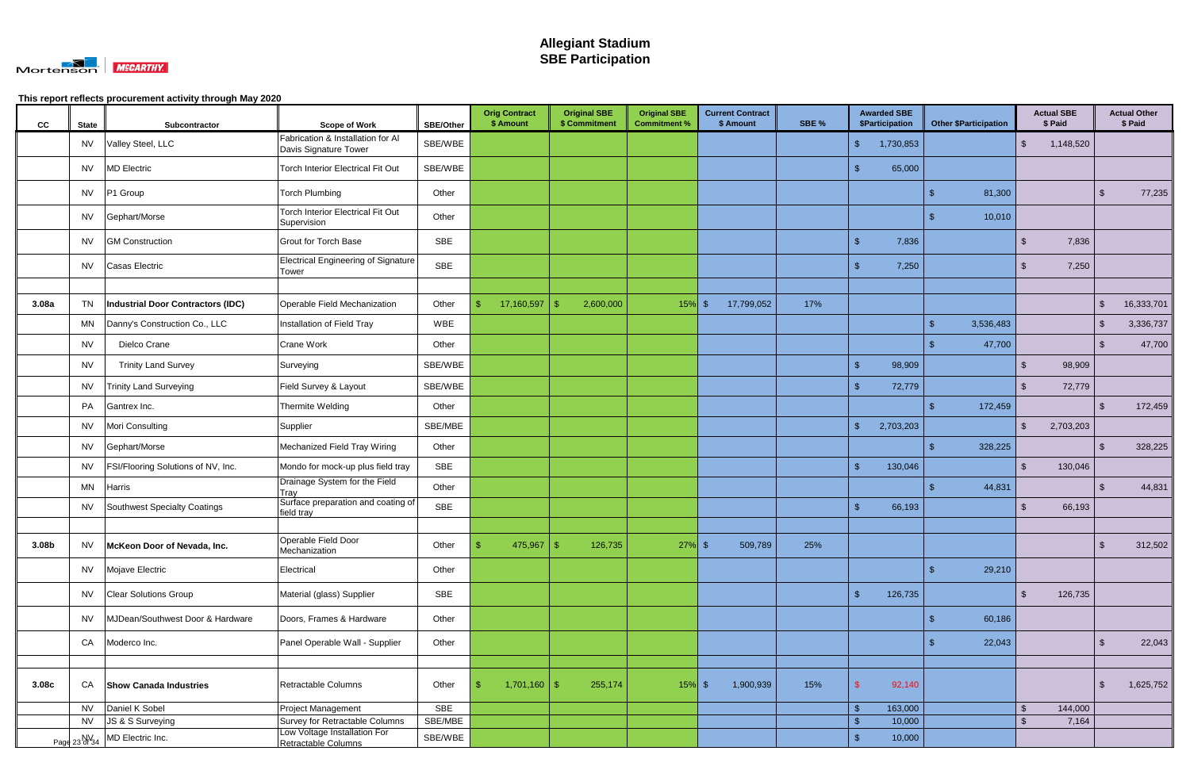# Allegiant Stadium
# SBE Participation

This report reflects procurement activity through May 2020

| CC | State | Subcontractor | Scope of Work | SBE/Other | Orig Contract $ Amount | Original SBE $ Commitment | Original SBE Commitment % | Current Contract $ Amount | SBE % | Awarded SBE $Participation | Other $Participation | Actual SBE $ Paid | Actual Other $ Paid |
|---|---|---|---|---|---|---|---|---|---|---|---|---|---|
| | NV | Valley Steel, LLC | Fabrication & Installation for Al Davis Signature Tower | SBE/WBE | | | | | | $ 1,730,853 | | $ 1,148,520 | |
| | NV | MD Electric | Torch Interior Electrical Fit Out | SBE/WBE | | | | | | $ 65,000 | | | |
| | NV | P1 Group | Torch Plumbing | Other | | | | | | | $ 81,300 | | $ 77,235 |
| | NV | Gephart/Morse | Torch Interior Electrical Fit Out Supervision | Other | | | | | | | $ 10,010 | | |
| | NV | GM Construction | Grout for Torch Base | SBE | | | | | | $ 7,836 | | $ 7,836 | |
| | NV | Casas Electric | Electrical Engineering of Signature Tower | SBE | | | | | | $ 7,250 | | $ 7,250 | |
| | | | | | | | | | | | | | |
| **3.08a** | TN | **Industrial Door Contractors (IDC)** | Operable Field Mechanization | Other | $ 17,160,597 | $ 2,600,000 | 15% | $ 17,799,052 | 17% | | | | $ 16,333,701 |
| | MN | Danny's Construction Co., LLC | Installation of Field Tray | WBE | | | | | | | $ 3,536,483 | | $ 3,336,737 |
| | NV | Dielco Crane | Crane Work | Other | | | | | | | $ 47,700 | | $ 47,700 |
| | NV | Trinity Land Survey | Surveying | SBE/WBE | | | | | | $ 98,909 | | $ 98,909 | |
| | NV | Trinity Land Surveying | Field Survey & Layout | SBE/WBE | | | | | | $ 72,779 | | $ 72,779 | |
| | PA | Gantrex Inc. | Thermite Welding | Other | | | | | | | $ 172,459 | | $ 172,459 |
| | NV | Mori Consulting | Supplier | SBE/MBE | | | | | | $ 2,703,203 | | $ 2,703,203 | |
| | NV | Gephart/Morse | Mechanized Field Tray Wiring | Other | | | | | | | $ 328,225 | | $ 328,225 |
| | NV | FSI/Flooring Solutions of NV, Inc. | Mondo for mock-up plus field tray | SBE | | | | | | $ 130,046 | | $ 130,046 | |
| | MN | Harris | Drainage System for the Field Tray | Other | | | | | | | $ 44,831 | | $ 44,831 |
| | NV | Southwest Specialty Coatings | Surface preparation and coating of field tray | SBE | | | | | | $ 66,193 | | $ 66,193 | |
| | | | | | | | | | | | | | |
| **3.08b** | NV | **McKeon Door of Nevada, Inc.** | Operable Field Door Mechanization | Other | $ 475,967 | $ 126,735 | 27% | $ 509,789 | 25% | | | | $ 312,502 |
| | NV | Mojave Electric | Electrical | Other | | | | | | | $ 29,210 | | |
| | NV | Clear Solutions Group | Material (glass) Supplier | SBE | | | | | | $ 126,735 | | $ 126,735 | |
| | NV | MJDean/Southwest Door & Hardware | Doors, Frames & Hardware | Other | | | | | | | $ 60,186 | | |
| | CA | Moderco Inc. | Panel Operable Wall - Supplier | Other | | | | | | | $ 22,043 | | $ 22,043 |
| | | | | | | | | | | | | | |
| **3.08c** | CA | **Show Canada Industries** | Retractable Columns | Other | $ 1,701,160 | $ 255,174 | 15% | $ 1,900,939 | 15% | $ 92,140 | | | $ 1,625,752 |
| | NV | Daniel K Sobel | Project Management | SBE | | | | | | $ 163,000 | | $ 144,000 | |
| | NV | JS & S Surveying | Survey for Retractable Columns | SBE/MBE | | | | | | $ 10,000 | | $ 7,164 | |
| | NV | MD Electric Inc. | Low Voltage Installation For Retractable Columns | SBE/WBE | | | | | | $ 10,000 | | | |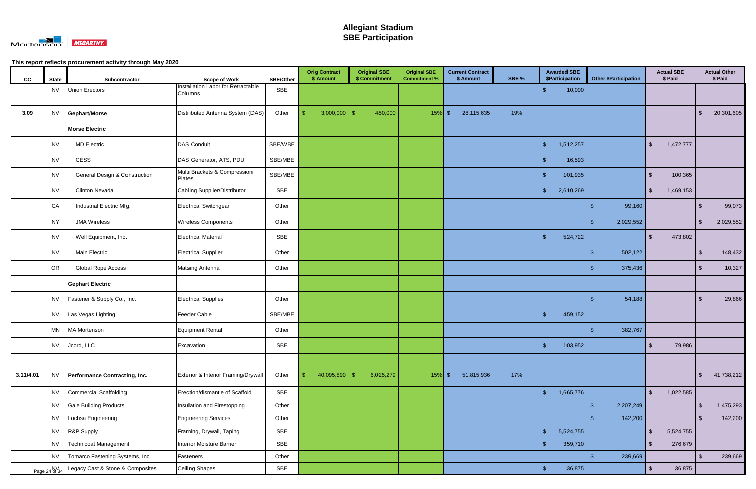# Allegiant Stadium
# SBE Participation

This report reflects procurement activity through May 2020

| CC | State | Subcontractor | Scope of Work | SBE/Other | Orig Contract $ Amount | Original SBE $ Commitment | Original SBE Commitment % | Current Contract $ Amount | SBE % | Awarded SBE $Participation | Other $Participation | Actual SBE $ Paid | Actual Other $ Paid |
|---|---|---|---|---|---|---|---|---|---|---|---|---|---|
| | NV | Union Erectors | Installation Labor for Retractable Columns | SBE | | | | | | $ 10,000 | | | |
| | | | | | | | | | | | | | |
| 3.09 | NV | **Gephart/Morse** | Distributed Antenna System (DAS) | Other | $ 3,000,000 | $ 450,000 | 15% | $ 28,115,635 | 19% | | | | $ 20,301,605 |
| | | **Morse Electric** | | | | | | | | | | | |
| | NV | MD Electric | DAS Conduit | SBE/WBE | | | | | | $ 1,512,257 | | $ 1,472,777 | |
| | NV | CESS | DAS Generator, ATS, PDU | SBE/MBE | | | | | | $ 16,593 | | | |
| | NV | General Design & Construction | Multi Brackets & Compression Plates | SBE/MBE | | | | | | $ 101,935 | | $ 100,365 | |
| | NV | Clinton Nevada | Cabling Supplier/Distributor | SBE | | | | | | $ 2,610,269 | | $ 1,469,153 | |
| | CA | Industrial Electric Mfg. | Electrical Switchgear | Other | | | | | | | $ 99,160 | | $ 99,073 |
| | NY | JMA Wireless | Wireless Components | Other | | | | | | | $ 2,029,552 | | $ 2,029,552 |
| | NV | Well Equipment, Inc. | Electrical Material | SBE | | | | | | $ 524,722 | | $ 473,802 | |
| | NV | Main Electric | Electrical Supplier | Other | | | | | | | $ 502,122 | | $ 148,432 |
| | OR | Global Rope Access | Matsing Antenna | Other | | | | | | | $ 375,436 | | $ 10,327 |
| | | **Gephart Electric** | | | | | | | | | | | |
| | NV | Fastener & Supply Co., Inc. | Electrical Supplies | Other | | | | | | | $ 54,188 | | $ 29,866 |
| | NV | Las Vegas Lighting | Feeder Cable | SBE/MBE | | | | | | $ 459,152 | | | |
| | MN | MA Mortenson | Equipment Rental | Other | | | | | | | $ 382,767 | | |
| | NV | Jcord, LLC | Excavation | SBE | | | | | | $ 103,952 | | $ 79,986 | |
| | | | | | | | | | | | | | |
| 3.11/4.01 | NV | **Performance Contracting, Inc.** | Exterior & Interior Framing/Drywall | Other | $ 40,095,890 | $ 6,025,279 | 15% | $ 51,815,936 | 17% | | | | $ 41,738,212 |
| | NV | Commercial Scaffolding | Erection/dismantle of Scaffold | SBE | | | | | | $ 1,665,776 | | $ 1,022,585 | |
| | NV | Gale Building Products | Insulation and Firestopping | Other | | | | | | | $ 2,207,249 | | $ 1,475,293 |
| | NV | Lochsa Engineering | Engineering Services | Other | | | | | | | $ 142,200 | | $ 142,200 |
| | NV | R&P Supply | Framing, Drywall, Taping | SBE | | | | | | $ 5,524,755 | | $ 5,524,755 | |
| | NV | Technicoat Management | Interior Moisture Barrier | SBE | | | | | | $ 359,710 | | $ 276,679 | |
| | NV | Tomarco Fastening Systems, Inc. | Fasteners | Other | | | | | | | $ 239,669 | | $ 239,669 |
| | NV | Legacy Cast & Stone & Composites | Ceiling Shapes | SBE | | | | | | $ 36,875 | | $ 36,875 | |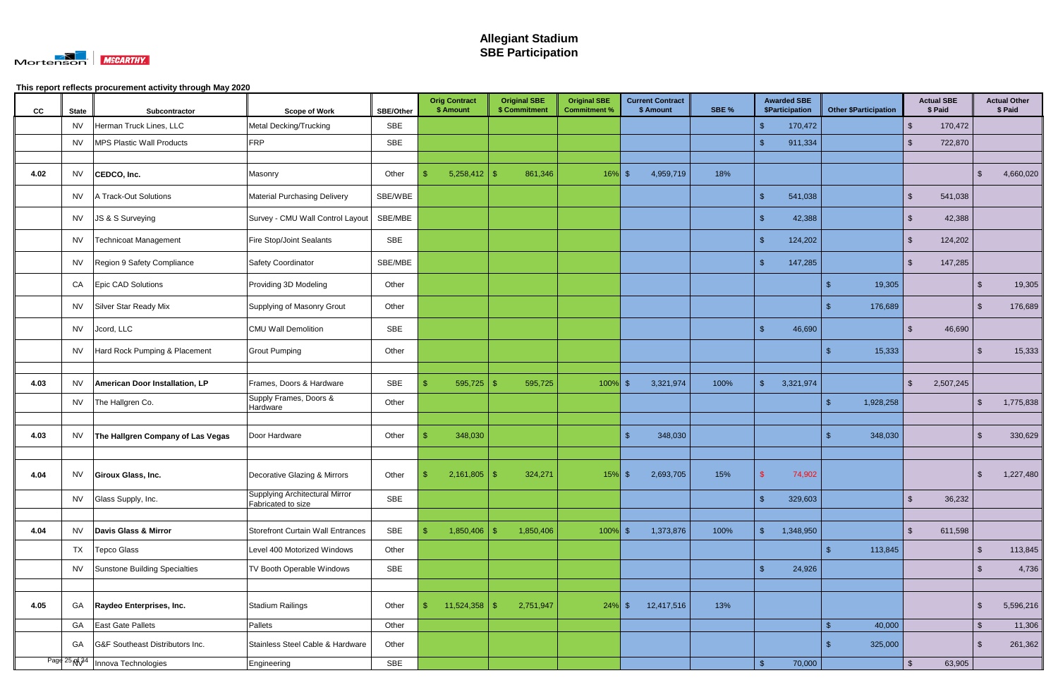# Allegiant Stadium
# SBE Participation

**This report reflects procurement activity through May 2020**

| CC | State | Subcontractor | Scope of Work | SBE/Other | Orig Contract $ Amount | Original SBE $ Commitment | Original SBE Commitment % | Current Contract $ Amount | SBE % | Awarded SBE $Participation | Other $Participation | Actual SBE $ Paid | Actual Other $ Paid |
|---|---|---|---|---|---|---|---|---|---|---|---|---|---|
| | NV | Herman Truck Lines, LLC | Metal Decking/Trucking | SBE | | | | | | $ 170,472 | | $ 170,472 | |
| | NV | MPS Plastic Wall Products | FRP | SBE | | | | | | $ 911,334 | | $ 722,870 | |
| | | | | | | | | | | | | | |
| 4.02 | NV | **CEDCO, Inc.** | Masonry | Other | $ 5,258,412 | $ 861,346 | 16% | $ 4,959,719 | 18% | | | | $ 4,660,020 |
| | NV | A Track-Out Solutions | Material Purchasing Delivery | SBE/WBE | | | | | | $ 541,038 | | $ 541,038 | |
| | NV | JS & S Surveying | Survey - CMU Wall Control Layout | SBE/MBE | | | | | | $ 42,388 | | $ 42,388 | |
| | NV | Technicoat Management | Fire Stop/Joint Sealants | SBE | | | | | | $ 124,202 | | $ 124,202 | |
| | NV | Region 9 Safety Compliance | Safety Coordinator | SBE/MBE | | | | | | $ 147,285 | | $ 147,285 | |
| | CA | Epic CAD Solutions | Providing 3D Modeling | Other | | | | | | | $ 19,305 | | $ 19,305 |
| | NV | Silver Star Ready Mix | Supplying of Masonry Grout | Other | | | | | | | $ 176,689 | | $ 176,689 |
| | NV | Jcord, LLC | CMU Wall Demolition | SBE | | | | | | $ 46,690 | | $ 46,690 | |
| | NV | Hard Rock Pumping & Placement | Grout Pumping | Other | | | | | | | $ 15,333 | | $ 15,333 |
| | | | | | | | | | | | | | |
| 4.03 | NV | **American Door Installation, LP** | Frames, Doors & Hardware | SBE | $ 595,725 | $ 595,725 | 100% | $ 3,321,974 | 100% | $ 3,321,974 | | $ 2,507,245 | |
| | NV | The Hallgren Co. | Supply Frames, Doors & Hardware | Other | | | | | | | $ 1,928,258 | | $ 1,775,838 |
| | | | | | | | | | | | | | |
| 4.03 | NV | **The Hallgren Company of Las Vegas** | Door Hardware | Other | $ 348,030 | | | $ 348,030 | | | $ 348,030 | | $ 330,629 |
| | | | | | | | | | | | | | |
| 4.04 | NV | **Giroux Glass, Inc.** | Decorative Glazing & Mirrors | Other | $ 2,161,805 | $ 324,271 | 15% | $ 2,693,705 | 15% | $ 74,902 | | | $ 1,227,480 |
| | NV | Glass Supply, Inc. | Supplying Architectural Mirror Fabricated to size | SBE | | | | | | $ 329,603 | | $ 36,232 | |
| | | | | | | | | | | | | | |
| 4.04 | NV | **Davis Glass & Mirror** | Storefront Curtain Wall Entrances | SBE | $ 1,850,406 | $ 1,850,406 | 100% | $ 1,373,876 | 100% | $ 1,348,950 | | $ 611,598 | |
| | TX | Tepco Glass | Level 400 Motorized Windows | Other | | | | | | | $ 113,845 | | $ 113,845 |
| | NV | Sunstone Building Specialties | TV Booth Operable Windows | SBE | | | | | | $ 24,926 | | | $ 4,736 |
| | | | | | | | | | | | | | |
| 4.05 | GA | **Raydeo Enterprises, Inc.** | Stadium Railings | Other | $ 11,524,358 | $ 2,751,947 | 24% | $ 12,417,516 | 13% | | | | $ 5,596,216 |
| | GA | East Gate Pallets | Pallets | Other | | | | | | | $ 40,000 | | $ 11,306 |
| | GA | G&F Southeast Distributors Inc. | Stainless Steel Cable & Hardware | Other | | | | | | | $ 325,000 | | $ 261,362 |
| | NV | Innova Technologies | Engineering | SBE | | | | | | $ 70,000 | | $ 63,905 | |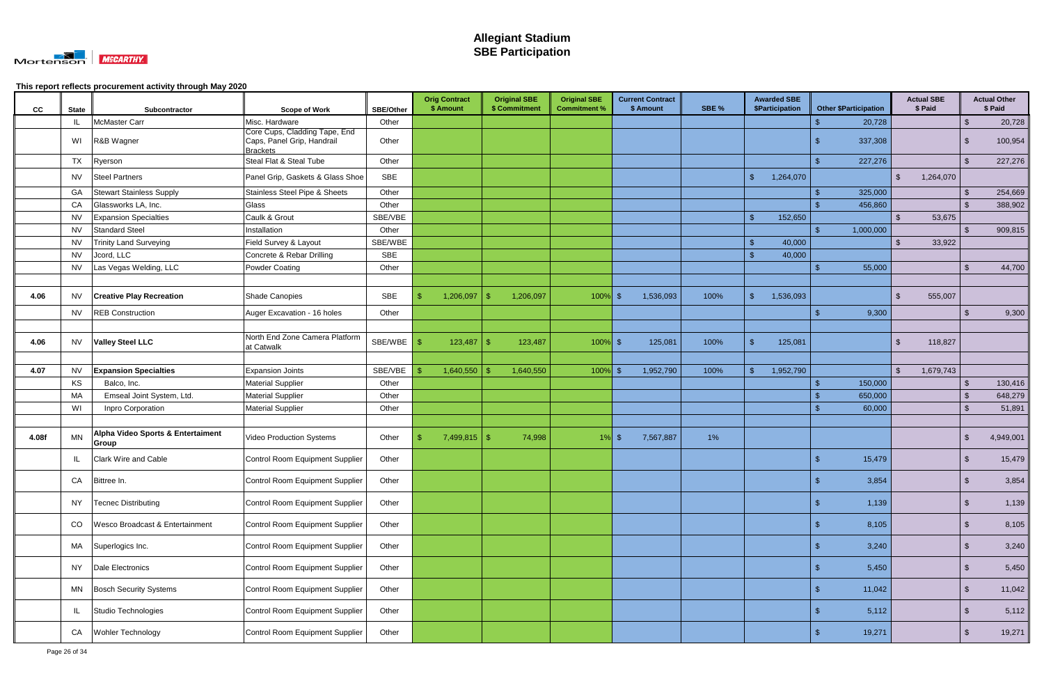# Allegiant Stadium
## SBE Participation

This report reflects procurement activity through May 2020

| CC | State | Subcontractor | Scope of Work | SBE/Other | Orig Contract $ Amount | Original SBE $ Commitment | Original SBE Commitment % | Current Contract $ Amount | SBE % | Awarded SBE $Participation | Other $Participation | Actual SBE $ Paid | Actual Other $ Paid |
|---|---|---|---|---|---|---|---|---|---|---|---|---|---|
| | IL | McMaster Carr | Misc. Hardware | Other | | | | | | | $ 20,728 | | $ 20,728 |
| | WI | R&B Wagner | Core Cups, Cladding Tape, End Caps, Panel Grip, Handrail Brackets | Other | | | | | | | $ 337,308 | | $ 100,954 |
| | TX | Ryerson | Steal Flat & Steal Tube | Other | | | | | | | $ 227,276 | | $ 227,276 |
| | NV | Steel Partners | Panel Grip, Gaskets & Glass Shoe | SBE | | | | | | $ 1,264,070 | | $ 1,264,070 | |
| | GA | Stewart Stainless Supply | Stainless Steel Pipe & Sheets | Other | | | | | | | $ 325,000 | | $ 254,669 |
| | CA | Glassworks LA, Inc. | Glass | Other | | | | | | | $ 456,860 | | $ 388,902 |
| | NV | Expansion Specialties | Caulk & Grout | SBE/VBE | | | | | | $ 152,650 | | $ 53,675 | |
| | NV | Standard Steel | Installation | Other | | | | | | | $ 1,000,000 | | $ 909,815 |
| | NV | Trinity Land Surveying | Field Survey & Layout | SBE/WBE | | | | | | $ 40,000 | | $ 33,922 | |
| | NV | Jcord, LLC | Concrete & Rebar Drilling | SBE | | | | | | $ 40,000 | | | |
| | NV | Las Vegas Welding, LLC | Powder Coating | Other | | | | | | | $ 55,000 | | $ 44,700 |
| | | | | | | | | | | | | | |
| 4.06 | NV | **Creative Play Recreation** | Shade Canopies | SBE | $ 1,206,097 | $ 1,206,097 | 100% | $ 1,536,093 | 100% | $ 1,536,093 | | $ 555,007 | |
| | NV | REB Construction | Auger Excavation - 16 holes | Other | | | | | | | $ 9,300 | | $ 9,300 |
| | | | | | | | | | | | | | |
| 4.06 | NV | **Valley Steel LLC** | North End Zone Camera Platform at Catwalk | SBE/WBE | $ 123,487 | $ 123,487 | 100% | $ 125,081 | 100% | $ 125,081 | | $ 118,827 | |
| | | | | | | | | | | | | | |
| 4.07 | NV | **Expansion Specialties** | Expansion Joints | SBE/VBE | $ 1,640,550 | $ 1,640,550 | 100% | $ 1,952,790 | 100% | $ 1,952,790 | | $ 1,679,743 | |
| | KS | Balco, Inc. | Material Supplier | Other | | | | | | | $ 150,000 | | $ 130,416 |
| | MA | Emseal Joint System, Ltd. | Material Supplier | Other | | | | | | | $ 650,000 | | $ 648,279 |
| | WI | Inpro Corporation | Material Supplier | Other | | | | | | | $ 60,000 | | $ 51,891 |
| | | | | | | | | | | | | | |
| 4.08f | MN | **Alpha Video Sports & Entertaiment Group** | Video Production Systems | Other | $ 7,499,815 | $ 74,998 | 1% | $ 7,567,887 | 1% | | | | $ 4,949,001 |
| | IL | Clark Wire and Cable | Control Room Equipment Supplier | Other | | | | | | | $ 15,479 | | $ 15,479 |
| | CA | Bittree In. | Control Room Equipment Supplier | Other | | | | | | | $ 3,854 | | $ 3,854 |
| | NY | Tecnec Distributing | Control Room Equipment Supplier | Other | | | | | | | $ 1,139 | | $ 1,139 |
| | CO | Wesco Broadcast & Entertainment | Control Room Equipment Supplier | Other | | | | | | | $ 8,105 | | $ 8,105 |
| | MA | Superlogics Inc. | Control Room Equipment Supplier | Other | | | | | | | $ 3,240 | | $ 3,240 |
| | NY | Dale Electronics | Control Room Equipment Supplier | Other | | | | | | | $ 5,450 | | $ 5,450 |
| | MN | Bosch Security Systems | Control Room Equipment Supplier | Other | | | | | | | $ 11,042 | | $ 11,042 |
| | IL | Studio Technologies | Control Room Equipment Supplier | Other | | | | | | | $ 5,112 | | $ 5,112 |
| | CA | Wohler Technology | Control Room Equipment Supplier | Other | | | | | | | $ 19,271 | | $ 19,271 |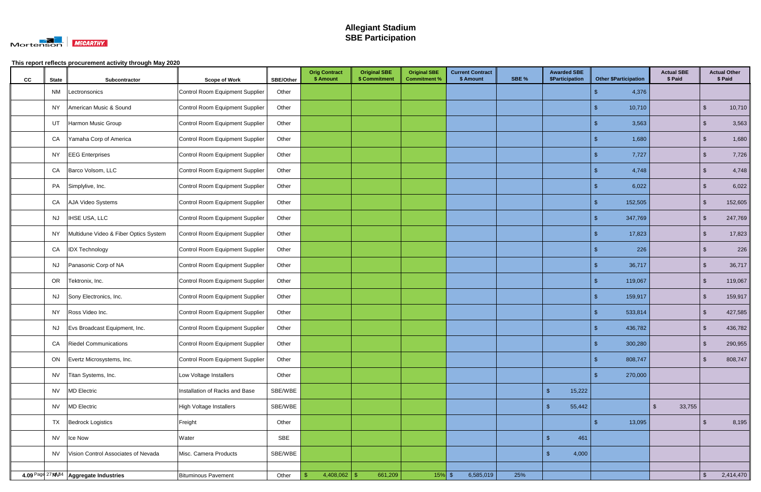# Allegiant Stadium
## SBE Participation

This report reflects procurement activity through May 2020

| CC | State | Subcontractor | Scope of Work | SBE/Other | Orig Contract $ Amount | Original SBE $ Commitment | Original SBE Commitment % | Current Contract $ Amount | SBE % | Awarded SBE $Participation | Other $Participation | Actual SBE $ Paid | Actual Other $ Paid |
|---|---|---|---|---|---|---|---|---|---|---|---|---|---|
| | NM | Lectronsonics | Control Room Equipment Supplier | Other | | | | | | | $ 4,376 | | |
| | NY | American Music & Sound | Control Room Equipment Supplier | Other | | | | | | | $ 10,710 | | $ 10,710 |
| | UT | Harmon Music Group | Control Room Equipment Supplier | Other | | | | | | | $ 3,563 | | $ 3,563 |
| | CA | Yamaha Corp of America | Control Room Equipment Supplier | Other | | | | | | | $ 1,680 | | $ 1,680 |
| | NY | EEG Enterprises | Control Room Equipment Supplier | Other | | | | | | | $ 7,727 | | $ 7,726 |
| | CA | Barco Volsom, LLC | Control Room Equipment Supplier | Other | | | | | | | $ 4,748 | | $ 4,748 |
| | PA | Simplylive, Inc. | Control Room Equipment Supplier | Other | | | | | | | $ 6,022 | | $ 6,022 |
| | CA | AJA Video Systems | Control Room Equipment Supplier | Other | | | | | | | $ 152,505 | | $ 152,605 |
| | NJ | IHSE USA, LLC | Control Room Equipment Supplier | Other | | | | | | | $ 347,769 | | $ 247,769 |
| | NY | Multidune Video & Fiber Optics System | Control Room Equipment Supplier | Other | | | | | | | $ 17,823 | | $ 17,823 |
| | CA | IDX Technology | Control Room Equipment Supplier | Other | | | | | | | $ 226 | | $ 226 |
| | NJ | Panasonic Corp of NA | Control Room Equipment Supplier | Other | | | | | | | $ 36,717 | | $ 36,717 |
| | OR | Tektronix, Inc. | Control Room Equipment Supplier | Other | | | | | | | $ 119,067 | | $ 119,067 |
| | NJ | Sony Electronics, Inc. | Control Room Equipment Supplier | Other | | | | | | | $ 159,917 | | $ 159,917 |
| | NY | Ross Video Inc. | Control Room Equipment Supplier | Other | | | | | | | $ 533,814 | | $ 427,585 |
| | NJ | Evs Broadcast Equipment, Inc. | Control Room Equipment Supplier | Other | | | | | | | $ 436,782 | | $ 436,782 |
| | CA | Riedel Communications | Control Room Equipment Supplier | Other | | | | | | | $ 300,280 | | $ 290,955 |
| | ON | Evertz Microsystems, Inc. | Control Room Equipment Supplier | Other | | | | | | | $ 808,747 | | $ 808,747 |
| | NV | Titan Systems, Inc. | Low Voltage Installers | Other | | | | | | | $ 270,000 | | |
| | NV | MD Electric | Installation of Racks and Base | SBE/WBE | | | | | | $ 15,222 | | | |
| | NV | MD Electric | High Voltage Installers | SBE/WBE | | | | | | $ 55,442 | | $ 33,755 | |
| | TX | Bedrock Logistics | Freight | Other | | | | | | | $ 13,095 | | $ 8,195 |
| | NV | Ice Now | Water | SBE | | | | | | $ 461 | | | |
| | NV | Vision Control Associates of Nevada | Misc. Camera Products | SBE/WBE | | | | | | $ 4,000 | | | |
| | | | | | | | | | | | | | |
| **4.09** | NV | **Aggregate Industries** | Bituminous Pavement | Other | $ 4,408,062 | $ 661,209 | 15% | $ 6,585,019 | 25% | | | | $ 2,414,470 |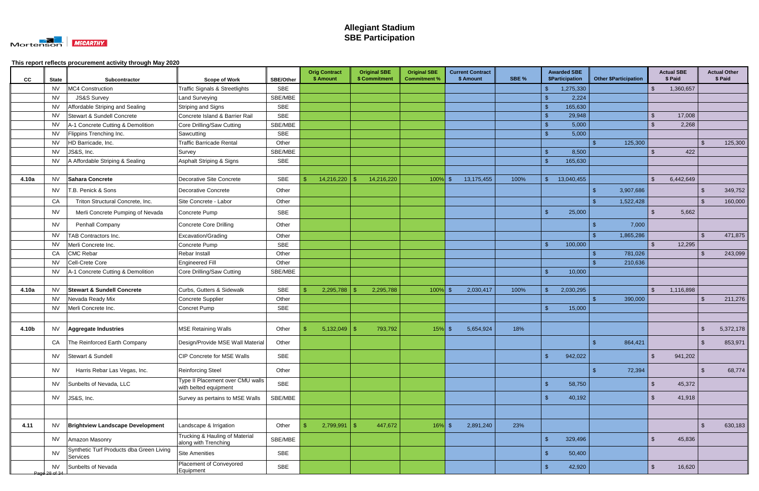# Allegiant Stadium
## SBE Participation

This report reflects procurement activity through May 2020

| CC | State | Subcontractor | Scope of Work | SBE/Other | Orig Contract $ Amount | Original SBE $ Commitment | Original SBE Commitment % | Current Contract $ Amount | SBE % | Awarded SBE $Participation | Other $Participation | Actual SBE $ Paid | Actual Other $ Paid |
|---|---|---|---|---|---|---|---|---|---|---|---|---|---|
| | NV | MC4 Construction | Traffic Signals & Streetlights | SBE | | | | | | $ 1,275,330 | | $ 1,360,657 | |
| | NV | JS&S Survey | Land Surveying | SBE/MBE | | | | | | $ 2,224 | | | |
| | NV | Affordable Striping and Sealing | Striping and Signs | SBE | | | | | | $ 165,630 | | | |
| | NV | Stewart & Sundell Concrete | Concrete Island & Barrier Rail | SBE | | | | | | $ 29,948 | | $ 17,008 | |
| | NV | A-1 Concrete Cutting & Demolition | Core Drilling/Saw Cutting | SBE/MBE | | | | | | $ 5,000 | | $ 2,268 | |
| | NV | Flippins Trenching Inc. | Sawcutting | SBE | | | | | | $ 5,000 | | | |
| | NV | HD Barricade, Inc. | Traffic Barricade Rental | Other | | | | | | | $ 125,300 | | $ 125,300 |
| | NV | JS&S, Inc. | Survey | SBE/MBE | | | | | | $ 8,500 | | $ 422 | |
| | NV | A Affordable Striping & Sealing | Asphalt Striping & Signs | SBE | | | | | | $ 165,630 | | | |
| | | | | | | | | | | | | | |
| 4.10a | NV | **Sahara Concrete** | Decorative Site Concrete | SBE | $ 14,216,220 | $ 14,216,220 | 100% | $ 13,175,455 | 100% | $ 13,040,455 | | $ 6,442,649 | |
| | NV | T.B. Penick & Sons | Decorative Concrete | Other | | | | | | | $ 3,907,686 | | $ 349,752 |
| | CA | Triton Structural Concrete, Inc. | Site Concrete - Labor | Other | | | | | | | $ 1,522,428 | | $ 160,000 |
| | NV | Merli Concrete Pumping of Nevada | Concrete Pump | SBE | | | | | | $ 25,000 | | $ 5,662 | |
| | NV | Penhall Company | Concrete Core Drilling | Other | | | | | | | $ 7,000 | | |
| | NV | TAB Contractors Inc. | Excavation/Grading | Other | | | | | | | $ 1,865,286 | | $ 471,875 |
| | NV | Merli Concrete Inc. | Concrete Pump | SBE | | | | | | $ 100,000 | | $ 12,295 | |
| | CA | CMC Rebar | Rebar Install | Other | | | | | | | $ 781,026 | | $ 243,099 |
| | NV | Cell-Crete Core | Engineered Fill | Other | | | | | | | $ 210,636 | | |
| | NV | A-1 Concrete Cutting & Demolition | Core Drilling/Saw Cutting | SBE/MBE | | | | | | $ 10,000 | | | |
| | | | | | | | | | | | | | |
| 4.10a | NV | **Stewart & Sundell Concrete** | Curbs, Gutters & Sidewalk | SBE | $ 2,295,788 | $ 2,295,788 | 100% | $ 2,030,417 | 100% | $ 2,030,295 | | $ 1,116,898 | |
| | NV | Nevada Ready Mix | Concrete Supplier | Other | | | | | | | $ 390,000 | | $ 211,276 |
| | NV | Merli Concrete Inc. | Concret Pump | SBE | | | | | | $ 15,000 | | | |
| | | | | | | | | | | | | | |
| 4.10b | NV | **Aggregate Industries** | MSE Retaining Walls | Other | $ 5,132,049 | $ 793,792 | 15% | $ 5,654,924 | 18% | | | | $ 5,372,178 |
| | CA | The Reinforced Earth Company | Design/Provide MSE Wall Material | Other | | | | | | | $ 864,421 | | $ 853,971 |
| | NV | Stewart & Sundell | CIP Concrete for MSE Walls | SBE | | | | | | $ 942,022 | | $ 941,202 | |
| | NV | Harris Rebar Las Vegas, Inc. | Reinforcing Steel | Other | | | | | | | $ 72,394 | | $ 68,774 |
| | NV | Sunbelts of Nevada, LLC | Type II Placement over CMU walls with belted equipment | SBE | | | | | | $ 58,750 | | $ 45,372 | |
| | NV | JS&S, Inc. | Survey as pertains to MSE Walls | SBE/MBE | | | | | | $ 40,192 | | $ 41,918 | |
| | | | | | | | | | | | | | |
| 4.11 | NV | **Brightview Landscape Development** | Landscape & Irrigation | Other | $ 2,799,991 | $ 447,672 | 16% | $ 2,891,240 | 23% | | | | $ 630,183 |
| | NV | Amazon Masonry | Trucking & Hauling of Material along with Trenching | SBE/MBE | | | | | | $ 329,496 | | $ 45,836 | |
| | NV | Synthetic Turf Products dba Green Living Services | Site Amenities | SBE | | | | | | $ 50,400 | | | |
| | NV | Sunbelts of Nevada | Placement of Conveyored Equipment | SBE | | | | | | $ 42,920 | | $ 16,620 | |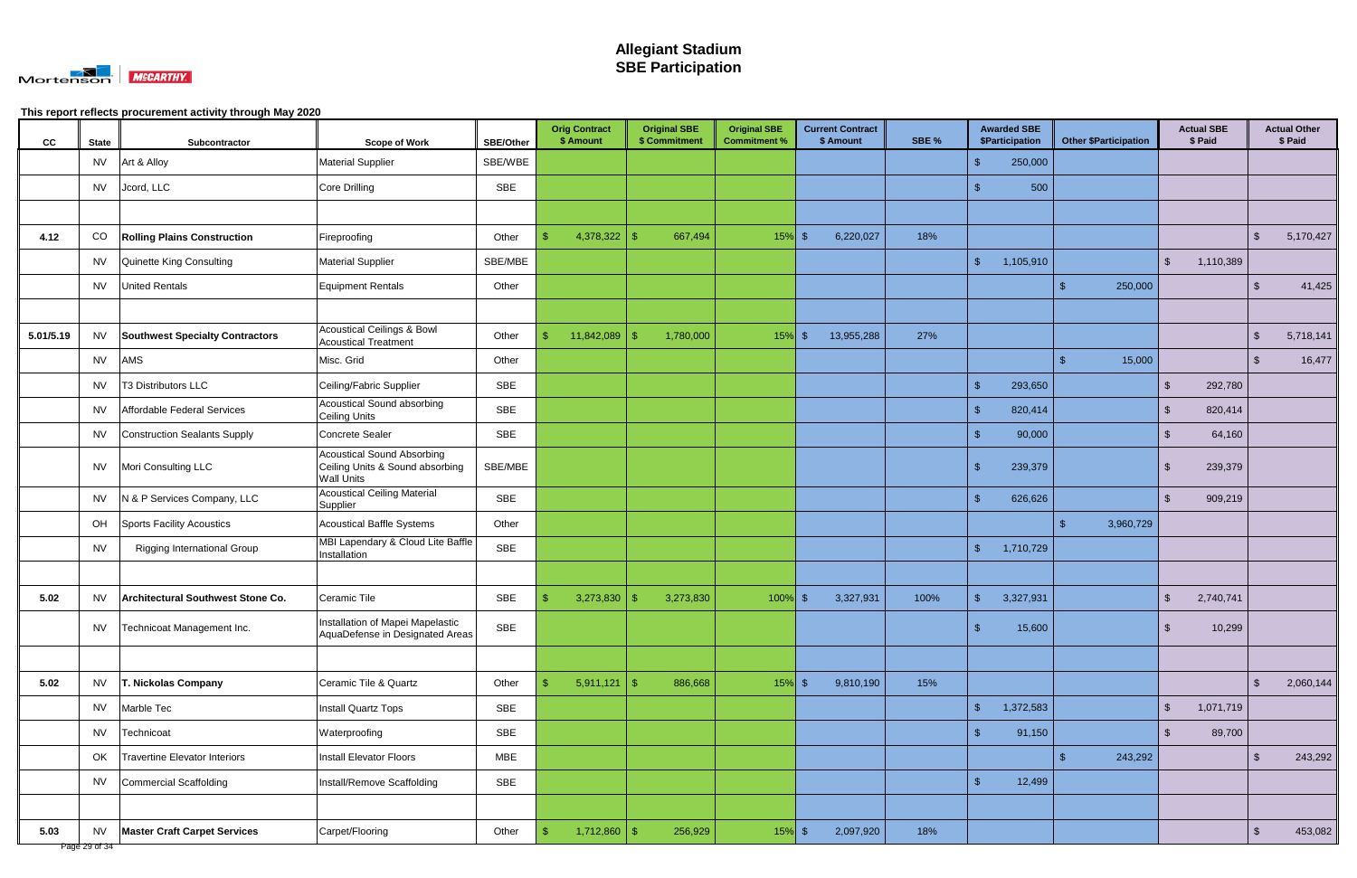# Allegiant Stadium
# SBE Participation

**This report reflects procurement activity through May 2020**

| CC | State | Subcontractor | Scope of Work | SBE/Other | Orig Contract $ Amount | Original SBE $ Commitment | Original SBE Commitment % | Current Contract $ Amount | SBE % | Awarded SBE $Participation | Other $Participation | Actual SBE $ Paid | Actual Other $ Paid |
|---|---|---|---|---|---|---|---|---|---|---|---|---|---|
| | NV | Art & Alloy | Material Supplier | SBE/WBE | | | | | | $ 250,000 | | | |
| | NV | Jcord, LLC | Core Drilling | SBE | | | | | | $ 500 | | | |
| | | | | | | | | | | | | | |
| 4.12 | CO | **Rolling Plains Construction** | Fireproofing | Other | $ 4,378,322 | $ 667,494 | 15% | $ 6,220,027 | 18% | | | | $ 5,170,427 |
| | NV | Quinette King Consulting | Material Supplier | SBE/MBE | | | | | | $ 1,105,910 | | $ 1,110,389 | |
| | NV | United Rentals | Equipment Rentals | Other | | | | | | | $ 250,000 | | $ 41,425 |
| | | | | | | | | | | | | | |
| 5.01/5.19 | NV | **Southwest Specialty Contractors** | Acoustical Ceilings & Bowl Acoustical Treatment | Other | $ 11,842,089 | $ 1,780,000 | 15% | $ 13,955,288 | 27% | | | | $ 5,718,141 |
| | NV | AMS | Misc. Grid | Other | | | | | | | $ 15,000 | | $ 16,477 |
| | NV | T3 Distributors LLC | Ceiling/Fabric Supplier | SBE | | | | | | $ 293,650 | | $ 292,780 | |
| | NV | Affordable Federal Services | Acoustical Sound absorbing Ceiling Units | SBE | | | | | | $ 820,414 | | $ 820,414 | |
| | NV | Construction Sealants Supply | Concrete Sealer | SBE | | | | | | $ 90,000 | | $ 64,160 | |
| | NV | Mori Consulting LLC | Acoustical Sound Absorbing Ceiling Units & Sound absorbing Wall Units | SBE/MBE | | | | | | $ 239,379 | | $ 239,379 | |
| | NV | N & P Services Company, LLC | Acoustical Ceiling Material Supplier | SBE | | | | | | $ 626,626 | | $ 909,219 | |
| | OH | Sports Facility Acoustics | Acoustical Baffle Systems | Other | | | | | | | $ 3,960,729 | | |
| | NV | Rigging International Group | MBI Lapendary & Cloud Lite Baffle Installation | SBE | | | | | | $ 1,710,729 | | | |
| | | | | | | | | | | | | | |
| 5.02 | NV | **Architectural Southwest Stone Co.** | Ceramic Tile | SBE | $ 3,273,830 | $ 3,273,830 | 100% | $ 3,327,931 | 100% | $ 3,327,931 | | $ 2,740,741 | |
| | NV | Technicoat Management Inc. | Installation of Mapei Mapelastic AquaDefense in Designated Areas | SBE | | | | | | $ 15,600 | | $ 10,299 | |
| | | | | | | | | | | | | | |
| 5.02 | NV | **T. Nickolas Company** | Ceramic Tile & Quartz | Other | $ 5,911,121 | $ 886,668 | 15% | $ 9,810,190 | 15% | | | | $ 2,060,144 |
| | NV | Marble Tec | Install Quartz Tops | SBE | | | | | | $ 1,372,583 | | $ 1,071,719 | |
| | NV | Technicoat | Waterproofing | SBE | | | | | | $ 91,150 | | $ 89,700 | |
| | OK | Travertine Elevator Interiors | Install Elevator Floors | MBE | | | | | | | $ 243,292 | | $ 243,292 |
| | NV | Commercial Scaffolding | Install/Remove Scaffolding | SBE | | | | | | $ 12,499 | | | |
| | | | | | | | | | | | | | |
| 5.03 | NV | **Master Craft Carpet Services** | Carpet/Flooring | Other | $ 1,712,860 | $ 256,929 | 15% | $ 2,097,920 | 18% | | | | $ 453,082 |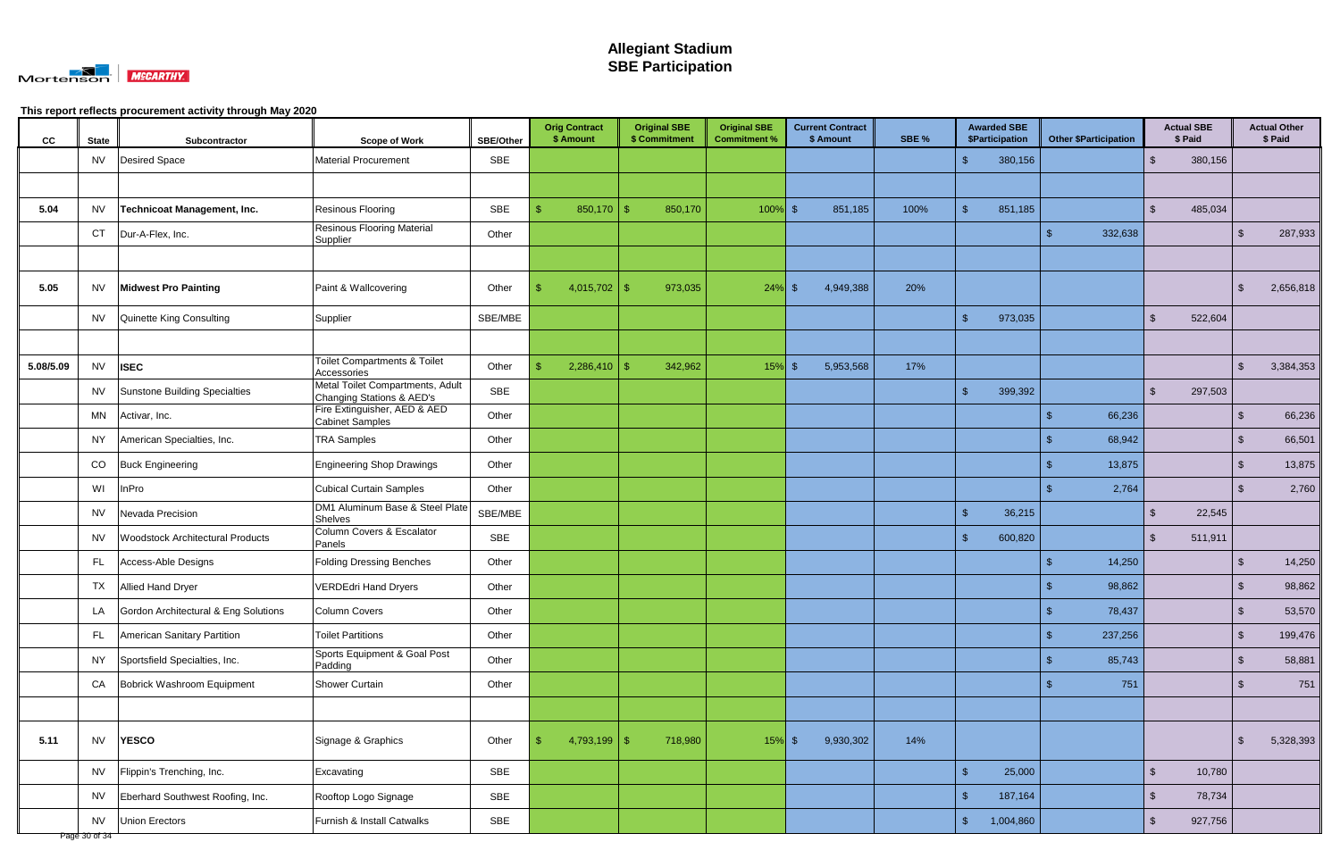# Allegiant Stadium
## SBE Participation

This report reflects procurement activity through May 2020

| CC | State | Subcontractor | Scope of Work | SBE/Other | Orig Contract $ Amount | Original SBE $ Commitment | Original SBE Commitment % | Current Contract $ Amount | SBE % | Awarded SBE $Participation | Other $Participation | Actual SBE $ Paid | Actual Other $ Paid |
|---|---|---|---|---|---|---|---|---|---|---|---|---|---|
| | NV | Desired Space | Material Procurement | SBE | | | | | | $ 380,156 | | $ 380,156 | |
| | | | | | | | | | | | | | |
| 5.04 | NV | **Technicoat Management, Inc.** | Resinous Flooring | SBE | $ 850,170 | $ 850,170 | 100% | $ 851,185 | 100% | $ 851,185 | | $ 485,034 | |
| | CT | Dur-A-Flex, Inc. | Resinous Flooring Material Supplier | Other | | | | | | | $ 332,638 | | $ 287,933 |
| | | | | | | | | | | | | | |
| 5.05 | NV | **Midwest Pro Painting** | Paint & Wallcovering | Other | $ 4,015,702 | $ 973,035 | 24% | $ 4,949,388 | 20% | | | | $ 2,656,818 |
| | NV | Quinette King Consulting | Supplier | SBE/MBE | | | | | | $ 973,035 | | $ 522,604 | |
| | | | | | | | | | | | | | |
| 5.08/5.09 | NV | **ISEC** | Toilet Compartments & Toilet Accessories | Other | $ 2,286,410 | $ 342,962 | 15% | $ 5,953,568 | 17% | | | | $ 3,384,353 |
| | NV | Sunstone Building Specialties | Metal Toilet Compartments, Adult Changing Stations & AED's | SBE | | | | | | $ 399,392 | | $ 297,503 | |
| | MN | Activar, Inc. | Fire Extinguisher, AED & AED Cabinet Samples | Other | | | | | | | $ 66,236 | | $ 66,236 |
| | NY | American Specialties, Inc. | TRA Samples | Other | | | | | | | $ 68,942 | | $ 66,501 |
| | CO | Buck Engineering | Engineering Shop Drawings | Other | | | | | | | $ 13,875 | | $ 13,875 |
| | WI | InPro | Cubical Curtain Samples | Other | | | | | | | $ 2,764 | | $ 2,760 |
| | NV | Nevada Precision | DM1 Aluminum Base & Steel Plate Shelves | SBE/MBE | | | | | | $ 36,215 | | $ 22,545 | |
| | NV | Woodstock Architectural Products | Column Covers & Escalator Panels | SBE | | | | | | $ 600,820 | | $ 511,911 | |
| | FL | Access-Able Designs | Folding Dressing Benches | Other | | | | | | | $ 14,250 | | $ 14,250 |
| | TX | Allied Hand Dryer | VERDEdri Hand Dryers | Other | | | | | | | $ 98,862 | | $ 98,862 |
| | LA | Gordon Architectural & Eng Solutions | Column Covers | Other | | | | | | | $ 78,437 | | $ 53,570 |
| | FL | American Sanitary Partition | Toilet Partitions | Other | | | | | | | $ 237,256 | | $ 199,476 |
| | NY | Sportsfield Specialties, Inc. | Sports Equipment & Goal Post Padding | Other | | | | | | | $ 85,743 | | $ 58,881 |
| | CA | Bobrick Washroom Equipment | Shower Curtain | Other | | | | | | | $ 751 | | $ 751 |
| | | | | | | | | | | | | | |
| 5.11 | NV | **YESCO** | Signage & Graphics | Other | $ 4,793,199 | $ 718,980 | 15% | $ 9,930,302 | 14% | | | | $ 5,328,393 |
| | NV | Flippin's Trenching, Inc. | Excavating | SBE | | | | | | $ 25,000 | | $ 10,780 | |
| | NV | Eberhard Southwest Roofing, Inc. | Rooftop Logo Signage | SBE | | | | | | $ 187,164 | | $ 78,734 | |
| | NV | Union Erectors | Furnish & Install Catwalks | SBE | | | | | | $ 1,004,860 | | $ 927,756 | |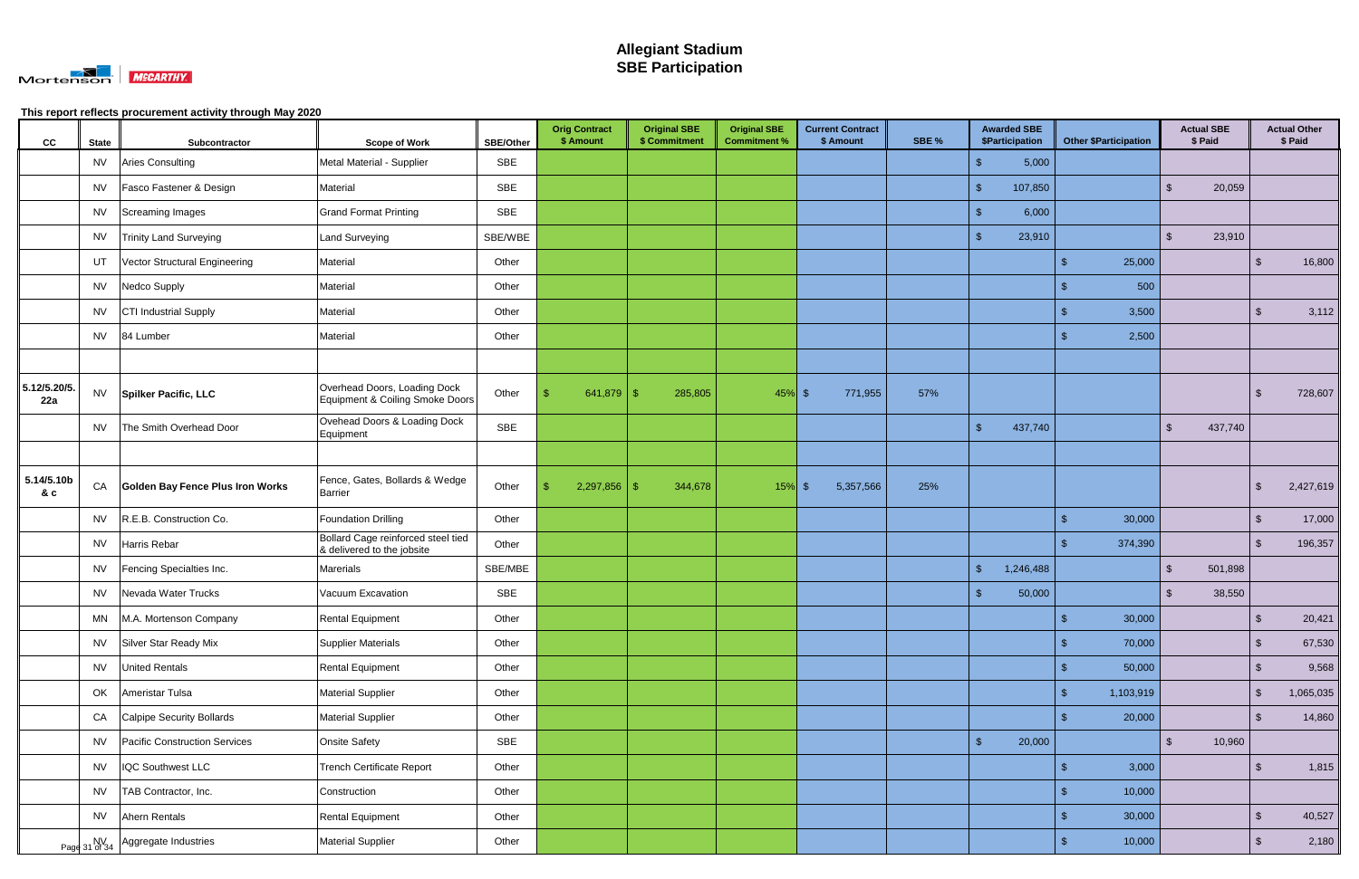# Allegiant Stadium
## SBE Participation

This report reflects procurement activity through May 2020

| CC | State | Subcontractor | Scope of Work | SBE/Other | Orig Contract $ Amount | Original SBE $ Commitment | Original SBE Commitment % | Current Contract $ Amount | SBE % | Awarded SBE $Participation | Other $Participation | Actual SBE $ Paid | Actual Other $ Paid |
|---|---|---|---|---|---|---|---|---|---|---|---|---|---|
| | NV | Aries Consulting | Metal Material - Supplier | SBE | | | | | | $ 5,000 | | | |
| | NV | Fasco Fastener & Design | Material | SBE | | | | | | $ 107,850 | | $ 20,059 | |
| | NV | Screaming Images | Grand Format Printing | SBE | | | | | | $ 6,000 | | | |
| | NV | Trinity Land Surveying | Land Surveying | SBE/WBE | | | | | | $ 23,910 | | $ 23,910 | |
| | UT | Vector Structural Engineering | Material | Other | | | | | | | $ 25,000 | | $ 16,800 |
| | NV | Nedco Supply | Material | Other | | | | | | | $ 500 | | |
| | NV | CTI Industrial Supply | Material | Other | | | | | | | $ 3,500 | | $ 3,112 |
| | NV | 84 Lumber | Material | Other | | | | | | | $ 2,500 | | |
| | | | | | | | | | | | | | |
| 5.12/5.20/5.22a | NV | **Spilker Pacific, LLC** | Overhead Doors, Loading Dock Equipment & Coiling Smoke Doors | Other | $ 641,879 | $ 285,805 | 45% | $ 771,955 | 57% | | | | $ 728,607 |
| | NV | The Smith Overhead Door | Ovehead Doors & Loading Dock Equipment | SBE | | | | | | $ 437,740 | | $ 437,740 | |
| | | | | | | | | | | | | | |
| 5.14/5.10b & c | CA | **Golden Bay Fence Plus Iron Works** | Fence, Gates, Bollards & Wedge Barrier | Other | $ 2,297,856 | $ 344,678 | 15% | $ 5,357,566 | 25% | | | | $ 2,427,619 |
| | NV | R.E.B. Construction Co. | Foundation Drilling | Other | | | | | | | $ 30,000 | | $ 17,000 |
| | NV | Harris Rebar | Bollard Cage reinforced steel tied & delivered to the jobsite | Other | | | | | | | $ 374,390 | | $ 196,357 |
| | NV | Fencing Specialties Inc. | Marerials | SBE/MBE | | | | | | $ 1,246,488 | | $ 501,898 | |
| | NV | Nevada Water Trucks | Vacuum Excavation | SBE | | | | | | $ 50,000 | | $ 38,550 | |
| | MN | M.A. Mortenson Company | Rental Equipment | Other | | | | | | | $ 30,000 | | $ 20,421 |
| | NV | Silver Star Ready Mix | Supplier Materials | Other | | | | | | | $ 70,000 | | $ 67,530 |
| | NV | United Rentals | Rental Equipment | Other | | | | | | | $ 50,000 | | $ 9,568 |
| | OK | Ameristar Tulsa | Material Supplier | Other | | | | | | | $ 1,103,919 | | $ 1,065,035 |
| | CA | Calpipe Security Bollards | Material Supplier | Other | | | | | | | $ 20,000 | | $ 14,860 |
| | NV | Pacific Construction Services | Onsite Safety | SBE | | | | | | $ 20,000 | | $ 10,960 | |
| | NV | IQC Southwest LLC | Trench Certificate Report | Other | | | | | | | $ 3,000 | | $ 1,815 |
| | NV | TAB Contractor, Inc. | Construction | Other | | | | | | | $ 10,000 | | |
| | NV | Ahern Rentals | Rental Equipment | Other | | | | | | | $ 30,000 | | $ 40,527 |
| | NV | Aggregate Industries | Material Supplier | Other | | | | | | | $ 10,000 | | $ 2,180 |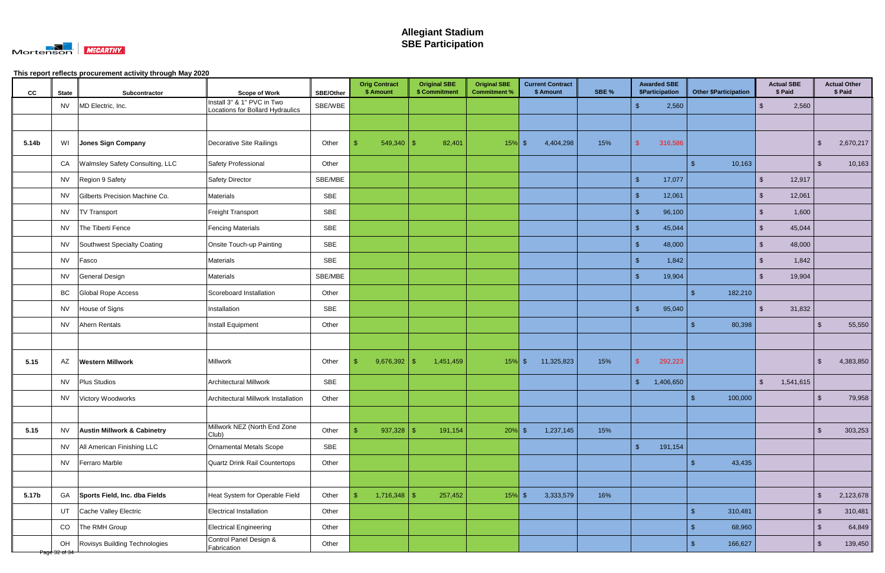# Allegiant Stadium
# SBE Participation

This report reflects procurement activity through May 2020

| CC | State | Subcontractor | Scope of Work | SBE/Other | Orig Contract $ Amount | Original SBE $ Commitment | Original SBE Commitment % | Current Contract $ Amount | SBE % | Awarded SBE $Participation | Other $Participation | Actual SBE $ Paid | Actual Other $ Paid |
|---|---|---|---|---|---|---|---|---|---|---|---|---|---|
| | NV | MD Electric, Inc. | Install 3" & 1" PVC in Two Locations for Bollard Hydraulics | SBE/WBE | | | | | | $ 2,560 | | $ 2,560 | |
| | | | | | | | | | | | | | |
| 5.14b | WI | **Jones Sign Company** | Decorative Site Railings | Other | $ 549,340 | $ 82,401 | 15% | $ 4,404,298 | 15% | $ 316,586 | | | $ 2,670,217 |
| | CA | Walmsley Safety Consulting, LLC | Safety Professional | Other | | | | | | | $ 10,163 | | $ 10,163 |
| | NV | Region 9 Safety | Safety Director | SBE/MBE | | | | | | $ 17,077 | | $ 12,917 | |
| | NV | Gilberts Precision Machine Co. | Materials | SBE | | | | | | $ 12,061 | | $ 12,061 | |
| | NV | TV Transport | Freight Transport | SBE | | | | | | $ 96,100 | | $ 1,600 | |
| | NV | The Tiberti Fence | Fencing Materials | SBE | | | | | | $ 45,044 | | $ 45,044 | |
| | NV | Southwest Specialty Coating | Onsite Touch-up Painting | SBE | | | | | | $ 48,000 | | $ 48,000 | |
| | NV | Fasco | Materials | SBE | | | | | | $ 1,842 | | $ 1,842 | |
| | NV | General Design | Materials | SBE/MBE | | | | | | $ 19,904 | | $ 19,904 | |
| | BC | Global Rope Access | Scoreboard Installation | Other | | | | | | | $ 182,210 | | |
| | NV | House of Signs | Installation | SBE | | | | | | $ 95,040 | | $ 31,832 | |
| | NV | Ahern Rentals | Install Equipment | Other | | | | | | | $ 80,398 | | $ 55,550 |
| | | | | | | | | | | | | | |
| 5.15 | AZ | **Western Millwork** | Millwork | Other | $ 9,676,392 | $ 1,451,459 | 15% | $ 11,325,823 | 15% | $ 292,223 | | | $ 4,383,850 |
| | NV | Plus Studios | Architectural Millwork | SBE | | | | | | $ 1,406,650 | | $ 1,541,615 | |
| | NV | Victory Woodworks | Architectural Millwork Installation | Other | | | | | | | $ 100,000 | | $ 79,958 |
| | | | | | | | | | | | | | |
| 5.15 | NV | **Austin Millwork & Cabinetry** | Millwork NEZ (North End Zone Club) | Other | $ 937,328 | $ 191,154 | 20% | $ 1,237,145 | 15% | | | | $ 303,253 |
| | NV | All American Finishing LLC | Ornamental Metals Scope | SBE | | | | | | $ 191,154 | | | |
| | NV | Ferraro Marble | Quartz Drink Rail Countertops | Other | | | | | | | $ 43,435 | | |
| | | | | | | | | | | | | | |
| 5.17b | GA | **Sports Field, Inc. dba Fields** | Heat System for Operable Field | Other | $ 1,716,348 | $ 257,452 | 15% | $ 3,333,579 | 16% | | | | $ 2,123,678 |
| | UT | Cache Valley Electric | Electrical Installation | Other | | | | | | | $ 310,481 | | $ 310,481 |
| | CO | The RMH Group | Electrical Engineering | Other | | | | | | | $ 68,960 | | $ 64,849 |
| | OH | Rovisys Building Technologies | Control Panel Design & Fabrication | Other | | | | | | | $ 166,627 | | $ 139,450 |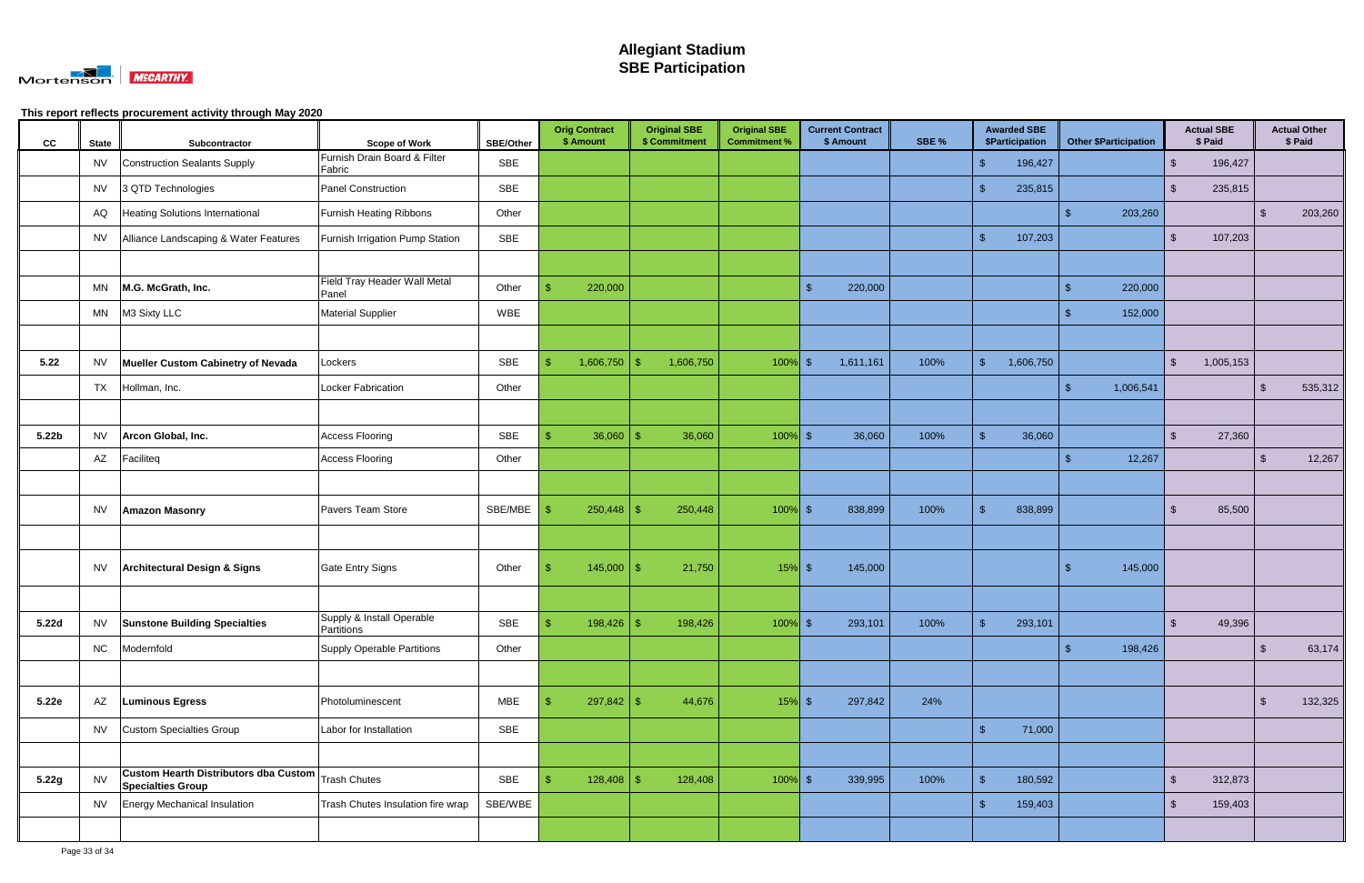# Allegiant Stadium
# SBE Participation

This report reflects procurement activity through May 2020

| CC | State | Subcontractor | Scope of Work | SBE/Other | Orig Contract $ Amount | Original SBE $ Commitment | Original SBE Commitment % | Current Contract $ Amount | SBE % | Awarded SBE $Participation | Other $Participation | Actual SBE $ Paid | Actual Other $ Paid |
|---|---|---|---|---|---|---|---|---|---|---|---|---|---|
| | NV | Construction Sealants Supply | Furnish Drain Board & Filter Fabric | SBE | | | | | | $ 196,427 | | $ 196,427 | |
| | NV | 3 QTD Technologies | Panel Construction | SBE | | | | | | $ 235,815 | | $ 235,815 | |
| | AQ | Heating Solutions International | Furnish Heating Ribbons | Other | | | | | | | $ 203,260 | | $ 203,260 |
| | NV | Alliance Landscaping & Water Features | Furnish Irrigation Pump Station | SBE | | | | | | $ 107,203 | | $ 107,203 | |
| | | | | | | | | | | | | | |
| | MN | **M.G. McGrath, Inc.** | Field Tray Header Wall Metal Panel | Other | $ 220,000 | | | $ 220,000 | | | $ 220,000 | | |
| | MN | M3 Sixty LLC | Material Supplier | WBE | | | | | | | $ 152,000 | | |
| | | | | | | | | | | | | | |
| 5.22 | NV | **Mueller Custom Cabinetry of Nevada** | Lockers | SBE | $ 1,606,750 | $ 1,606,750 | 100% | $ 1,611,161 | 100% | $ 1,606,750 | | $ 1,005,153 | |
| | TX | Hollman, Inc. | Locker Fabrication | Other | | | | | | | $ 1,006,541 | | $ 535,312 |
| | | | | | | | | | | | | | |
| 5.22b | NV | **Arcon Global, Inc.** | Access Flooring | SBE | $ 36,060 | $ 36,060 | 100% | $ 36,060 | 100% | $ 36,060 | | $ 27,360 | |
| | AZ | Faciliteq | Access Flooring | Other | | | | | | | $ 12,267 | | $ 12,267 |
| | | | | | | | | | | | | | |
| | NV | **Amazon Masonry** | Pavers Team Store | SBE/MBE | $ 250,448 | $ 250,448 | 100% | $ 838,899 | 100% | $ 838,899 | | $ 85,500 | |
| | | | | | | | | | | | | | |
| | NV | **Architectural Design & Signs** | Gate Entry Signs | Other | $ 145,000 | $ 21,750 | 15% | $ 145,000 | | | $ 145,000 | | |
| | | | | | | | | | | | | | |
| 5.22d | NV | **Sunstone Building Specialties** | Supply & Install Operable Partitions | SBE | $ 198,426 | $ 198,426 | 100% | $ 293,101 | 100% | $ 293,101 | | $ 49,396 | |
| | NC | Modernfold | Supply Operable Partitions | Other | | | | | | | $ 198,426 | | $ 63,174 |
| | | | | | | | | | | | | | |
| 5.22e | AZ | **Luminous Egress** | Photoluminescent | MBE | $ 297,842 | $ 44,676 | 15% | $ 297,842 | 24% | | | | $ 132,325 |
| | NV | Custom Specialties Group | Labor for Installation | SBE | | | | | | $ 71,000 | | | |
| | | | | | | | | | | | | | |
| 5.22g | NV | **Custom Hearth Distributors dba Custom Specialties Group** | Trash Chutes | SBE | $ 128,408 | $ 128,408 | 100% | $ 339,995 | 100% | $ 180,592 | | $ 312,873 | |
| | NV | Energy Mechanical Insulation | Trash Chutes Insulation fire wrap | SBE/WBE | | | | | | $ 159,403 | | $ 159,403 | |
| | | | | | | | | | | | | | |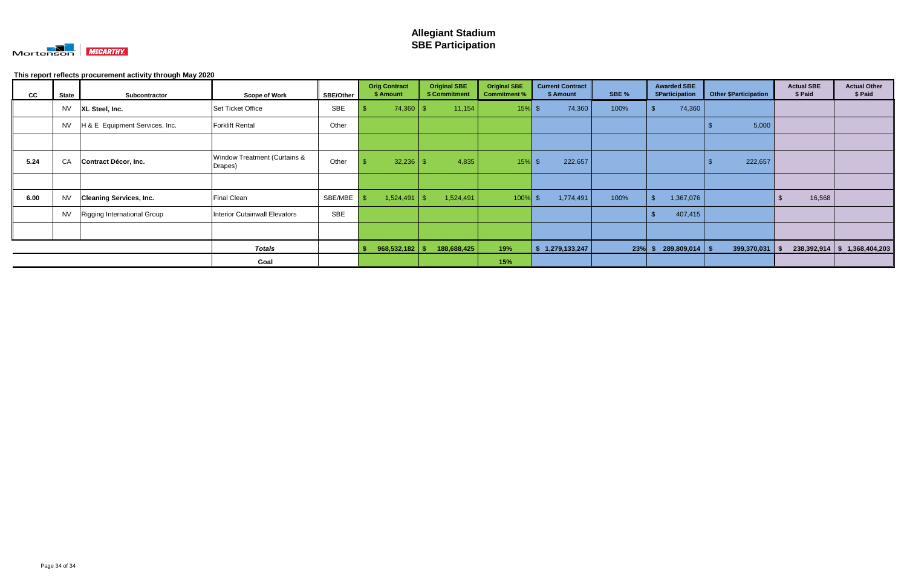# Allegiant Stadium
## SBE Participation

**This report reflects procurement activity through May 2020**

| CC | State | Subcontractor | Scope of Work | SBE/Other | Orig Contract $ Amount | Original SBE $ Commitment | Original SBE Commitment % | Current Contract $ Amount | SBE % | Awarded SBE $Participation | Other $Participation | Actual SBE $ Paid | Actual Other $ Paid |
|---|---|---|---|---|---|---|---|---|---|---|---|---|---|
| | NV | **XL Steel, Inc.** | Set Ticket Office | SBE | $ 74,360 | $ 11,154 | 15% | $ 74,360 | 100% | $ 74,360 | | | |
| | NV | H & E Equipment Services, Inc. | Forklift Rental | Other | | | | | | | $ 5,000 | | |
| | | | | | | | | | | | | | |
| **5.24** | CA | **Contract Décor, Inc.** | Window Treatment (Curtains & Drapes) | Other | $ 32,236 | $ 4,835 | 15% | $ 222,657 | | | $ 222,657 | | |
| | | | | | | | | | | | | | |
| **6.00** | NV | **Cleaning Services, Inc.** | Final Clean | SBE/MBE | $ 1,524,491 | $ 1,524,491 | 100% | $ 1,774,491 | 100% | $ 1,367,076 | | $ 16,568 | |
| | NV | Rigging International Group | Interior Cutainwall Elevators | SBE | | | | | | $ 407,415 | | | |
| | | | | | | | | | | | | | |
| | | | ***Totals*** | | **$ 968,532,182** | **$ 188,688,425** | **19%** | **$ 1,279,133,247** | **23%** | **$ 289,809,014** | **$ 399,370,031** | **$ 238,392,914** | **$ 1,368,404,203** |
| | | | **Goal** | | | | **15%** | | | | | | |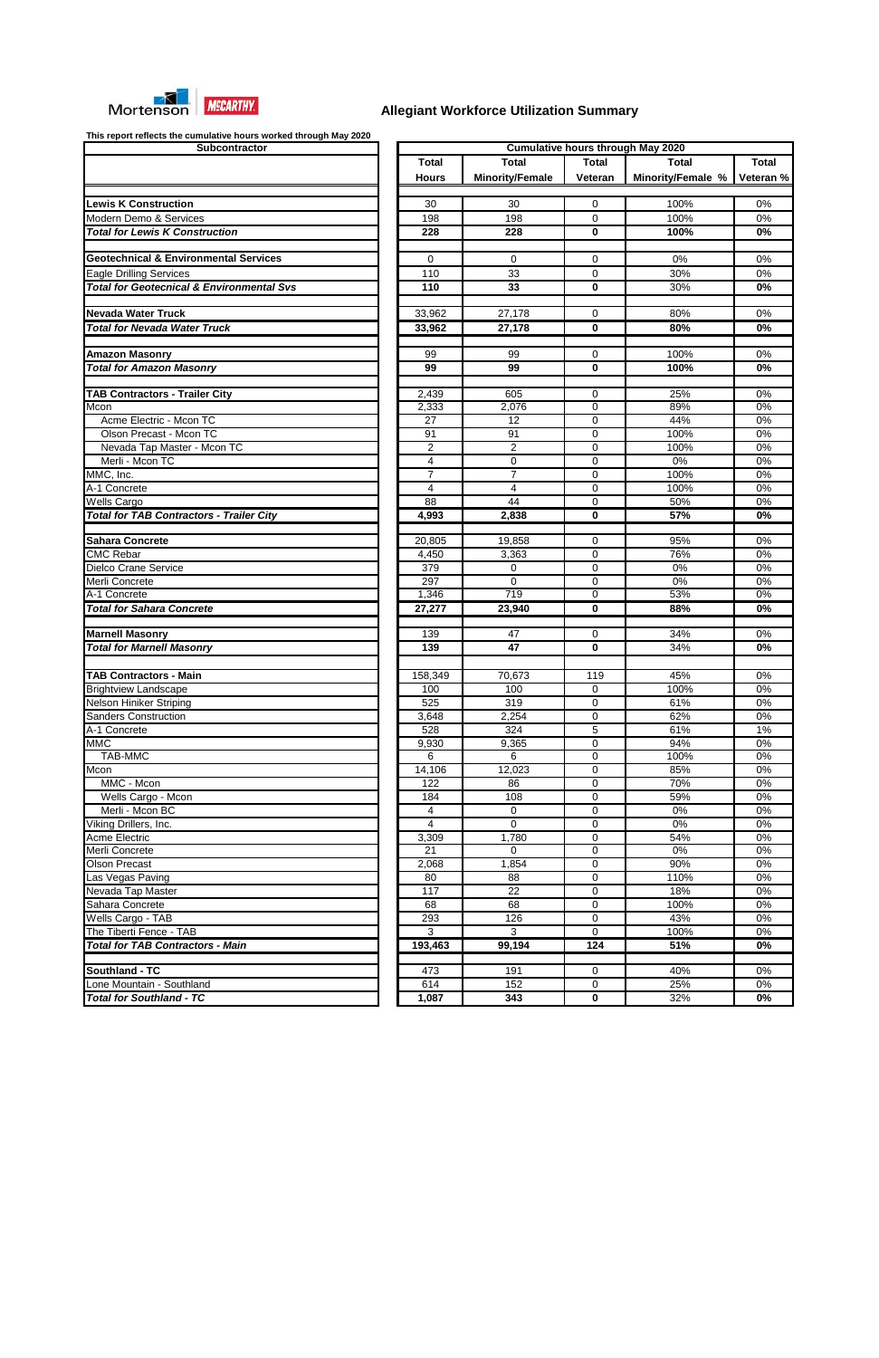Mortenson | McCARTHY

## Allegiant Workforce Utilization Summary

**This report reflects the cumulative hours worked through May 2020**

| Subcontractor | Cumulative hours through May 2020 | | | | |
|---|---|---|---|---|---|
| | Total Hours | Total Minority/Female | Total Veteran | Total Minority/Female % | Total Veteran % |
| **Lewis K Construction** | 30 | 30 | 0 | 100% | 0% |
| Modern Demo & Services | 198 | 198 | 0 | 100% | 0% |
| ***Total for Lewis K Construction*** | **228** | **228** | **0** | **100%** | **0%** |
| **Geotechnical & Environmental Services** | 0 | 0 | 0 | 0% | 0% |
| Eagle Drilling Services | 110 | 33 | 0 | 30% | 0% |
| ***Total for Geotecnical & Environmental Svs*** | **110** | **33** | **0** | 30% | **0%** |
| **Nevada Water Truck** | 33,962 | 27,178 | 0 | 80% | 0% |
| ***Total for Nevada Water Truck*** | **33,962** | **27,178** | **0** | **80%** | **0%** |
| **Amazon Masonry** | 99 | 99 | 0 | 100% | 0% |
| ***Total for Amazon Masonry*** | **99** | **99** | **0** | **100%** | **0%** |
| **TAB Contractors - Trailer City** | 2,439 | 605 | 0 | 25% | 0% |
| Mcon | 2,333 | 2,076 | 0 | 89% | 0% |
| Acme Electric - Mcon TC | 27 | 12 | 0 | 44% | 0% |
| Olson Precast - Mcon TC | 91 | 91 | 0 | 100% | 0% |
| Nevada Tap Master - Mcon TC | 2 | 2 | 0 | 100% | 0% |
| Merli - Mcon TC | 4 | 0 | 0 | 0% | 0% |
| MMC, Inc. | 7 | 7 | 0 | 100% | 0% |
| A-1 Concrete | 4 | 4 | 0 | 100% | 0% |
| Wells Cargo | 88 | 44 | 0 | 50% | 0% |
| ***Total for TAB Contractors - Trailer City*** | **4,993** | **2,838** | **0** | **57%** | **0%** |
| **Sahara Concrete** | 20,805 | 19,858 | 0 | 95% | 0% |
| CMC Rebar | 4,450 | 3,363 | 0 | 76% | 0% |
| Dielco Crane Service | 379 | 0 | 0 | 0% | 0% |
| Merli Concrete | 297 | 0 | 0 | 0% | 0% |
| A-1 Concrete | 1,346 | 719 | 0 | 53% | 0% |
| ***Total for Sahara Concrete*** | **27,277** | **23,940** | **0** | **88%** | **0%** |
| **Marnell Masonry** | 139 | 47 | 0 | 34% | 0% |
| ***Total for Marnell Masonry*** | **139** | **47** | **0** | 34% | **0%** |
| **TAB Contractors - Main** | 158,349 | 70,673 | 119 | 45% | 0% |
| Brightview Landscape | 100 | 100 | 0 | 100% | 0% |
| Nelson Hiniker Striping | 525 | 319 | 0 | 61% | 0% |
| Sanders Construction | 3,648 | 2,254 | 0 | 62% | 0% |
| A-1 Concrete | 528 | 324 | 5 | 61% | 1% |
| MMC | 9,930 | 9,365 | 0 | 94% | 0% |
| TAB-MMC | 6 | 6 | 0 | 100% | 0% |
| Mcon | 14,106 | 12,023 | 0 | 85% | 0% |
| MMC - Mcon | 122 | 86 | 0 | 70% | 0% |
| Wells Cargo - Mcon | 184 | 108 | 0 | 59% | 0% |
| Merli - Mcon BC | 4 | 0 | 0 | 0% | 0% |
| Viking Drillers, Inc. | 4 | 0 | 0 | 0% | 0% |
| Acme Electric | 3,309 | 1,780 | 0 | 54% | 0% |
| Merli Concrete | 21 | 0 | 0 | 0% | 0% |
| Olson Precast | 2,068 | 1,854 | 0 | 90% | 0% |
| Las Vegas Paving | 80 | 88 | 0 | 110% | 0% |
| Nevada Tap Master | 117 | 22 | 0 | 18% | 0% |
| Sahara Concrete | 68 | 68 | 0 | 100% | 0% |
| Wells Cargo - TAB | 293 | 126 | 0 | 43% | 0% |
| The Tiberti Fence - TAB | 3 | 3 | 0 | 100% | 0% |
| ***Total for TAB Contractors - Main*** | **193,463** | **99,194** | **124** | **51%** | **0%** |
| **Southland - TC** | 473 | 191 | 0 | 40% | 0% |
| Lone Mountain - Southland | 614 | 152 | 0 | 25% | 0% |
| ***Total for Southland - TC*** | **1,087** | **343** | **0** | 32% | **0%** |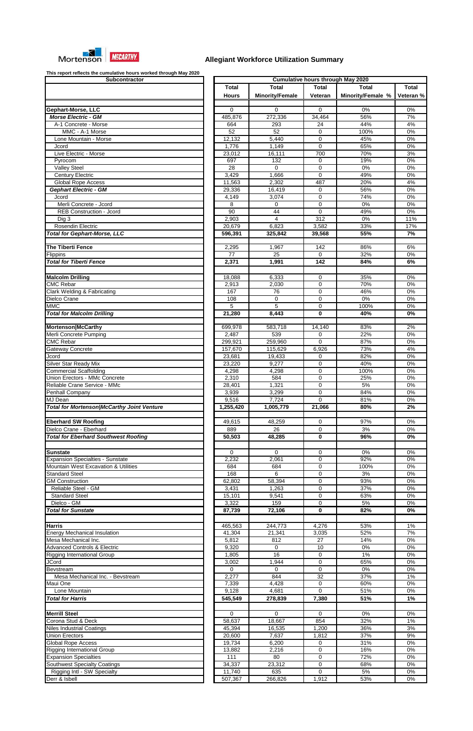## Allegiant Workforce Utilization Summary

This report reflects the cumulative hours worked through May 2020

| Subcontractor | Cumulative hours through May 2020 | | | | |
|---|---|---|---|---|---|
| | Total Hours | Total Minority/Female | Total Veteran | Total Minority/Female % | Total Veteran % |
| **Gephart-Morse, LLC** | 0 | 0 | 0 | 0% | 0% |
| ***Morse Electric - GM*** | 485,876 | 272,336 | 34,464 | 56% | 7% |
| A-1 Concrete - Morse | 664 | 293 | 24 | 44% | 4% |
| MMC - A-1 Morse | 52 | 52 | 0 | 100% | 0% |
| Lone Mountain - Morse | 12,132 | 5,440 | 0 | 45% | 0% |
| Jcord | 1,776 | 1,149 | 0 | 65% | 0% |
| Live Electric - Morse | 23,012 | 16,111 | 700 | 70% | 3% |
| Pyrocom | 697 | 132 | 0 | 19% | 0% |
| Valley Steel | 28 | 0 | 0 | 0% | 0% |
| Century Electric | 3,429 | 1,666 | 0 | 49% | 0% |
| Global Rope Access | 11,563 | 2,302 | 487 | 20% | 4% |
| ***Gephart Electric - GM*** | 29,336 | 16,419 | 0 | 56% | 0% |
| Jcord | 4,149 | 3,074 | 0 | 74% | 0% |
| Merli Concrete - Jcord | 8 | 0 | 0 | 0% | 0% |
| REB Construction - Jcord | 90 | 44 | 0 | 49% | 0% |
| Dig 3 | 2,903 | 4 | 312 | 0% | 11% |
| Rosendin Electric | 20,679 | 6,823 | 3,582 | 33% | 17% |
| ***Total for Gephart-Morse, LLC*** | **596,391** | **325,842** | **39,568** | **55%** | **7%** |
| | | | | | |
| **The Tiberti Fence** | 2,295 | 1,967 | 142 | 86% | 6% |
| Flippins | 77 | 25 | 0 | 32% | 0% |
| ***Total for Tiberti Fence*** | **2,371** | **1,991** | **142** | **84%** | **6%** |
| | | | | | |
| **Malcolm Drilling** | 18,088 | 6,333 | 0 | 35% | 0% |
| CMC Rebar | 2,913 | 2,030 | 0 | 70% | 0% |
| Clark Welding & Fabricating | 167 | 76 | 0 | 46% | 0% |
| Dielco Crane | 108 | 0 | 0 | 0% | 0% |
| MMC | 5 | 5 | 0 | 100% | 0% |
| ***Total for Malcolm Drilling*** | **21,280** | **8,443** | **0** | **40%** | **0%** |
| | | | | | |
| **Mortenson\|McCarthy** | 699,978 | 583,718 | 14,140 | 83% | 2% |
| Merli Concrete Pumping | 2,487 | 539 | 0 | 22% | 0% |
| CMC Rebar | 299,921 | 259,960 | 0 | 87% | 0% |
| Gateway Concrete | 157,670 | 115,629 | 6,926 | 73% | 4% |
| Jcord | 23,681 | 19,433 | 0 | 82% | 0% |
| Silver Star Ready Mix | 23,220 | 9,277 | 0 | 40% | 0% |
| Commercial Scaffolding | 4,298 | 4,298 | 0 | 100% | 0% |
| Union Erectors - MMc Concrete | 2,310 | 584 | 0 | 25% | 0% |
| Reliable Crane Service - MMc | 28,401 | 1,321 | 0 | 5% | 0% |
| Penhall Company | 3,939 | 3,299 | 0 | 84% | 0% |
| MJ Dean | 9,516 | 7,724 | 0 | 81% | 0% |
| ***Total for Mortenson\|McCarthy Joint Venture*** | **1,255,420** | **1,005,779** | **21,066** | **80%** | **2%** |
| | | | | | |
| **Eberhard SW Roofing** | 49,615 | 48,259 | 0 | 97% | 0% |
| Dielco Crane - Eberhard | 889 | 26 | 0 | 3% | 0% |
| ***Total for Eberhard Southwest Roofing*** | **50,503** | **48,285** | **0** | **96%** | **0%** |
| | | | | | |
| **Sunstate** | 0 | 0 | 0 | 0% | 0% |
| Expansion Specialties - Sunstate | 2,232 | 2,061 | 0 | 92% | 0% |
| Mountain West Excavation & Utilities | 684 | 684 | 0 | 100% | 0% |
| Standard Steel | 168 | 6 | 0 | 3% | 0% |
| GM Construction | 62,802 | 58,394 | 0 | 93% | 0% |
| Reliable Steel - GM | 3,431 | 1,263 | 0 | 37% | 0% |
| Standard Steel | 15,101 | 9,541 | 0 | 63% | 0% |
| Dielco - GM | 3,322 | 159 | 0 | 5% | 0% |
| ***Total for Sunstate*** | **87,739** | **72,106** | **0** | **82%** | **0%** |
| | | | | | |
| **Harris** | 465,563 | 244,773 | 4,276 | 53% | 1% |
| Energy Mechanical Insulation | 41,304 | 21,341 | 3,035 | 52% | 7% |
| Mesa Mechanical Inc. | 5,812 | 812 | 27 | 14% | 0% |
| Advanced Controls & Electric | 9,320 | 0 | 10 | 0% | 0% |
| Rigging International Group | 1,805 | 16 | 0 | 1% | 0% |
| JCord | 3,002 | 1,944 | 0 | 65% | 0% |
| Bevstream | 0 | 0 | 0 | 0% | 0% |
| Mesa Mechanical Inc. - Bevstream | 2,277 | 844 | 32 | 37% | 1% |
| Maui One | 7,339 | 4,428 | 0 | 60% | 0% |
| Lone Mountain | 9,128 | 4,681 | 0 | 51% | 0% |
| ***Total for Harris*** | **545,549** | **278,839** | **7,380** | **51%** | **1%** |
| | | | | | |
| **Merrill Steel** | 0 | 0 | 0 | 0% | 0% |
| Corona Stud & Deck | 58,637 | 18,667 | 854 | 32% | 1% |
| Niles Industrial Coatings | 45,394 | 16,535 | 1,200 | 36% | 3% |
| Union Erectors | 20,600 | 7,637 | 1,812 | 37% | 9% |
| Global Rope Access | 19,734 | 6,200 | 0 | 31% | 0% |
| Rigging International Group | 13,882 | 2,216 | 0 | 16% | 0% |
| Expansion Specialties | 111 | 80 | 0 | 72% | 0% |
| Southwest Specialty Coatings | 34,337 | 23,312 | 0 | 68% | 0% |
| Rigging Intl - SW Specialty | 11,740 | 635 | 0 | 5% | 0% |
| Derr & Isbell | 507,367 | 266,826 | 1,912 | 53% | 0% |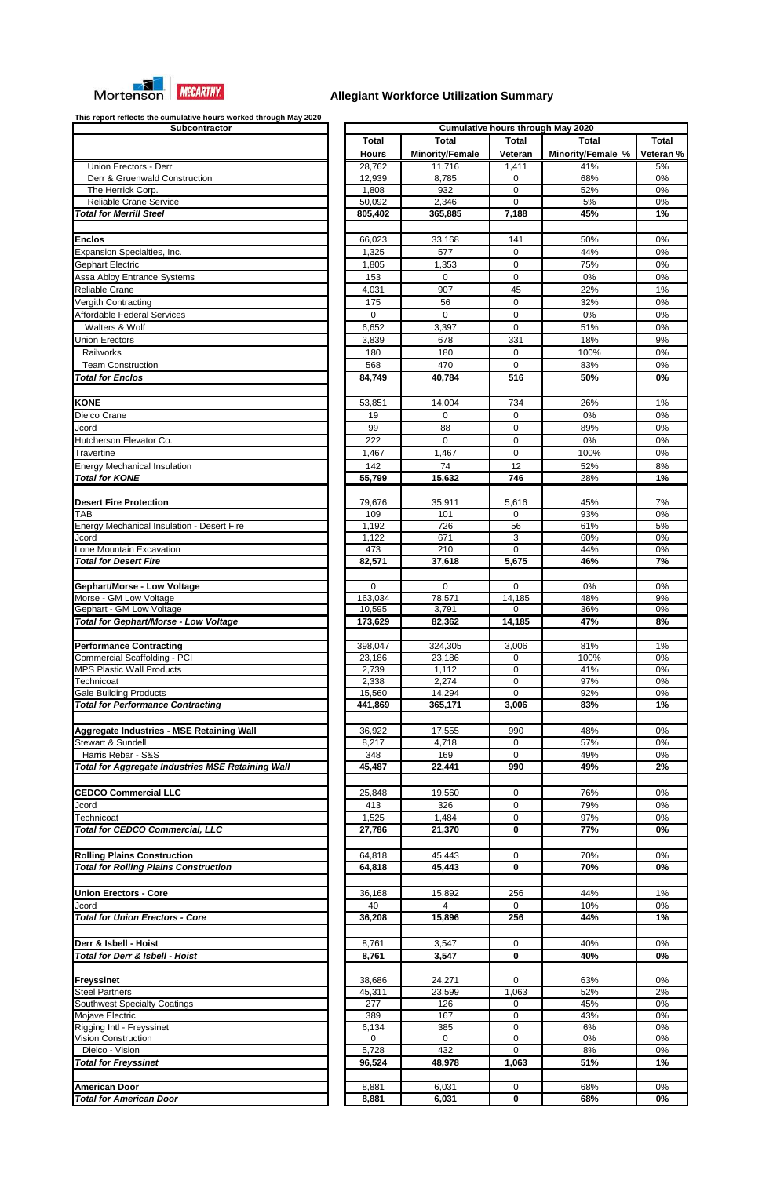Mortenson | McCARTHY

## Allegiant Workforce Utilization Summary

This report reflects the cumulative hours worked through May 2020

| Subcontractor | Total Hours | Total Minority/Female | Total Veteran | Total Minority/Female % | Total Veteran % |
|---|---|---|---|---|---|
| | Cumulative hours through May 2020 | | | | |
| Union Erectors - Derr | 28,762 | 11,716 | 1,411 | 41% | 5% |
| Derr & Gruenwald Construction | 12,939 | 8,785 | 0 | 68% | 0% |
| The Herrick Corp. | 1,808 | 932 | 0 | 52% | 0% |
| Reliable Crane Service | 50,092 | 2,346 | 0 | 5% | 0% |
| ***Total for Merrill Steel*** | **805,402** | **365,885** | **7,188** | **45%** | **1%** |
| | | | | | |
| **Enclos** | 66,023 | 33,168 | 141 | 50% | 0% |
| Expansion Specialties, Inc. | 1,325 | 577 | 0 | 44% | 0% |
| Gephart Electric | 1,805 | 1,353 | 0 | 75% | 0% |
| Assa Abloy Entrance Systems | 153 | 0 | 0 | 0% | 0% |
| Reliable Crane | 4,031 | 907 | 45 | 22% | 1% |
| Vergith Contracting | 175 | 56 | 0 | 32% | 0% |
| Affordable Federal Services | 0 | 0 | 0 | 0% | 0% |
| Walters & Wolf | 6,652 | 3,397 | 0 | 51% | 0% |
| Union Erectors | 3,839 | 678 | 331 | 18% | 9% |
| Railworks | 180 | 180 | 0 | 100% | 0% |
| Team Construction | 568 | 470 | 0 | 83% | 0% |
| ***Total for Enclos*** | **84,749** | **40,784** | **516** | **50%** | **0%** |
| | | | | | |
| **KONE** | 53,851 | 14,004 | 734 | 26% | 1% |
| Dielco Crane | 19 | 0 | 0 | 0% | 0% |
| Jcord | 99 | 88 | 0 | 89% | 0% |
| Hutcherson Elevator Co. | 222 | 0 | 0 | 0% | 0% |
| Travertine | 1,467 | 1,467 | 0 | 100% | 0% |
| Energy Mechanical Insulation | 142 | 74 | 12 | 52% | 8% |
| ***Total for KONE*** | **55,799** | **15,632** | **746** | **28%** | **1%** |
| | | | | | |
| **Desert Fire Protection** | 79,676 | 35,911 | 5,616 | 45% | 7% |
| TAB | 109 | 101 | 0 | 93% | 0% |
| Energy Mechanical Insulation - Desert Fire | 1,192 | 726 | 56 | 61% | 5% |
| Jcord | 1,122 | 671 | 3 | 60% | 0% |
| Lone Mountain Excavation | 473 | 210 | 0 | 44% | 0% |
| ***Total for Desert Fire*** | **82,571** | **37,618** | **5,675** | **46%** | **7%** |
| | | | | | |
| **Gephart/Morse - Low Voltage** | 0 | 0 | 0 | 0% | 0% |
| Morse - GM Low Voltage | 163,034 | 78,571 | 14,185 | 48% | 9% |
| Gephart - GM Low Voltage | 10,595 | 3,791 | 0 | 36% | 0% |
| ***Total for Gephart/Morse - Low Voltage*** | **173,629** | **82,362** | **14,185** | **47%** | **8%** |
| | | | | | |
| **Performance Contracting** | 398,047 | 324,305 | 3,006 | 81% | 1% |
| Commercial Scaffolding - PCI | 23,186 | 23,186 | 0 | 100% | 0% |
| MPS Plastic Wall Products | 2,739 | 1,112 | 0 | 41% | 0% |
| Technicoat | 2,338 | 2,274 | 0 | 97% | 0% |
| Gale Building Products | 15,560 | 14,294 | 0 | 92% | 0% |
| ***Total for Performance Contracting*** | **441,869** | **365,171** | **3,006** | **83%** | **1%** |
| | | | | | |
| **Aggregate Industries - MSE Retaining Wall** | 36,922 | 17,555 | 990 | 48% | 0% |
| Stewart & Sundell | 8,217 | 4,718 | 0 | 57% | 0% |
| Harris Rebar - S&S | 348 | 169 | 0 | 49% | 0% |
| ***Total for Aggregate Industries MSE Retaining Wall*** | **45,487** | **22,441** | **990** | **49%** | **2%** |
| | | | | | |
| **CEDCO Commercial LLC** | 25,848 | 19,560 | 0 | 76% | 0% |
| Jcord | 413 | 326 | 0 | 79% | 0% |
| Technicoat | 1,525 | 1,484 | 0 | 97% | 0% |
| ***Total for CEDCO Commercial, LLC*** | **27,786** | **21,370** | **0** | **77%** | **0%** |
| | | | | | |
| **Rolling Plains Construction** | 64,818 | 45,443 | 0 | 70% | 0% |
| ***Total for Rolling Plains Construction*** | **64,818** | **45,443** | **0** | **70%** | **0%** |
| | | | | | |
| **Union Erectors - Core** | 36,168 | 15,892 | 256 | 44% | 1% |
| Jcord | 40 | 4 | 0 | 10% | 0% |
| ***Total for Union Erectors - Core*** | **36,208** | **15,896** | **256** | **44%** | **1%** |
| | | | | | |
| **Derr & Isbell - Hoist** | 8,761 | 3,547 | 0 | 40% | 0% |
| ***Total for Derr & Isbell - Hoist*** | **8,761** | **3,547** | **0** | **40%** | **0%** |
| | | | | | |
| **Freyssinet** | 38,686 | 24,271 | 0 | 63% | 0% |
| Steel Partners | 45,311 | 23,599 | 1,063 | 52% | 2% |
| Southwest Specialty Coatings | 277 | 126 | 0 | 45% | 0% |
| Mojave Electric | 389 | 167 | 0 | 43% | 0% |
| Rigging Intl - Freyssinet | 6,134 | 385 | 0 | 6% | 0% |
| Vision Construction | 0 | 0 | 0 | 0% | 0% |
| Dielco - Vision | 5,728 | 432 | 0 | 8% | 0% |
| ***Total for Freyssinet*** | **96,524** | **48,978** | **1,063** | **51%** | **1%** |
| | | | | | |
| **American Door** | 8,881 | 6,031 | 0 | 68% | 0% |
| ***Total for American Door*** | **8,881** | **6,031** | **0** | **68%** | **0%** |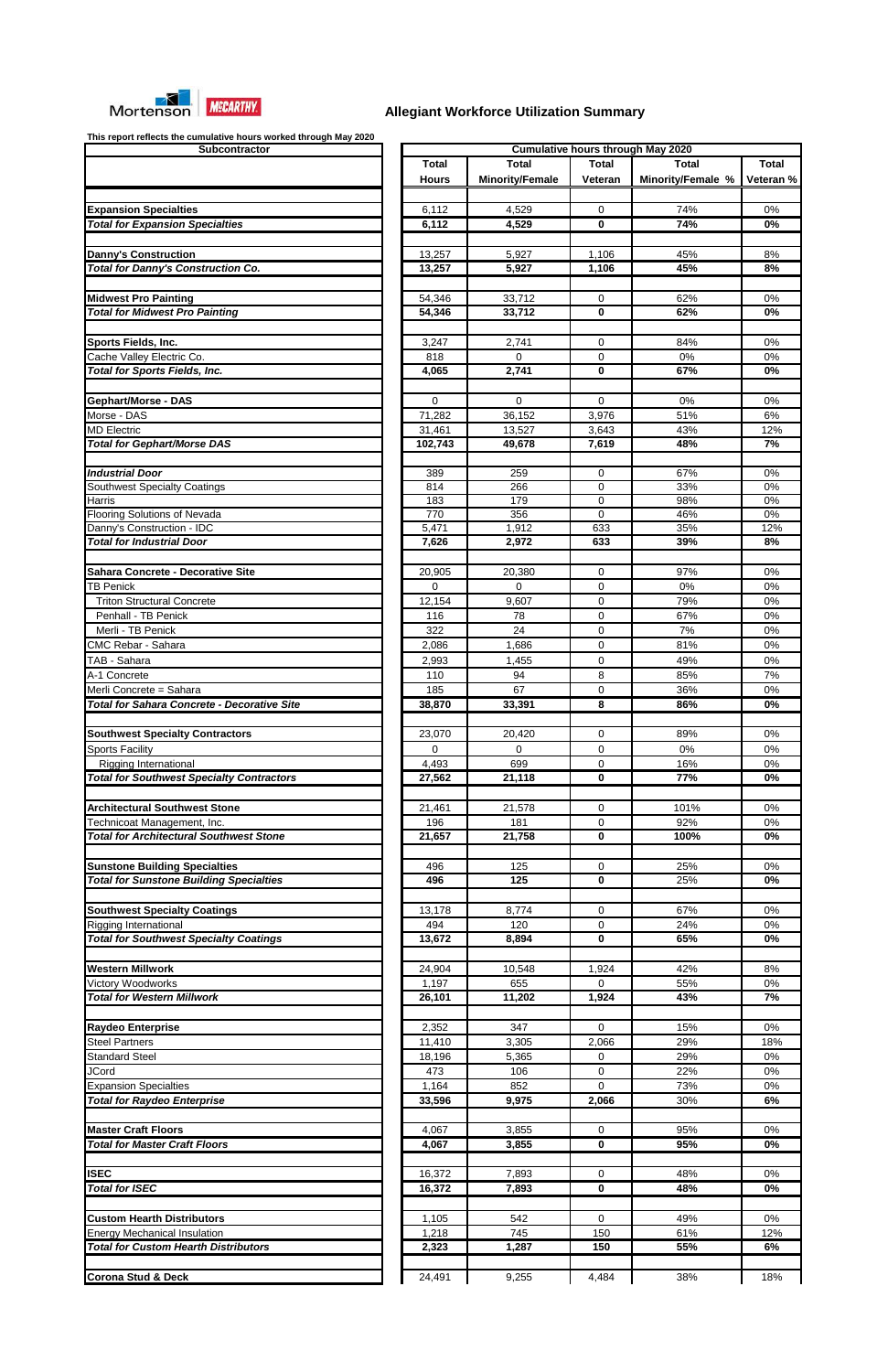Mortenson | McCARTHY

# Allegiant Workforce Utilization Summary

This report reflects the cumulative hours worked through May 2020

| Subcontractor | Cumulative hours through May 2020 | | | | |
|---|---|---|---|---|---|
| | Total Hours | Total Minority/Female | Total Veteran | Total Minority/Female % | Total Veteran % |
| **Expansion Specialties** | 6,112 | 4,529 | 0 | 74% | 0% |
| ***Total for Expansion Specialties*** | **6,112** | **4,529** | **0** | **74%** | **0%** |
| **Danny's Construction** | 13,257 | 5,927 | 1,106 | 45% | 8% |
| ***Total for Danny's Construction Co.*** | **13,257** | **5,927** | **1,106** | **45%** | **8%** |
| **Midwest Pro Painting** | 54,346 | 33,712 | 0 | 62% | 0% |
| ***Total for Midwest Pro Painting*** | **54,346** | **33,712** | **0** | **62%** | **0%** |
| **Sports Fields, Inc.** | 3,247 | 2,741 | 0 | 84% | 0% |
| Cache Valley Electric Co. | 818 | 0 | 0 | 0% | 0% |
| ***Total for Sports Fields, Inc.*** | **4,065** | **2,741** | **0** | **67%** | **0%** |
| **Gephart/Morse - DAS** | 0 | 0 | 0 | 0% | 0% |
| Morse - DAS | 71,282 | 36,152 | 3,976 | 51% | 6% |
| MD Electric | 31,461 | 13,527 | 3,643 | 43% | 12% |
| ***Total for Gephart/Morse DAS*** | **102,743** | **49,678** | **7,619** | **48%** | **7%** |
| ***Industrial Door*** | 389 | 259 | 0 | 67% | 0% |
| Southwest Specialty Coatings | 814 | 266 | 0 | 33% | 0% |
| Harris | 183 | 179 | 0 | 98% | 0% |
| Flooring Solutions of Nevada | 770 | 356 | 0 | 46% | 0% |
| Danny's Construction - IDC | 5,471 | 1,912 | 633 | 35% | 12% |
| ***Total for Industrial Door*** | **7,626** | **2,972** | **633** | **39%** | **8%** |
| **Sahara Concrete - Decorative Site** | 20,905 | 20,380 | 0 | 97% | 0% |
| TB Penick | 0 | 0 | 0 | 0% | 0% |
| Triton Structural Concrete | 12,154 | 9,607 | 0 | 79% | 0% |
| Penhall - TB Penick | 116 | 78 | 0 | 67% | 0% |
| Merli - TB Penick | 322 | 24 | 0 | 7% | 0% |
| CMC Rebar - Sahara | 2,086 | 1,686 | 0 | 81% | 0% |
| TAB - Sahara | 2,993 | 1,455 | 0 | 49% | 0% |
| A-1 Concrete | 110 | 94 | 8 | 85% | 7% |
| Merli Concrete = Sahara | 185 | 67 | 0 | 36% | 0% |
| ***Total for Sahara Concrete - Decorative Site*** | **38,870** | **33,391** | **8** | **86%** | **0%** |
| **Southwest Specialty Contractors** | 23,070 | 20,420 | 0 | 89% | 0% |
| Sports Facility | 0 | 0 | 0 | 0% | 0% |
| Rigging International | 4,493 | 699 | 0 | 16% | 0% |
| ***Total for Southwest Specialty Contractors*** | **27,562** | **21,118** | **0** | **77%** | **0%** |
| **Architectural Southwest Stone** | 21,461 | 21,578 | 0 | 101% | 0% |
| Technicoat Management, Inc. | 196 | 181 | 0 | 92% | 0% |
| ***Total for Architectural Southwest Stone*** | **21,657** | **21,758** | **0** | **100%** | **0%** |
| **Sunstone Building Specialties** | 496 | 125 | 0 | 25% | 0% |
| ***Total for Sunstone Building Specialties*** | **496** | **125** | **0** | 25% | **0%** |
| **Southwest Specialty Coatings** | 13,178 | 8,774 | 0 | 67% | 0% |
| Rigging International | 494 | 120 | 0 | 24% | 0% |
| ***Total for Southwest Specialty Coatings*** | **13,672** | **8,894** | **0** | **65%** | **0%** |
| **Western Millwork** | 24,904 | 10,548 | 1,924 | 42% | 8% |
| Victory Woodworks | 1,197 | 655 | 0 | 55% | 0% |
| ***Total for Western Millwork*** | **26,101** | **11,202** | **1,924** | **43%** | **7%** |
| **Raydeo Enterprise** | 2,352 | 347 | 0 | 15% | 0% |
| Steel Partners | 11,410 | 3,305 | 2,066 | 29% | 18% |
| Standard Steel | 18,196 | 5,365 | 0 | 29% | 0% |
| JCord | 473 | 106 | 0 | 22% | 0% |
| Expansion Specialties | 1,164 | 852 | 0 | 73% | 0% |
| ***Total for Raydeo Enterprise*** | **33,596** | **9,975** | **2,066** | **30%** | **6%** |
| **Master Craft Floors** | 4,067 | 3,855 | 0 | 95% | 0% |
| ***Total for Master Craft Floors*** | **4,067** | **3,855** | **0** | **95%** | **0%** |
| **ISEC** | 16,372 | 7,893 | 0 | 48% | 0% |
| ***Total for ISEC*** | **16,372** | **7,893** | **0** | **48%** | **0%** |
| **Custom Hearth Distributors** | 1,105 | 542 | 0 | 49% | 0% |
| Energy Mechanical Insulation | 1,218 | 745 | 150 | 61% | 12% |
| ***Total for Custom Hearth Distributors*** | **2,323** | **1,287** | **150** | **55%** | **6%** |
| **Corona Stud & Deck** | 24,491 | 9,255 | 4,484 | 38% | 18% |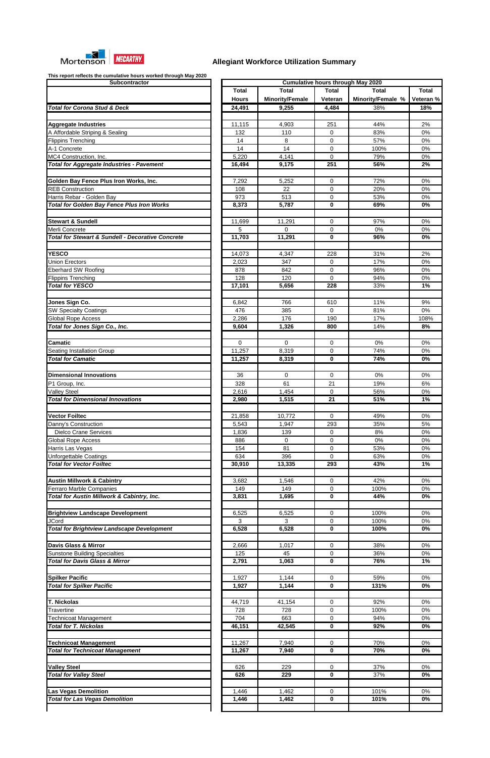Mortenson | McCARTHY

## Allegiant Workforce Utilization Summary

This report reflects the cumulative hours worked through May 2020

| Subcontractor | Cumulative hours through May 2020 | | | | |
|---|---|---|---|---|---|
| | Total Hours | Total Minority/Female | Total Veteran | Total Minority/Female % | Total Veteran % |
| ***Total for Corona Stud & Deck*** | **24,491** | **9,255** | **4,484** | 38% | **18%** |
| | | | | | |
| **Aggregate Industries** | 11,115 | 4,903 | 251 | 44% | 2% |
| A Affordable Striping & Sealing | 132 | 110 | 0 | 83% | 0% |
| Flippins Trenching | 14 | 8 | 0 | 57% | 0% |
| A-1 Concrete | 14 | 14 | 0 | 100% | 0% |
| MC4 Construction, Inc. | 5,220 | 4,141 | 0 | 79% | 0% |
| ***Total for Aggregate Industries - Pavement*** | **16,494** | **9,175** | **251** | **56%** | **2%** |
| | | | | | |
| **Golden Bay Fence Plus Iron Works, Inc.** | 7,292 | 5,252 | 0 | 72% | 0% |
| REB Construction | 108 | 22 | 0 | 20% | 0% |
| Harris Rebar - Golden Bay | 973 | 513 | 0 | 53% | 0% |
| ***Total for Golden Bay Fence Plus Iron Works*** | **8,373** | **5,787** | **0** | **69%** | **0%** |
| | | | | | |
| **Stewart & Sundell** | 11,699 | 11,291 | 0 | 97% | 0% |
| Merli Concrete | 5 | 0 | 0 | 0% | 0% |
| ***Total for Stewart & Sundell - Decorative Concrete*** | **11,703** | **11,291** | **0** | **96%** | **0%** |
| | | | | | |
| **YESCO** | 14,073 | 4,347 | 228 | 31% | 2% |
| Union Erectors | 2,023 | 347 | 0 | 17% | 0% |
| Eberhard SW Roofing | 878 | 842 | 0 | 96% | 0% |
| Flippins Trenching | 128 | 120 | 0 | 94% | 0% |
| ***Total for YESCO*** | **17,101** | **5,656** | **228** | 33% | **1%** |
| | | | | | |
| **Jones Sign Co.** | 6,842 | 766 | 610 | 11% | 9% |
| SW Specialty Coatings | 476 | 385 | 0 | 81% | 0% |
| Global Rope Access | 2,286 | 176 | 190 | 17% | 108% |
| ***Total for Jones Sign Co., Inc.*** | **9,604** | **1,326** | **800** | 14% | **8%** |
| | | | | | |
| **Camatic** | 0 | 0 | 0 | 0% | 0% |
| Seating Installation Group | 11,257 | 8,319 | 0 | 74% | 0% |
| ***Total for Camatic*** | **11,257** | **8,319** | **0** | **74%** | **0%** |
| | | | | | |
| **Dimensional Innovations** | 36 | 0 | 0 | 0% | 0% |
| P1 Group, Inc. | 328 | 61 | 21 | 19% | 6% |
| Valley Steel | 2,616 | 1,454 | 0 | 56% | 0% |
| ***Total for Dimensional Innovations*** | **2,980** | **1,515** | **21** | **51%** | **1%** |
| | | | | | |
| **Vector Foiltec** | 21,858 | 10,772 | 0 | 49% | 0% |
| Danny's Construction | 5,543 | 1,947 | 293 | 35% | 5% |
| Dielco Crane Services | 1,836 | 139 | 0 | 8% | 0% |
| Global Rope Access | 886 | 0 | 0 | 0% | 0% |
| Harris Las Vegas | 154 | 81 | 0 | 53% | 0% |
| Unforgettable Coatings | 634 | 396 | 0 | 63% | 0% |
| ***Total for Vector Foiltec*** | **30,910** | **13,335** | **293** | **43%** | **1%** |
| | | | | | |
| **Austin Millwork & Cabintry** | 3,682 | 1,546 | 0 | 42% | 0% |
| Ferraro Marble Companies | 149 | 149 | 0 | 100% | 0% |
| ***Total for Austin Millwork & Cabintry, Inc.*** | **3,831** | **1,695** | **0** | **44%** | **0%** |
| | | | | | |
| **Brightview Landscape Development** | 6,525 | 6,525 | 0 | 100% | 0% |
| JCord | 3 | 3 | 0 | 100% | 0% |
| ***Total for Brightview Landscape Development*** | **6,528** | **6,528** | **0** | **100%** | **0%** |
| | | | | | |
| **Davis Glass & Mirror** | 2,666 | 1,017 | 0 | 38% | 0% |
| Sunstone Building Specialties | 125 | 45 | 0 | 36% | 0% |
| ***Total for Davis Glass & Mirror*** | **2,791** | **1,063** | **0** | **76%** | **1%** |
| | | | | | |
| **Spilker Pacific** | 1,927 | 1,144 | 0 | 59% | 0% |
| ***Total for Spilker Pacific*** | **1,927** | **1,144** | **0** | **131%** | **0%** |
| | | | | | |
| **T. Nickolas** | 44,719 | 41,154 | 0 | 92% | 0% |
| Travertine | 728 | 728 | 0 | 100% | 0% |
| Technicoat Management | 704 | 663 | 0 | 94% | 0% |
| ***Total for T. Nickolas*** | **46,151** | **42,545** | **0** | **92%** | **0%** |
| | | | | | |
| **Technicoat Management** | 11,267 | 7,940 | 0 | 70% | 0% |
| ***Total for Technicoat Management*** | **11,267** | **7,940** | **0** | **70%** | **0%** |
| | | | | | |
| **Valley Steel** | 626 | 229 | 0 | 37% | 0% |
| ***Total for Valley Steel*** | **626** | **229** | **0** | 37% | **0%** |
| | | | | | |
| **Las Vegas Demolition** | 1,446 | 1,462 | 0 | 101% | 0% |
| ***Total for Las Vegas Demolition*** | **1,446** | **1,462** | **0** | **101%** | **0%** |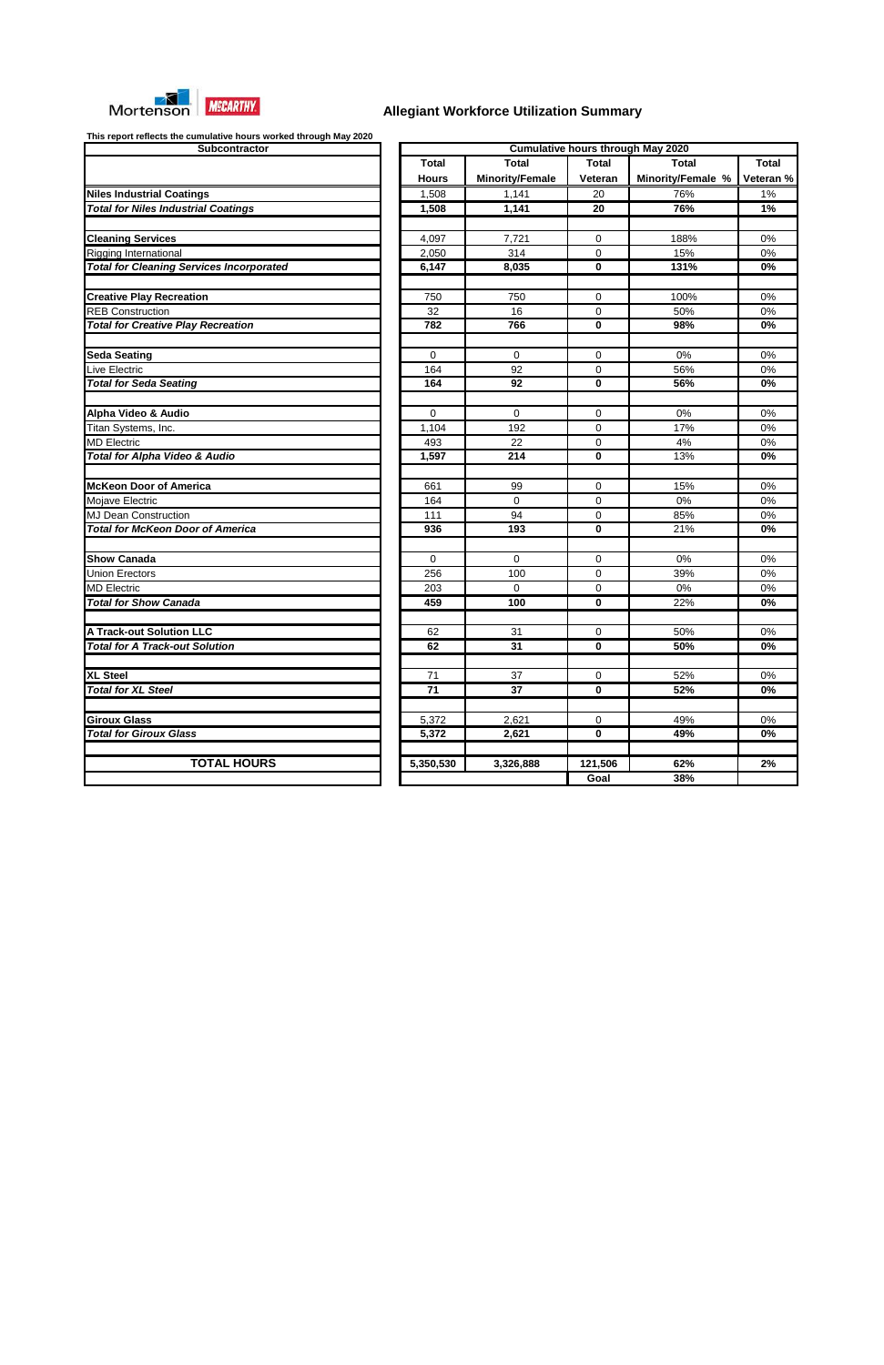Mortenson | McCARTHY

## Allegiant Workforce Utilization Summary

This report reflects the cumulative hours worked through May 2020

| Subcontractor | Total Hours | Total Minority/Female | Total Veteran | Total Minority/Female % | Total Veteran % |
|---|---|---|---|---|---|
| | Cumulative hours through May 2020 | | | | |
| **Niles Industrial Coatings** | 1,508 | 1,141 | 20 | 76% | 1% |
| ***Total for Niles Industrial Coatings*** | **1,508** | **1,141** | **20** | **76%** | **1%** |
| | | | | | |
| **Cleaning Services** | 4,097 | 7,721 | 0 | 188% | 0% |
| Rigging International | 2,050 | 314 | 0 | 15% | 0% |
| ***Total for Cleaning Services Incorporated*** | **6,147** | **8,035** | **0** | **131%** | **0%** |
| | | | | | |
| **Creative Play Recreation** | 750 | 750 | 0 | 100% | 0% |
| REB Construction | 32 | 16 | 0 | 50% | 0% |
| ***Total for Creative Play Recreation*** | **782** | **766** | **0** | **98%** | **0%** |
| | | | | | |
| **Seda Seating** | 0 | 0 | 0 | 0% | 0% |
| Live Electric | 164 | 92 | 0 | 56% | 0% |
| ***Total for Seda Seating*** | **164** | **92** | **0** | **56%** | **0%** |
| | | | | | |
| **Alpha Video & Audio** | 0 | 0 | 0 | 0% | 0% |
| Titan Systems, Inc. | 1,104 | 192 | 0 | 17% | 0% |
| MD Electric | 493 | 22 | 0 | 4% | 0% |
| ***Total for Alpha Video & Audio*** | **1,597** | **214** | **0** | 13% | **0%** |
| | | | | | |
| **McKeon Door of America** | 661 | 99 | 0 | 15% | 0% |
| Mojave Electric | 164 | 0 | 0 | 0% | 0% |
| MJ Dean Construction | 111 | 94 | 0 | 85% | 0% |
| ***Total for McKeon Door of America*** | **936** | **193** | **0** | 21% | **0%** |
| | | | | | |
| **Show Canada** | 0 | 0 | 0 | 0% | 0% |
| Union Erectors | 256 | 100 | 0 | 39% | 0% |
| MD Electric | 203 | 0 | 0 | 0% | 0% |
| ***Total for Show Canada*** | **459** | **100** | **0** | 22% | **0%** |
| | | | | | |
| **A Track-out Solution LLC** | 62 | 31 | 0 | 50% | 0% |
| ***Total for A Track-out Solution*** | **62** | **31** | **0** | **50%** | **0%** |
| | | | | | |
| **XL Steel** | 71 | 37 | 0 | 52% | 0% |
| ***Total for XL Steel*** | **71** | **37** | **0** | **52%** | **0%** |
| | | | | | |
| **Giroux Glass** | 5,372 | 2,621 | 0 | 49% | 0% |
| ***Total for Giroux Glass*** | **5,372** | **2,621** | **0** | **49%** | **0%** |
| | | | | | |
| **TOTAL HOURS** | **5,350,530** | **3,326,888** | **121,506** | **62%** | **2%** |
| | | | **Goal** | **38%** | |